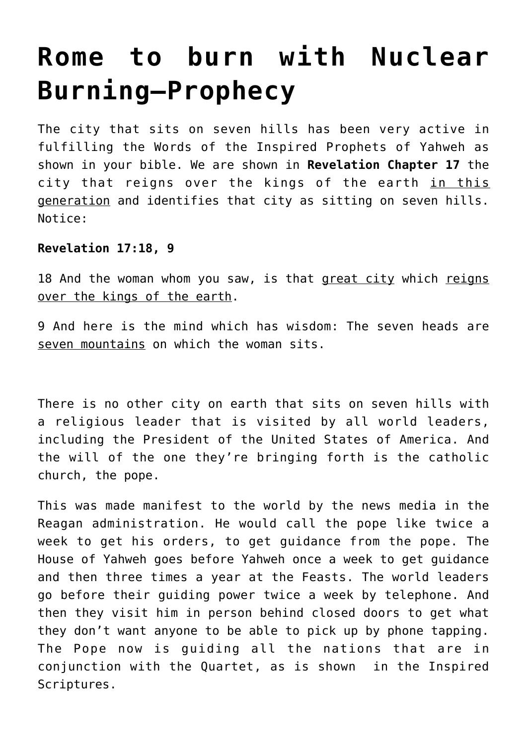# Rome to burn with Nuclear Burning—Prophecy

The city that sits on seven hills has been very active in fulfilling the Words of the Inspired Prophets of Yahweh as shown in your bible. We are shown in **Revelation Chapter 17** the city that reigns over the kings of the earth <u>in this generation</u> and identifies that city as sitting on seven hills. Notice:

**Revelation 17:18, 9**

18 And the woman whom you saw, is that <u>great city</u> which <u>reigns over the kings of the earth</u>.

9 And here is the mind which has wisdom: The seven heads are <u>seven mountains</u> on which the woman sits.

There is no other city on earth that sits on seven hills with a religious leader that is visited by all world leaders, including the President of the United States of America. And the will of the one they're bringing forth is the catholic church, the pope.

This was made manifest to the world by the news media in the Reagan administration. He would call the pope like twice a week to get his orders, to get guidance from the pope. The House of Yahweh goes before Yahweh once a week to get guidance and then three times a year at the Feasts. The world leaders go before their guiding power twice a week by telephone. And then they visit him in person behind closed doors to get what they don't want anyone to be able to pick up by phone tapping. The Pope now is guiding all the nations that are in conjunction with the Quartet, as is shown in the Inspired Scriptures.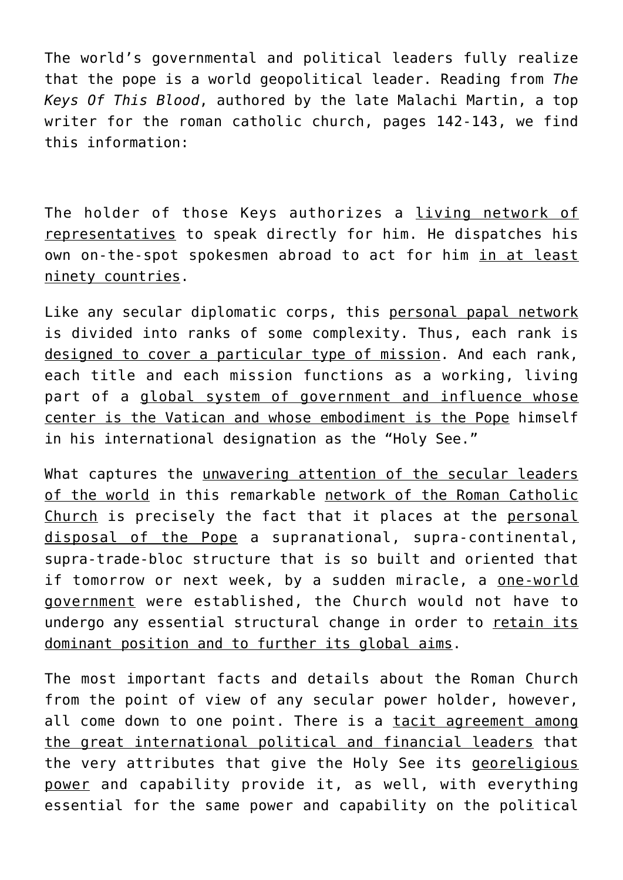The world's governmental and political leaders fully realize that the pope is a world geopolitical leader. Reading from *The Keys Of This Blood*, authored by the late Malachi Martin, a top writer for the roman catholic church, pages 142-143, we find this information:

The holder of those Keys authorizes a <u>living network of representatives</u> to speak directly for him. He dispatches his own on-the-spot spokesmen abroad to act for him <u>in at least ninety countries</u>.

Like any secular diplomatic corps, this <u>personal papal network</u> is divided into ranks of some complexity. Thus, each rank is <u>designed to cover a particular type of mission</u>. And each rank, each title and each mission functions as a working, living part of a <u>global system of government and influence whose center is the Vatican and whose embodiment is the Pope</u> himself in his international designation as the "Holy See."

What captures the <u>unwavering attention of the secular leaders of the world</u> in this remarkable <u>network of the Roman Catholic Church</u> is precisely the fact that it places at the <u>personal disposal of the Pope</u> a supranational, supra-continental, supra-trade-bloc structure that is so built and oriented that if tomorrow or next week, by a sudden miracle, a <u>one-world government</u> were established, the Church would not have to undergo any essential structural change in order to <u>retain its dominant position and to further its global aims</u>.

The most important facts and details about the Roman Church from the point of view of any secular power holder, however, all come down to one point. There is a <u>tacit agreement among the great international political and financial leaders</u> that the very attributes that give the Holy See its <u>georeligious power</u> and capability provide it, as well, with everything essential for the same power and capability on the political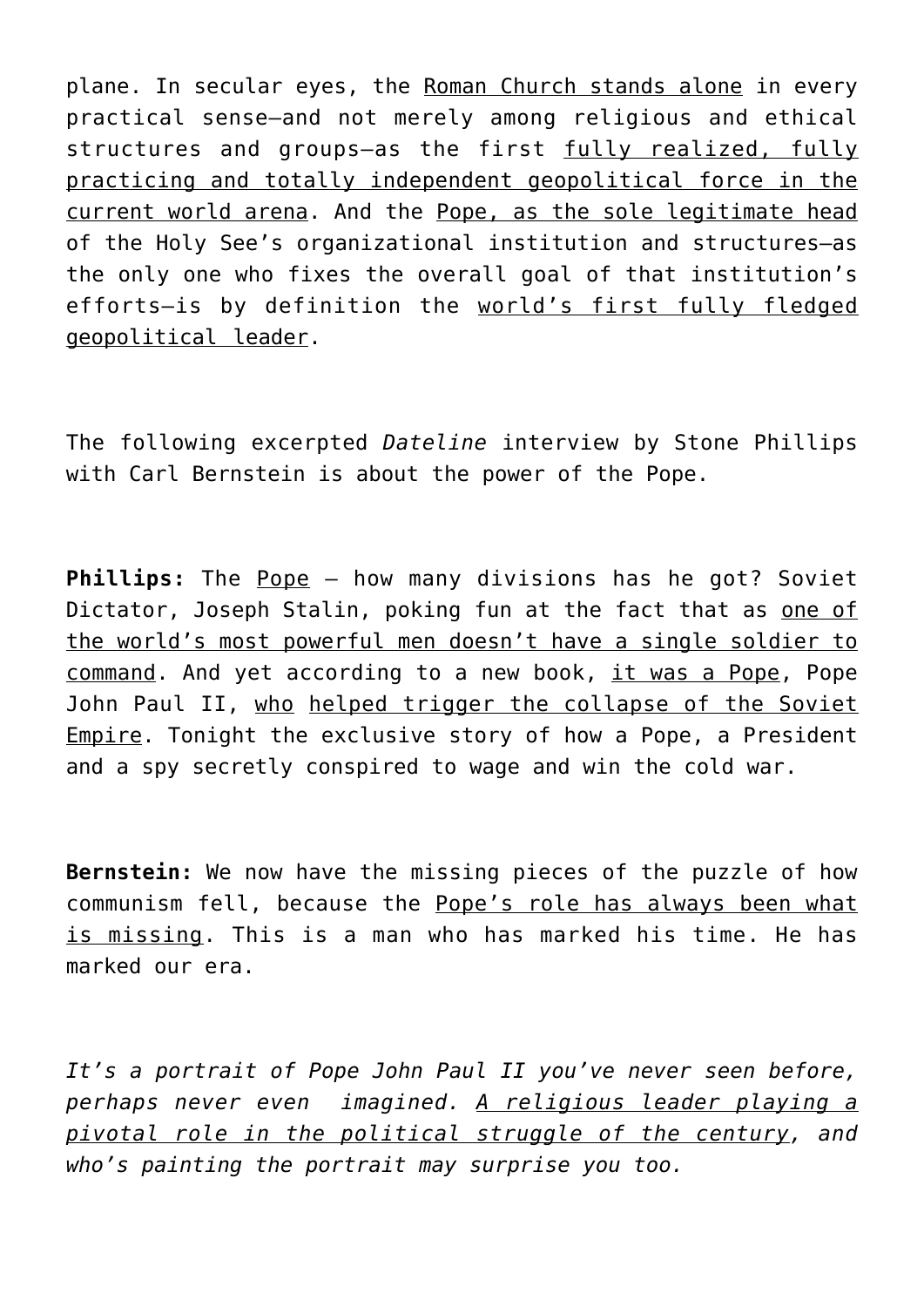plane. In secular eyes, the <u>Roman Church stands alone</u> in every practical sense—and not merely among religious and ethical structures and groups—as the first <u>fully realized, fully practicing and totally independent geopolitical force in the current world arena</u>. And the <u>Pope, as the sole legitimate head</u> of the Holy See's organizational institution and structures—as the only one who fixes the overall goal of that institution's efforts—is by definition the <u>world's first fully fledged geopolitical leader</u>.

The following excerpted *Dateline* interview by Stone Phillips with Carl Bernstein is about the power of the Pope.

**Phillips:** The <u>Pope</u> – how many divisions has he got? Soviet Dictator, Joseph Stalin, poking fun at the fact that as <u>one of the world's most powerful men doesn't have a single soldier to command</u>. And yet according to a new book, <u>it was a Pope</u>, Pope John Paul II, <u>who</u> <u>helped trigger the collapse of the Soviet Empire</u>. Tonight the exclusive story of how a Pope, a President and a spy secretly conspired to wage and win the cold war.

**Bernstein:** We now have the missing pieces of the puzzle of how communism fell, because the <u>Pope's role has always been what is missing</u>. This is a man who has marked his time. He has marked our era.

*It's a portrait of Pope John Paul II you've never seen before, perhaps never even imagined. <u>A religious leader playing a pivotal role in the political struggle of the century</u>, and who's painting the portrait may surprise you too.*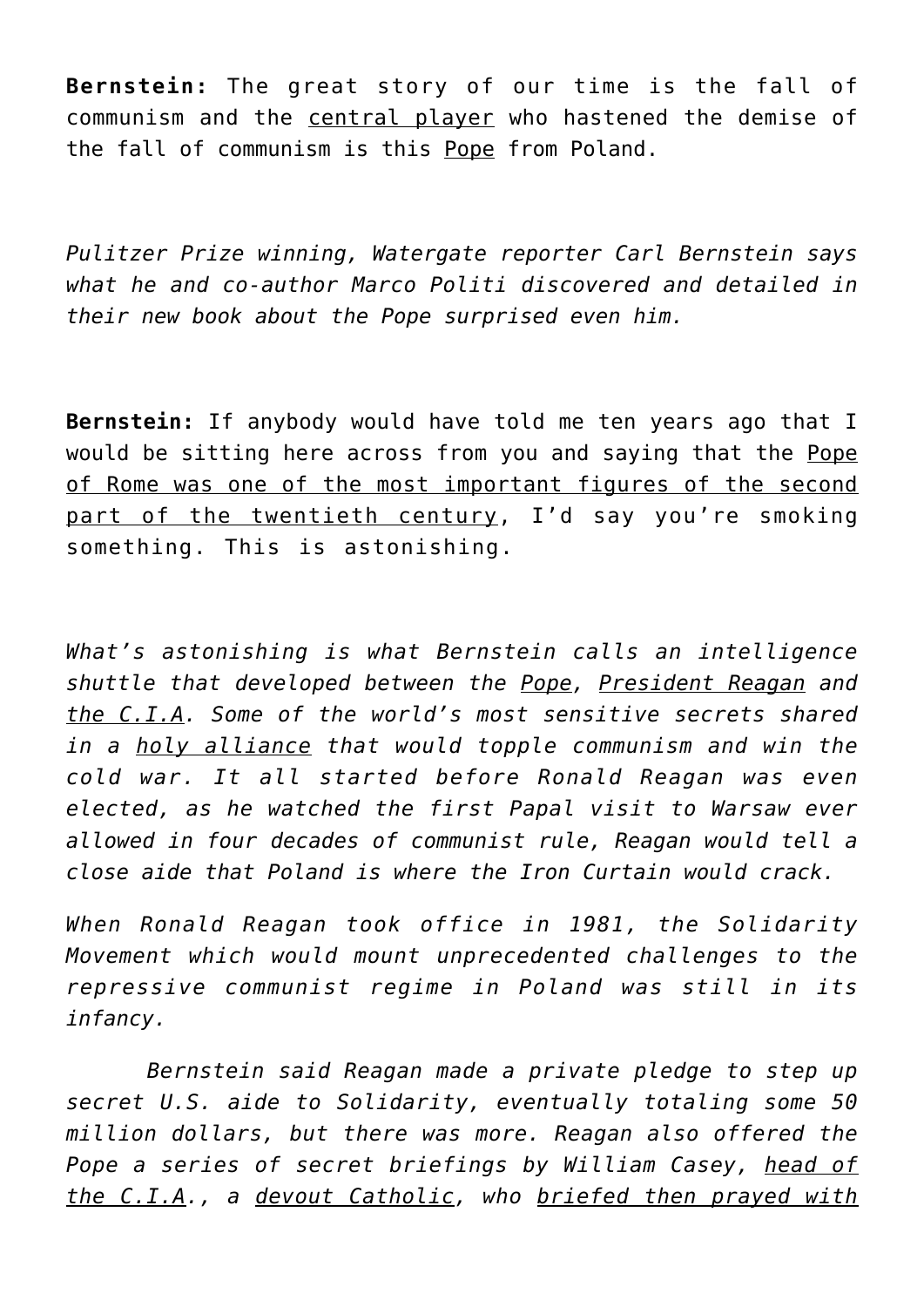**Bernstein:** The great story of our time is the fall of communism and the central player who hastened the demise of the fall of communism is this Pope from Poland.

*Pulitzer Prize winning, Watergate reporter Carl Bernstein says what he and co-author Marco Politi discovered and detailed in their new book about the Pope surprised even him.*

**Bernstein:** If anybody would have told me ten years ago that I would be sitting here across from you and saying that the Pope of Rome was one of the most important figures of the second part of the twentieth century, I'd say you're smoking something. This is astonishing.

*What's astonishing is what Bernstein calls an intelligence shuttle that developed between the Pope, President Reagan and the C.I.A. Some of the world's most sensitive secrets shared in a holy alliance that would topple communism and win the cold war. It all started before Ronald Reagan was even elected, as he watched the first Papal visit to Warsaw ever allowed in four decades of communist rule, Reagan would tell a close aide that Poland is where the Iron Curtain would crack.*

*When Ronald Reagan took office in 1981, the Solidarity Movement which would mount unprecedented challenges to the repressive communist regime in Poland was still in its infancy.*

*Bernstein said Reagan made a private pledge to step up secret U.S. aide to Solidarity, eventually totaling some 50 million dollars, but there was more. Reagan also offered the Pope a series of secret briefings by William Casey, head of the C.I.A., a devout Catholic, who briefed then prayed with*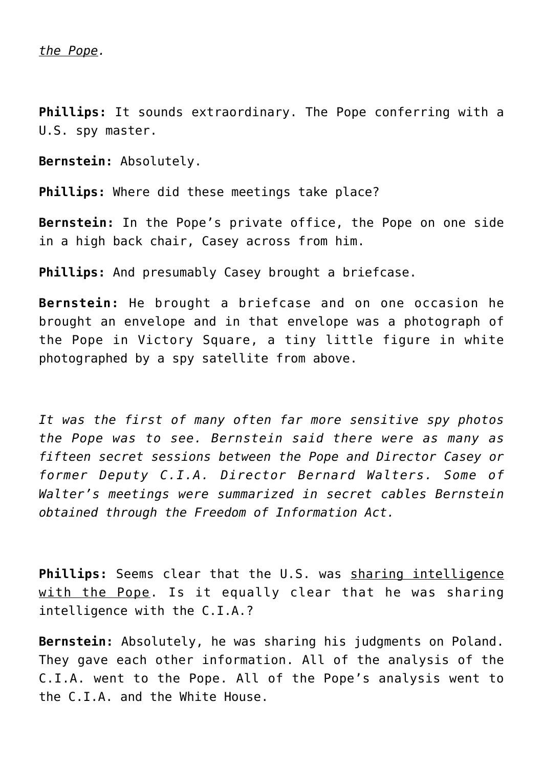*the Pope.*

**Phillips:** It sounds extraordinary. The Pope conferring with a U.S. spy master.

**Bernstein:** Absolutely.

**Phillips:** Where did these meetings take place?

**Bernstein:** In the Pope's private office, the Pope on one side in a high back chair, Casey across from him.

**Phillips:** And presumably Casey brought a briefcase.

**Bernstein:** He brought a briefcase and on one occasion he brought an envelope and in that envelope was a photograph of the Pope in Victory Square, a tiny little figure in white photographed by a spy satellite from above.

*It was the first of many often far more sensitive spy photos the Pope was to see. Bernstein said there were as many as fifteen secret sessions between the Pope and Director Casey or former Deputy C.I.A. Director Bernard Walters. Some of Walter's meetings were summarized in secret cables Bernstein obtained through the Freedom of Information Act.*

**Phillips:** Seems clear that the U.S. was sharing intelligence with the Pope. Is it equally clear that he was sharing intelligence with the C.I.A.?

**Bernstein:** Absolutely, he was sharing his judgments on Poland. They gave each other information. All of the analysis of the C.I.A. went to the Pope. All of the Pope's analysis went to the C.I.A. and the White House.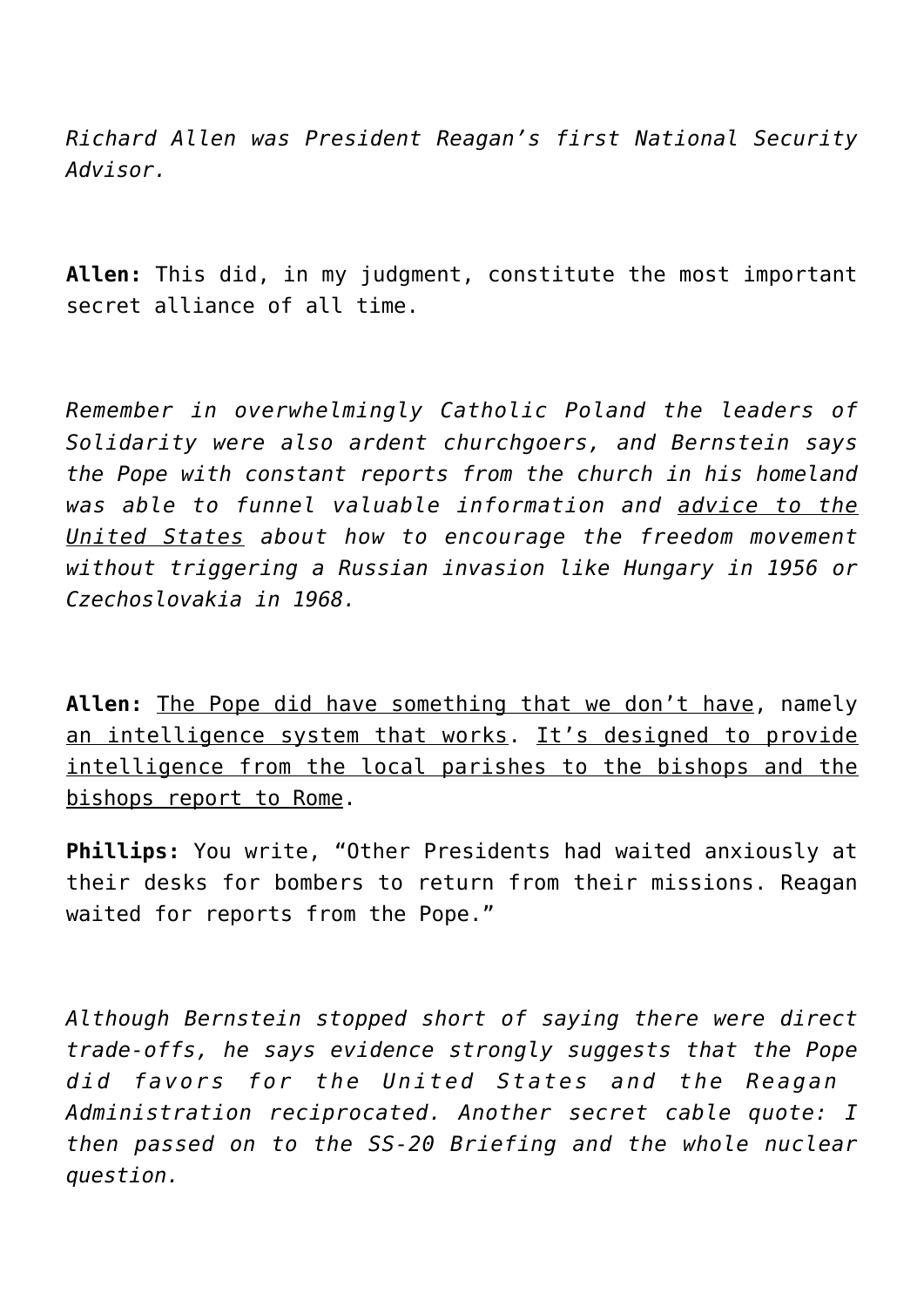*Richard Allen was President Reagan's first National Security Advisor.*

**Allen:** This did, in my judgment, constitute the most important secret alliance of all time.

*Remember in overwhelmingly Catholic Poland the leaders of Solidarity were also ardent churchgoers, and Bernstein says the Pope with constant reports from the church in his homeland was able to funnel valuable information and advice to the United States about how to encourage the freedom movement without triggering a Russian invasion like Hungary in 1956 or Czechoslovakia in 1968.*

**Allen:** The Pope did have something that we don't have, namely an intelligence system that works. It's designed to provide intelligence from the local parishes to the bishops and the bishops report to Rome.

**Phillips:** You write, "Other Presidents had waited anxiously at their desks for bombers to return from their missions. Reagan waited for reports from the Pope."

*Although Bernstein stopped short of saying there were direct trade-offs, he says evidence strongly suggests that the Pope did favors for the United States and the Reagan Administration reciprocated. Another secret cable quote: I then passed on to the SS-20 Briefing and the whole nuclear question.*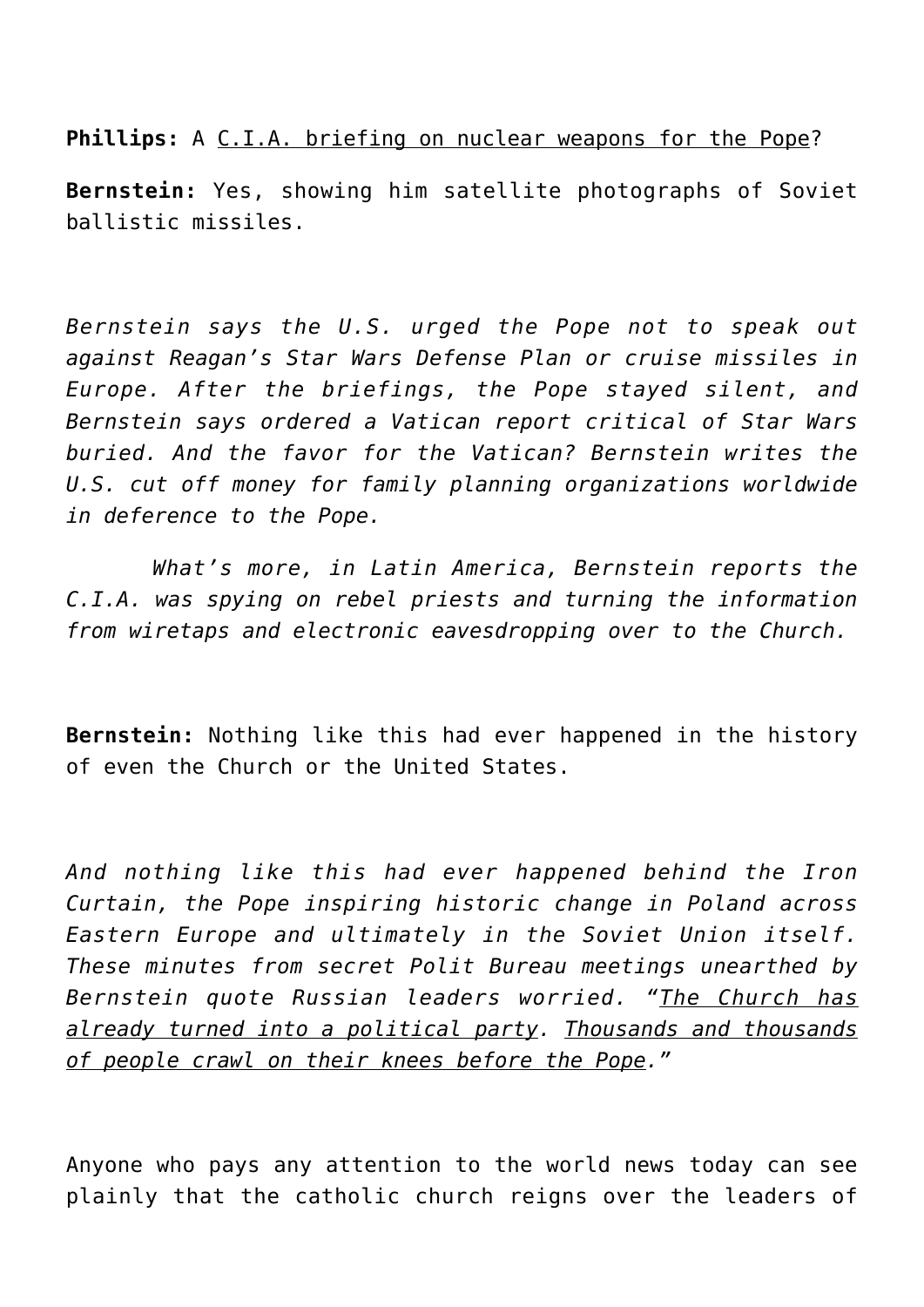**Phillips:** A C.I.A. briefing on nuclear weapons for the Pope?

**Bernstein:** Yes, showing him satellite photographs of Soviet ballistic missiles.

*Bernstein says the U.S. urged the Pope not to speak out against Reagan's Star Wars Defense Plan or cruise missiles in Europe. After the briefings, the Pope stayed silent, and Bernstein says ordered a Vatican report critical of Star Wars buried. And the favor for the Vatican? Bernstein writes the U.S. cut off money for family planning organizations worldwide in deference to the Pope.*

*What's more, in Latin America, Bernstein reports the C.I.A. was spying on rebel priests and turning the information from wiretaps and electronic eavesdropping over to the Church.*

**Bernstein:** Nothing like this had ever happened in the history of even the Church or the United States.

*And nothing like this had ever happened behind the Iron Curtain, the Pope inspiring historic change in Poland across Eastern Europe and ultimately in the Soviet Union itself. These minutes from secret Polit Bureau meetings unearthed by Bernstein quote Russian leaders worried. "The Church has already turned into a political party. Thousands and thousands of people crawl on their knees before the Pope."*

Anyone who pays any attention to the world news today can see plainly that the catholic church reigns over the leaders of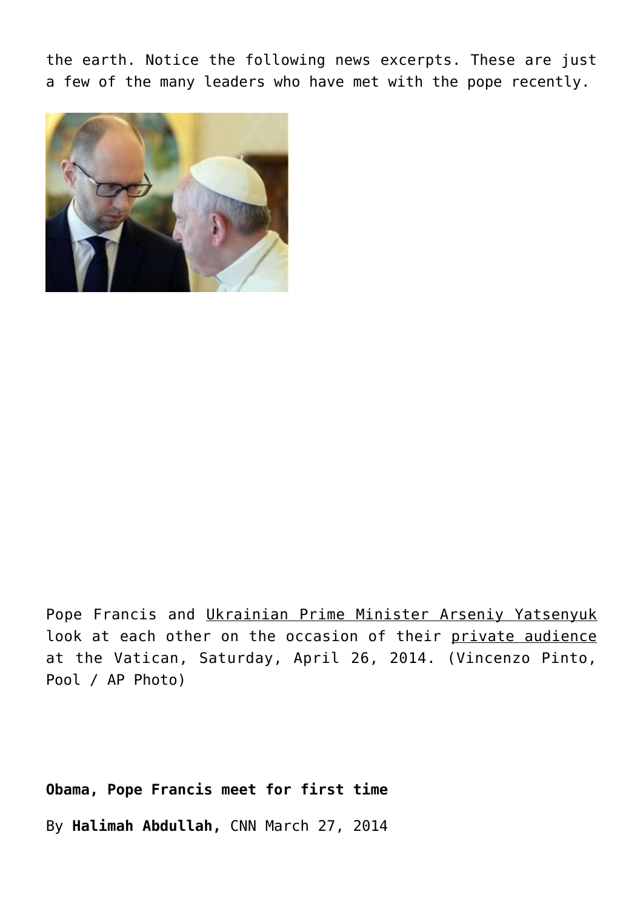the earth. Notice the following news excerpts. These are just a few of the many leaders who have met with the pope recently.

Pope Francis and Ukrainian Prime Minister Arseniy Yatsenyuk look at each other on the occasion of their private audience at the Vatican, Saturday, April 26, 2014. (Vincenzo Pinto, Pool / AP Photo)

**Obama, Pope Francis meet for first time**

By **Halimah Abdullah,** CNN March 27, 2014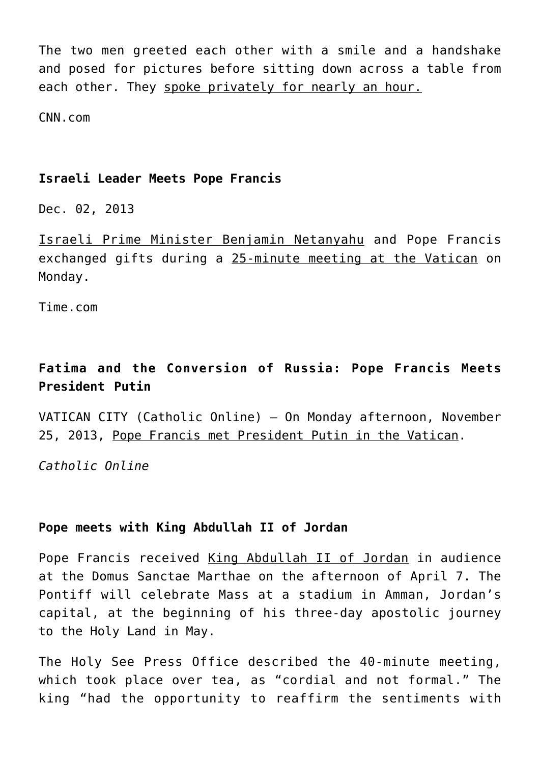The two men greeted each other with a smile and a handshake and posed for pictures before sitting down across a table from each other. They spoke privately for nearly an hour.

CNN.com

**Israeli Leader Meets Pope Francis**

Dec. 02, 2013

Israeli Prime Minister Benjamin Netanyahu and Pope Francis exchanged gifts during a 25-minute meeting at the Vatican on Monday.

Time.com

**Fatima and the Conversion of Russia: Pope Francis Meets President Putin**

VATICAN CITY (Catholic Online) – On Monday afternoon, November 25, 2013, Pope Francis met President Putin in the Vatican.

*Catholic Online*

**Pope meets with King Abdullah II of Jordan**

Pope Francis received King Abdullah II of Jordan in audience at the Domus Sanctae Marthae on the afternoon of April 7. The Pontiff will celebrate Mass at a stadium in Amman, Jordan's capital, at the beginning of his three-day apostolic journey to the Holy Land in May.

The Holy See Press Office described the 40-minute meeting, which took place over tea, as "cordial and not formal." The king "had the opportunity to reaffirm the sentiments with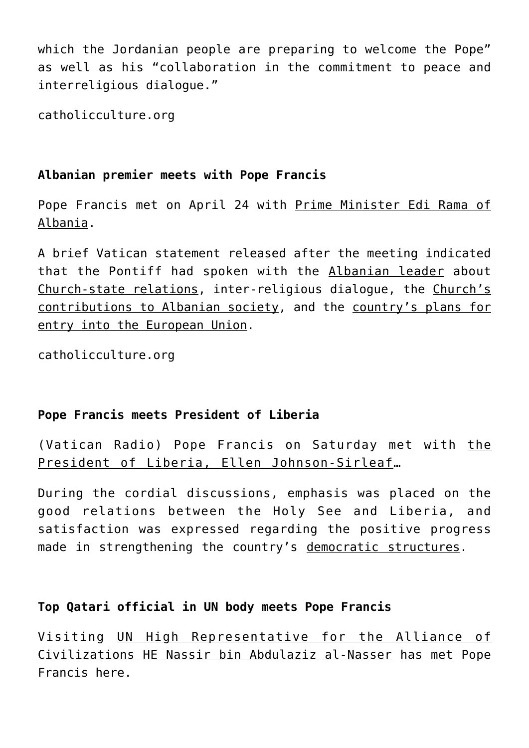which the Jordanian people are preparing to welcome the Pope" as well as his "collaboration in the commitment to peace and interreligious dialogue."

catholicculture.org

**Albanian premier meets with Pope Francis**

Pope Francis met on April 24 with Prime Minister Edi Rama of Albania.

A brief Vatican statement released after the meeting indicated that the Pontiff had spoken with the Albanian leader about Church-state relations, inter-religious dialogue, the Church's contributions to Albanian society, and the country's plans for entry into the European Union.

catholicculture.org

**Pope Francis meets President of Liberia**

(Vatican Radio) Pope Francis on Saturday met with the President of Liberia, Ellen Johnson-Sirleaf…

During the cordial discussions, emphasis was placed on the good relations between the Holy See and Liberia, and satisfaction was expressed regarding the positive progress made in strengthening the country's democratic structures.

**Top Qatari official in UN body meets Pope Francis**

Visiting UN High Representative for the Alliance of Civilizations HE Nassir bin Abdulaziz al-Nasser has met Pope Francis here.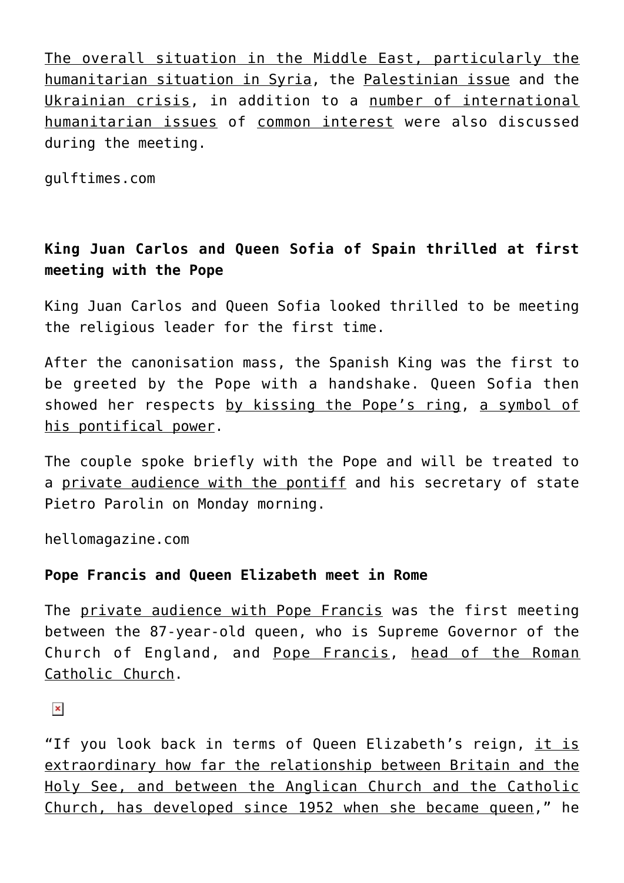The overall situation in the Middle East, particularly the humanitarian situation in Syria, the Palestinian issue and the Ukrainian crisis, in addition to a number of international humanitarian issues of common interest were also discussed during the meeting.

gulftimes.com

**King Juan Carlos and Queen Sofia of Spain thrilled at first meeting with the Pope**

King Juan Carlos and Queen Sofia looked thrilled to be meeting the religious leader for the first time.

After the canonisation mass, the Spanish King was the first to be greeted by the Pope with a handshake. Queen Sofia then showed her respects by kissing the Pope's ring, a symbol of his pontifical power.

The couple spoke briefly with the Pope and will be treated to a private audience with the pontiff and his secretary of state Pietro Parolin on Monday morning.

hellomagazine.com

**Pope Francis and Queen Elizabeth meet in Rome**

The private audience with Pope Francis was the first meeting between the 87-year-old queen, who is Supreme Governor of the Church of England, and Pope Francis, head of the Roman Catholic Church.

"If you look back in terms of Queen Elizabeth's reign, it is extraordinary how far the relationship between Britain and the Holy See, and between the Anglican Church and the Catholic Church, has developed since 1952 when she became queen," he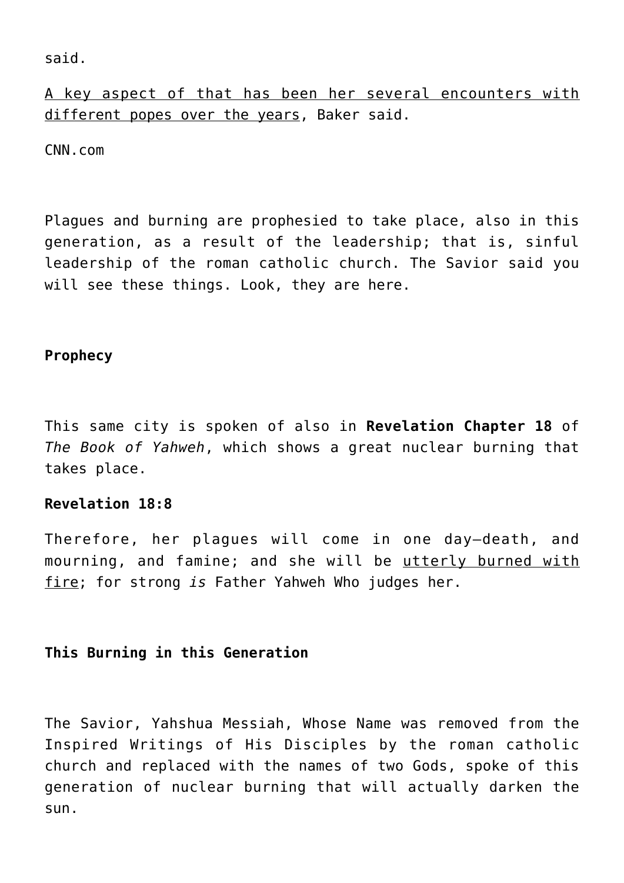said.

A key aspect of that has been her several encounters with different popes over the years, Baker said.

CNN.com

Plagues and burning are prophesied to take place, also in this generation, as a result of the leadership; that is, sinful leadership of the roman catholic church. The Savior said you will see these things. Look, they are here.

**Prophecy**

This same city is spoken of also in **Revelation Chapter 18** of *The Book of Yahweh*, which shows a great nuclear burning that takes place.

**Revelation 18:8**

Therefore, her plagues will come in one day—death, and mourning, and famine; and she will be utterly burned with fire; for strong *is* Father Yahweh Who judges her.

**This Burning in this Generation**

The Savior, Yahshua Messiah, Whose Name was removed from the Inspired Writings of His Disciples by the roman catholic church and replaced with the names of two Gods, spoke of this generation of nuclear burning that will actually darken the sun.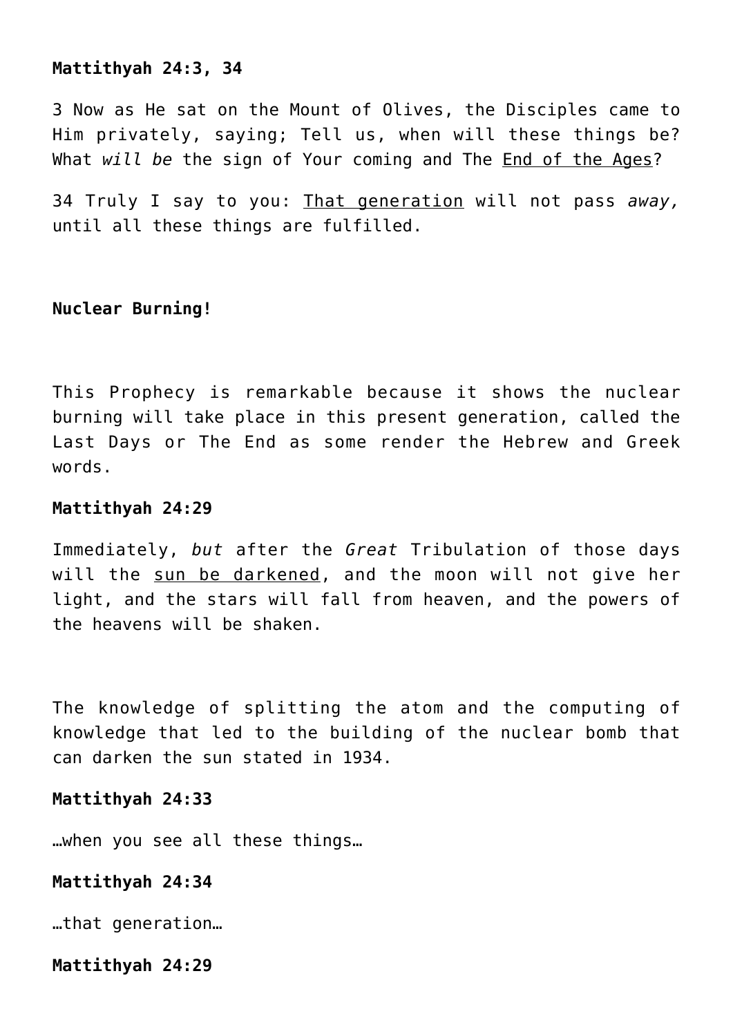**Mattithyah 24:3, 34**

3 Now as He sat on the Mount of Olives, the Disciples came to Him privately, saying; Tell us, when will these things be? What *will be* the sign of Your coming and The <u>End of the Ages</u>?

34 Truly I say to you: <u>That generation</u> will not pass *away,* until all these things are fulfilled.

**Nuclear Burning!**

This Prophecy is remarkable because it shows the nuclear burning will take place in this present generation, called the Last Days or The End as some render the Hebrew and Greek words.

**Mattithyah 24:29**

Immediately, *but* after the *Great* Tribulation of those days will the <u>sun be darkened</u>, and the moon will not give her light, and the stars will fall from heaven, and the powers of the heavens will be shaken.

The knowledge of splitting the atom and the computing of knowledge that led to the building of the nuclear bomb that can darken the sun stated in 1934.

**Mattithyah 24:33**

…when you see all these things…

**Mattithyah 24:34**

…that generation…

**Mattithyah 24:29**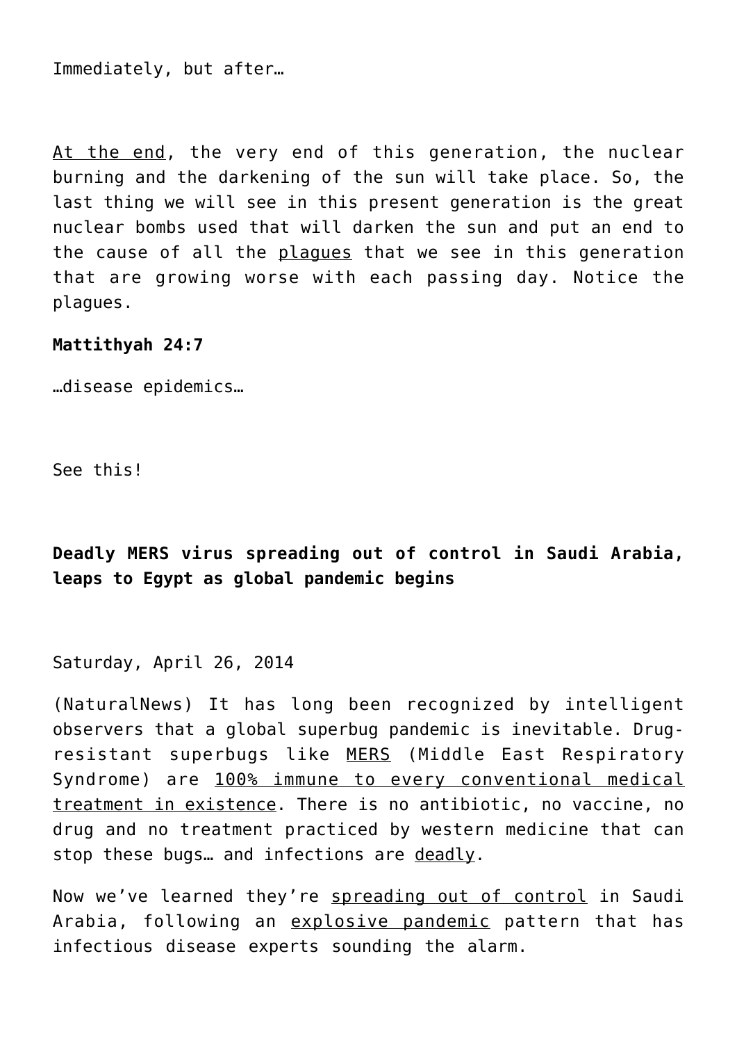Immediately, but after…

At the end, the very end of this generation, the nuclear burning and the darkening of the sun will take place. So, the last thing we will see in this present generation is the great nuclear bombs used that will darken the sun and put an end to the cause of all the plagues that we see in this generation that are growing worse with each passing day. Notice the plagues.

**Mattithyah 24:7**

…disease epidemics…

See this!

**Deadly MERS virus spreading out of control in Saudi Arabia, leaps to Egypt as global pandemic begins**

Saturday, April 26, 2014

(NaturalNews) It has long been recognized by intelligent observers that a global superbug pandemic is inevitable. Drug-resistant superbugs like MERS (Middle East Respiratory Syndrome) are 100% immune to every conventional medical treatment in existence. There is no antibiotic, no vaccine, no drug and no treatment practiced by western medicine that can stop these bugs… and infections are deadly.

Now we've learned they're spreading out of control in Saudi Arabia, following an explosive pandemic pattern that has infectious disease experts sounding the alarm.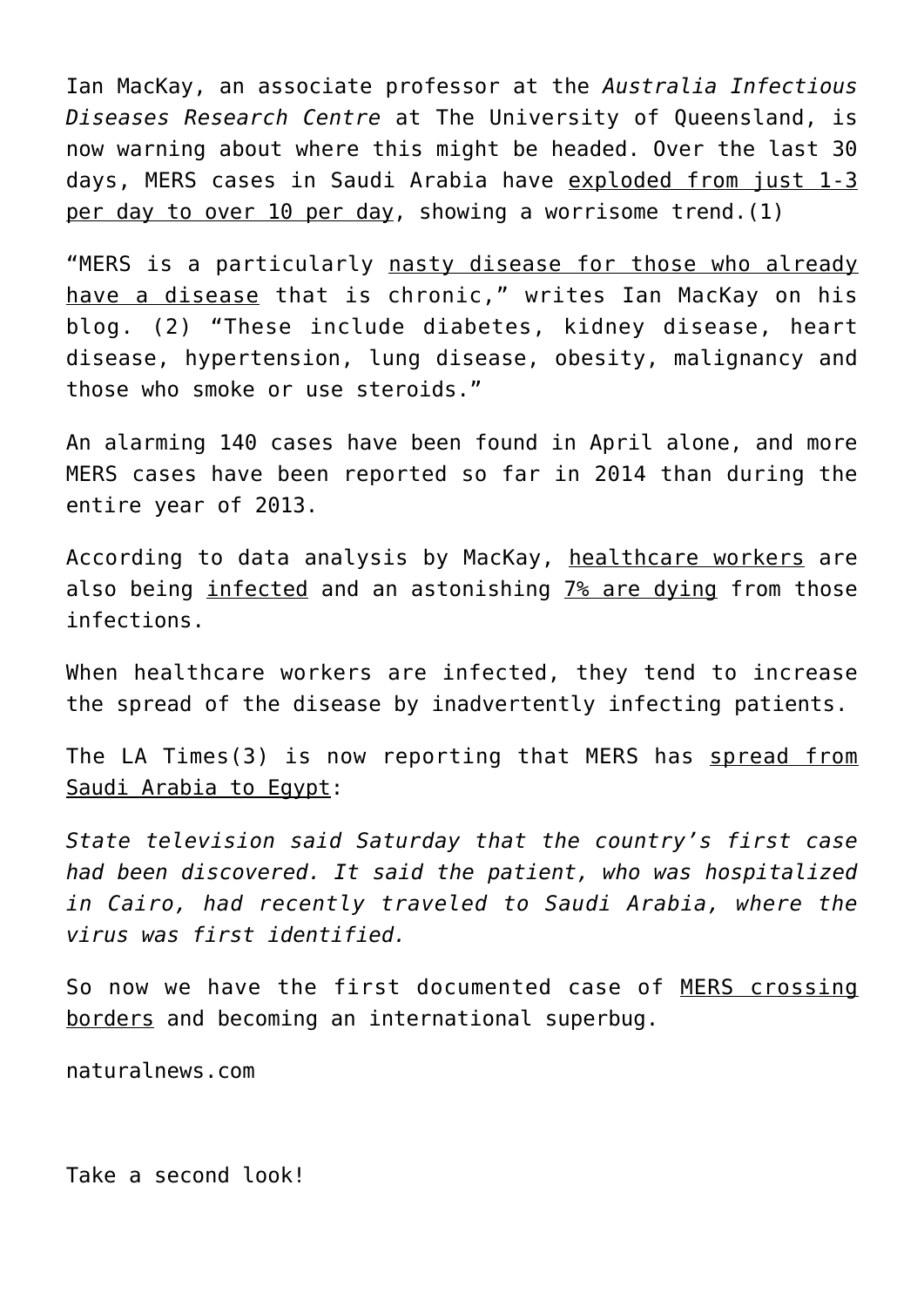Ian MacKay, an associate professor at the *Australia Infectious Diseases Research Centre* at The University of Queensland, is now warning about where this might be headed. Over the last 30 days, MERS cases in Saudi Arabia have exploded from just 1-3 per day to over 10 per day, showing a worrisome trend.(1)

"MERS is a particularly nasty disease for those who already have a disease that is chronic," writes Ian MacKay on his blog. (2) "These include diabetes, kidney disease, heart disease, hypertension, lung disease, obesity, malignancy and those who smoke or use steroids."

An alarming 140 cases have been found in April alone, and more MERS cases have been reported so far in 2014 than during the entire year of 2013.

According to data analysis by MacKay, healthcare workers are also being infected and an astonishing 7% are dying from those infections.

When healthcare workers are infected, they tend to increase the spread of the disease by inadvertently infecting patients.

The LA Times(3) is now reporting that MERS has spread from Saudi Arabia to Egypt:

*State television said Saturday that the country's first case had been discovered. It said the patient, who was hospitalized in Cairo, had recently traveled to Saudi Arabia, where the virus was first identified.*

So now we have the first documented case of MERS crossing borders and becoming an international superbug.

naturalnews.com

Take a second look!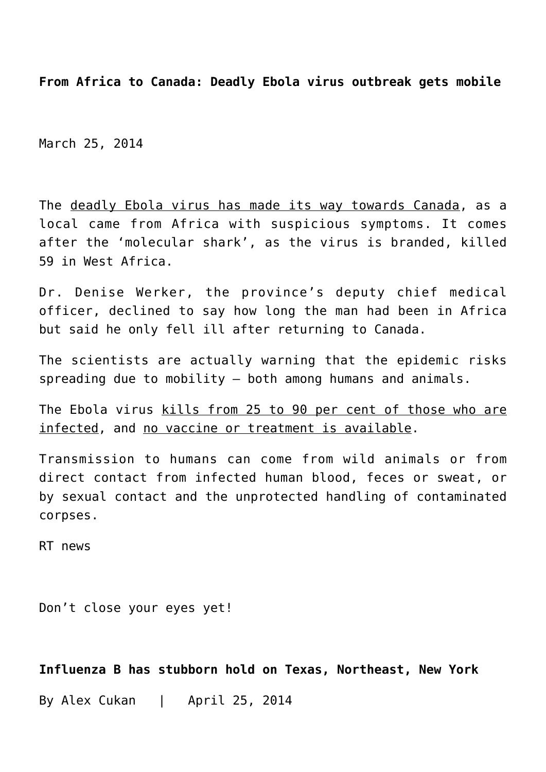**From Africa to Canada: Deadly Ebola virus outbreak gets mobile**

March 25, 2014

The deadly Ebola virus has made its way towards Canada, as a local came from Africa with suspicious symptoms. It comes after the 'molecular shark', as the virus is branded, killed 59 in West Africa.

Dr. Denise Werker, the province's deputy chief medical officer, declined to say how long the man had been in Africa but said he only fell ill after returning to Canada.

The scientists are actually warning that the epidemic risks spreading due to mobility – both among humans and animals.

The Ebola virus kills from 25 to 90 per cent of those who are infected, and no vaccine or treatment is available.

Transmission to humans can come from wild animals or from direct contact from infected human blood, feces or sweat, or by sexual contact and the unprotected handling of contaminated corpses.

RT news

Don't close your eyes yet!

**Influenza B has stubborn hold on Texas, Northeast, New York**

By Alex Cukan | April 25, 2014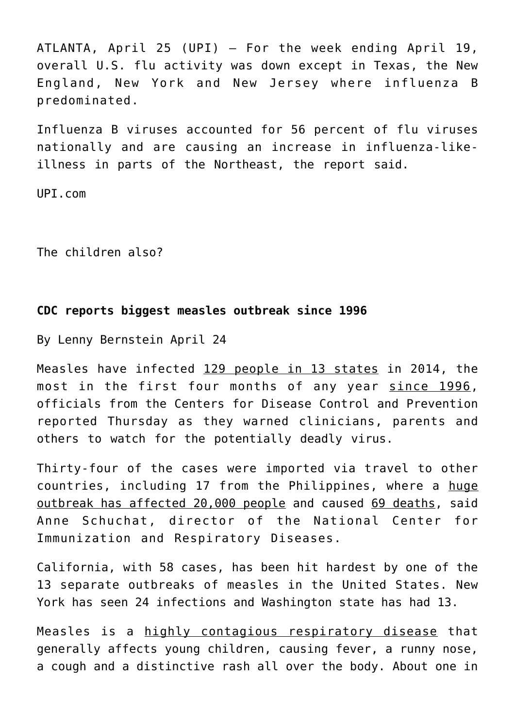ATLANTA, April 25 (UPI) — For the week ending April 19, overall U.S. flu activity was down except in Texas, the New England, New York and New Jersey where influenza B predominated.

Influenza B viruses accounted for 56 percent of flu viruses nationally and are causing an increase in influenza-like-illness in parts of the Northeast, the report said.

UPI.com

The children also?

**CDC reports biggest measles outbreak since 1996**

By Lenny Bernstein April 24

Measles have infected 129 people in 13 states in 2014, the most in the first four months of any year since 1996, officials from the Centers for Disease Control and Prevention reported Thursday as they warned clinicians, parents and others to watch for the potentially deadly virus.

Thirty-four of the cases were imported via travel to other countries, including 17 from the Philippines, where a huge outbreak has affected 20,000 people and caused 69 deaths, said Anne Schuchat, director of the National Center for Immunization and Respiratory Diseases.

California, with 58 cases, has been hit hardest by one of the 13 separate outbreaks of measles in the United States. New York has seen 24 infections and Washington state has had 13.

Measles is a highly contagious respiratory disease that generally affects young children, causing fever, a runny nose, a cough and a distinctive rash all over the body. About one in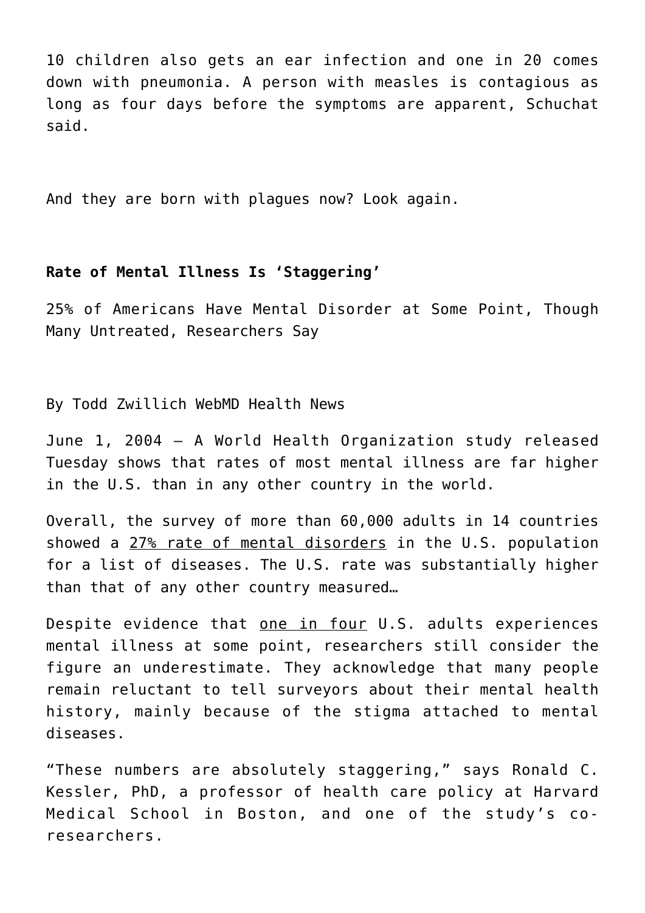10 children also gets an ear infection and one in 20 comes down with pneumonia. A person with measles is contagious as long as four days before the symptoms are apparent, Schuchat said.

And they are born with plagues now? Look again.

**Rate of Mental Illness Is 'Staggering'**

25% of Americans Have Mental Disorder at Some Point, Though Many Untreated, Researchers Say

By Todd Zwillich WebMD Health News

June 1, 2004 — A World Health Organization study released Tuesday shows that rates of most mental illness are far higher in the U.S. than in any other country in the world.

Overall, the survey of more than 60,000 adults in 14 countries showed a 27% rate of mental disorders in the U.S. population for a list of diseases. The U.S. rate was substantially higher than that of any other country measured…

Despite evidence that one in four U.S. adults experiences mental illness at some point, researchers still consider the figure an underestimate. They acknowledge that many people remain reluctant to tell surveyors about their mental health history, mainly because of the stigma attached to mental diseases.

"These numbers are absolutely staggering," says Ronald C. Kessler, PhD, a professor of health care policy at Harvard Medical School in Boston, and one of the study's co-researchers.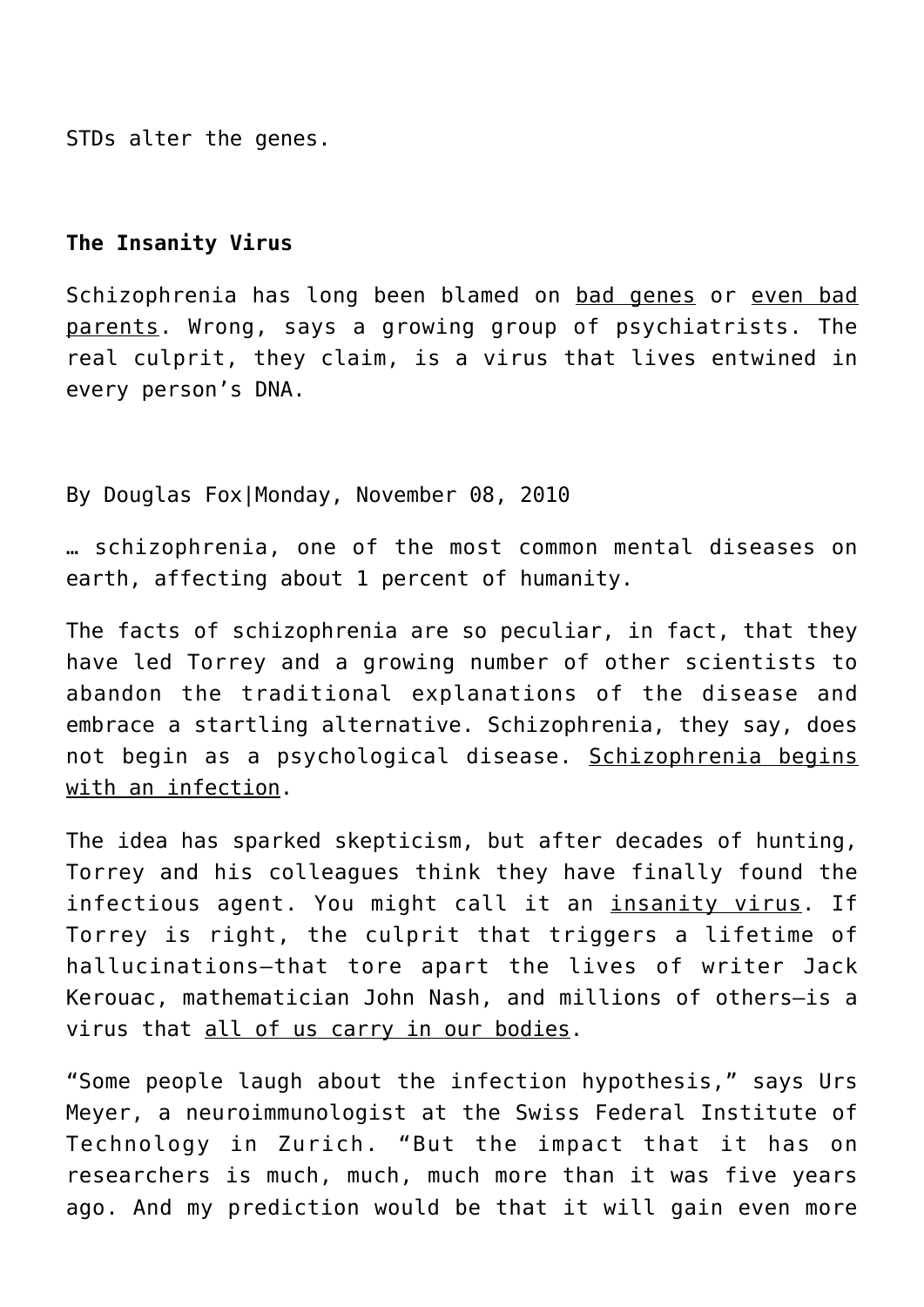STDs alter the genes.

**The Insanity Virus**

Schizophrenia has long been blamed on bad genes or even bad parents. Wrong, says a growing group of psychiatrists. The real culprit, they claim, is a virus that lives entwined in every person's DNA.

By Douglas Fox|Monday, November 08, 2010

… schizophrenia, one of the most common mental diseases on earth, affecting about 1 percent of humanity.

The facts of schizophrenia are so peculiar, in fact, that they have led Torrey and a growing number of other scientists to abandon the traditional explanations of the disease and embrace a startling alternative. Schizophrenia, they say, does not begin as a psychological disease. Schizophrenia begins with an infection.

The idea has sparked skepticism, but after decades of hunting, Torrey and his colleagues think they have finally found the infectious agent. You might call it an insanity virus. If Torrey is right, the culprit that triggers a lifetime of hallucinations—that tore apart the lives of writer Jack Kerouac, mathematician John Nash, and millions of others—is a virus that all of us carry in our bodies.

"Some people laugh about the infection hypothesis," says Urs Meyer, a neuroimmunologist at the Swiss Federal Institute of Technology in Zurich. "But the impact that it has on researchers is much, much, much more than it was five years ago. And my prediction would be that it will gain even more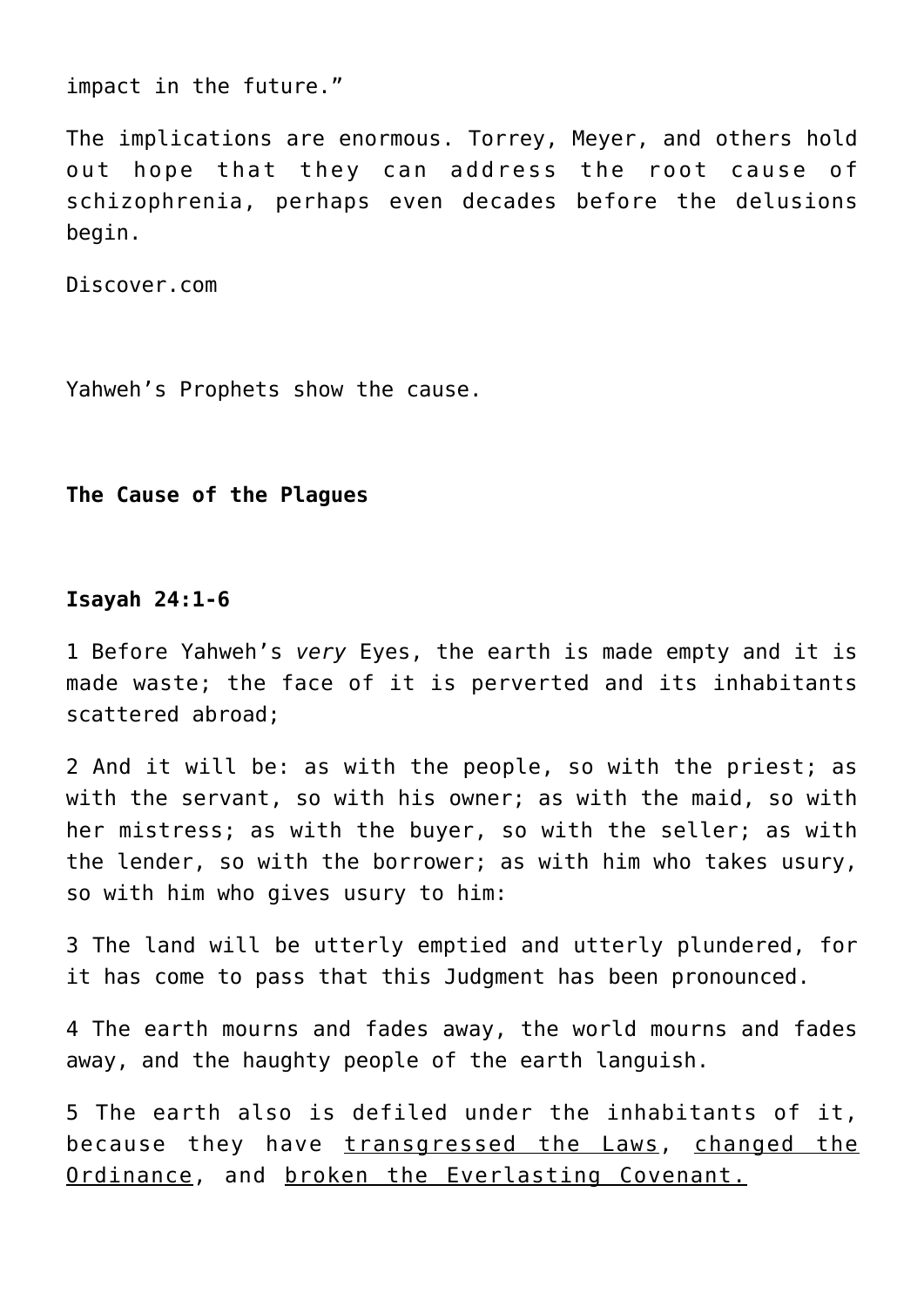impact in the future."

The implications are enormous. Torrey, Meyer, and others hold out hope that they can address the root cause of schizophrenia, perhaps even decades before the delusions begin.

Discover.com

Yahweh's Prophets show the cause.

**The Cause of the Plagues**

**Isayah 24:1-6**

1 Before Yahweh's *very* Eyes, the earth is made empty and it is made waste; the face of it is perverted and its inhabitants scattered abroad;

2 And it will be: as with the people, so with the priest; as with the servant, so with his owner; as with the maid, so with her mistress; as with the buyer, so with the seller; as with the lender, so with the borrower; as with him who takes usury, so with him who gives usury to him:

3 The land will be utterly emptied and utterly plundered, for it has come to pass that this Judgment has been pronounced.

4 The earth mourns and fades away, the world mourns and fades away, and the haughty people of the earth languish.

5 The earth also is defiled under the inhabitants of it, because they have <u>transgressed the Laws</u>, <u>changed the Ordinance</u>, and <u>broken the Everlasting Covenant.</u>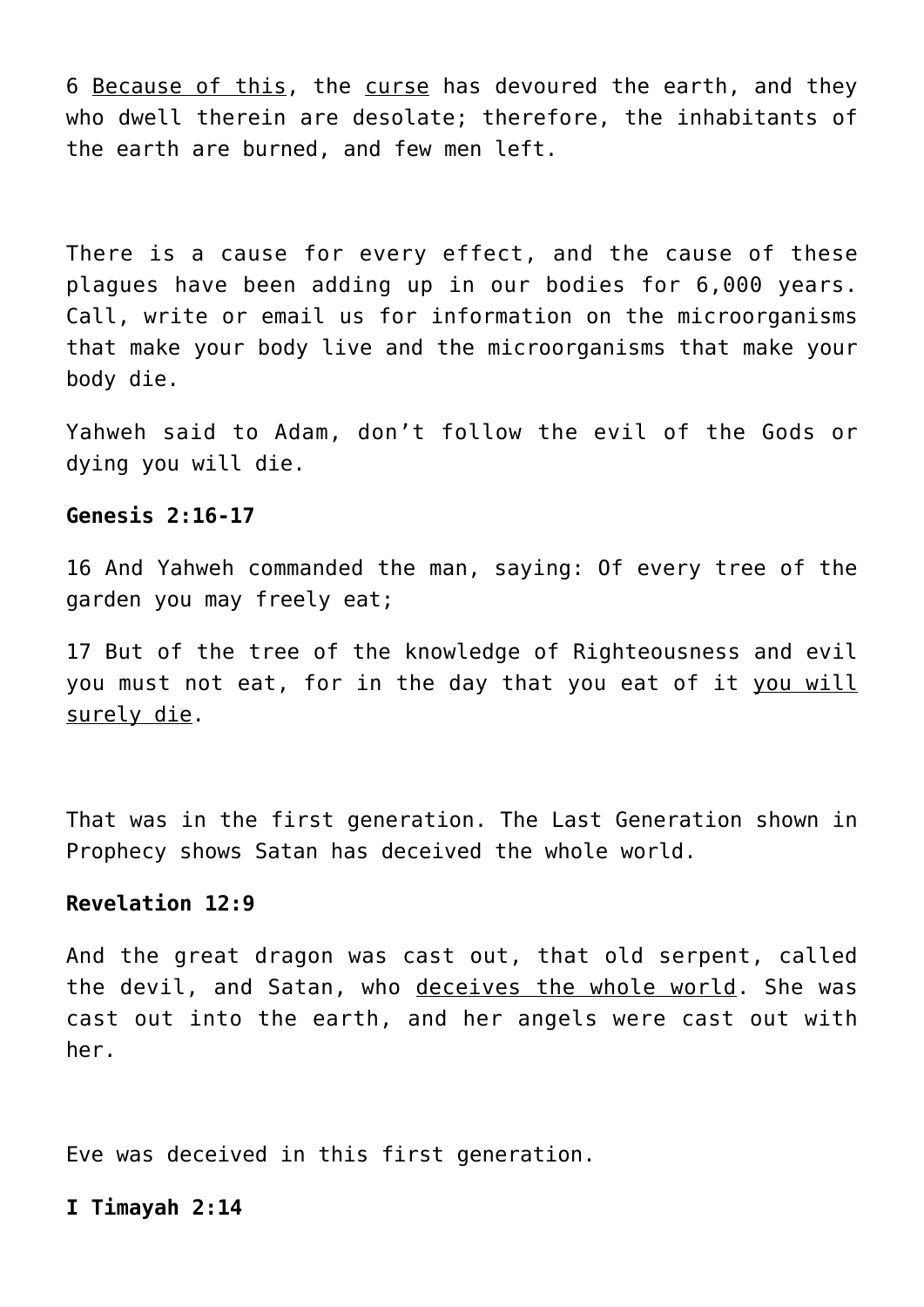6 <u>Because of this</u>, the <u>curse</u> has devoured the earth, and they who dwell therein are desolate; therefore, the inhabitants of the earth are burned, and few men left.

There is a cause for every effect, and the cause of these plagues have been adding up in our bodies for 6,000 years. Call, write or email us for information on the microorganisms that make your body live and the microorganisms that make your body die.

Yahweh said to Adam, don't follow the evil of the Gods or dying you will die.

**Genesis 2:16-17**

16 And Yahweh commanded the man, saying: Of every tree of the garden you may freely eat;

17 But of the tree of the knowledge of Righteousness and evil you must not eat, for in the day that you eat of it <u>you will surely die</u>.

That was in the first generation. The Last Generation shown in Prophecy shows Satan has deceived the whole world.

**Revelation 12:9**

And the great dragon was cast out, that old serpent, called the devil, and Satan, who <u>deceives the whole world</u>. She was cast out into the earth, and her angels were cast out with her.

Eve was deceived in this first generation.

**I Timayah 2:14**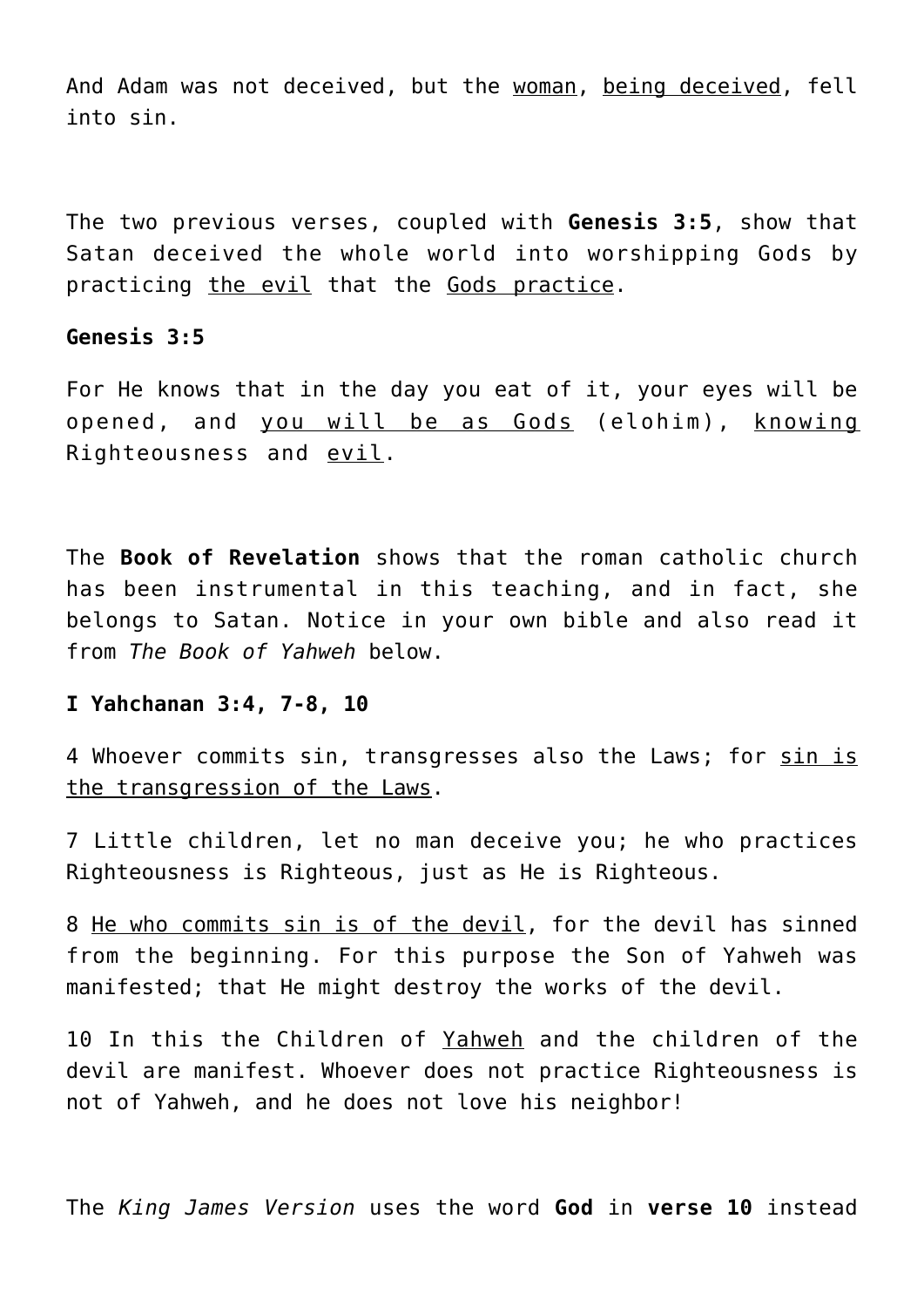And Adam was not deceived, but the <u>woman</u>, <u>being deceived</u>, fell into sin.

The two previous verses, coupled with **Genesis 3:5**, show that Satan deceived the whole world into worshipping Gods by practicing <u>the evil</u> that the <u>Gods practice</u>.

**Genesis 3:5**

For He knows that in the day you eat of it, your eyes will be opened, and <u>you will be as Gods</u> (elohim), <u>knowing</u> Righteousness and <u>evil</u>.

The **Book of Revelation** shows that the roman catholic church has been instrumental in this teaching, and in fact, she belongs to Satan. Notice in your own bible and also read it from *The Book of Yahweh* below.

**I Yahchanan 3:4, 7-8, 10**

4 Whoever commits sin, transgresses also the Laws; for <u>sin is the transgression of the Laws</u>.

7 Little children, let no man deceive you; he who practices Righteousness is Righteous, just as He is Righteous.

8 <u>He who commits sin is of the devil</u>, for the devil has sinned from the beginning. For this purpose the Son of Yahweh was manifested; that He might destroy the works of the devil.

10 In this the Children of <u>Yahweh</u> and the children of the devil are manifest. Whoever does not practice Righteousness is not of Yahweh, and he does not love his neighbor!

The *King James Version* uses the word **God** in **verse 10** instead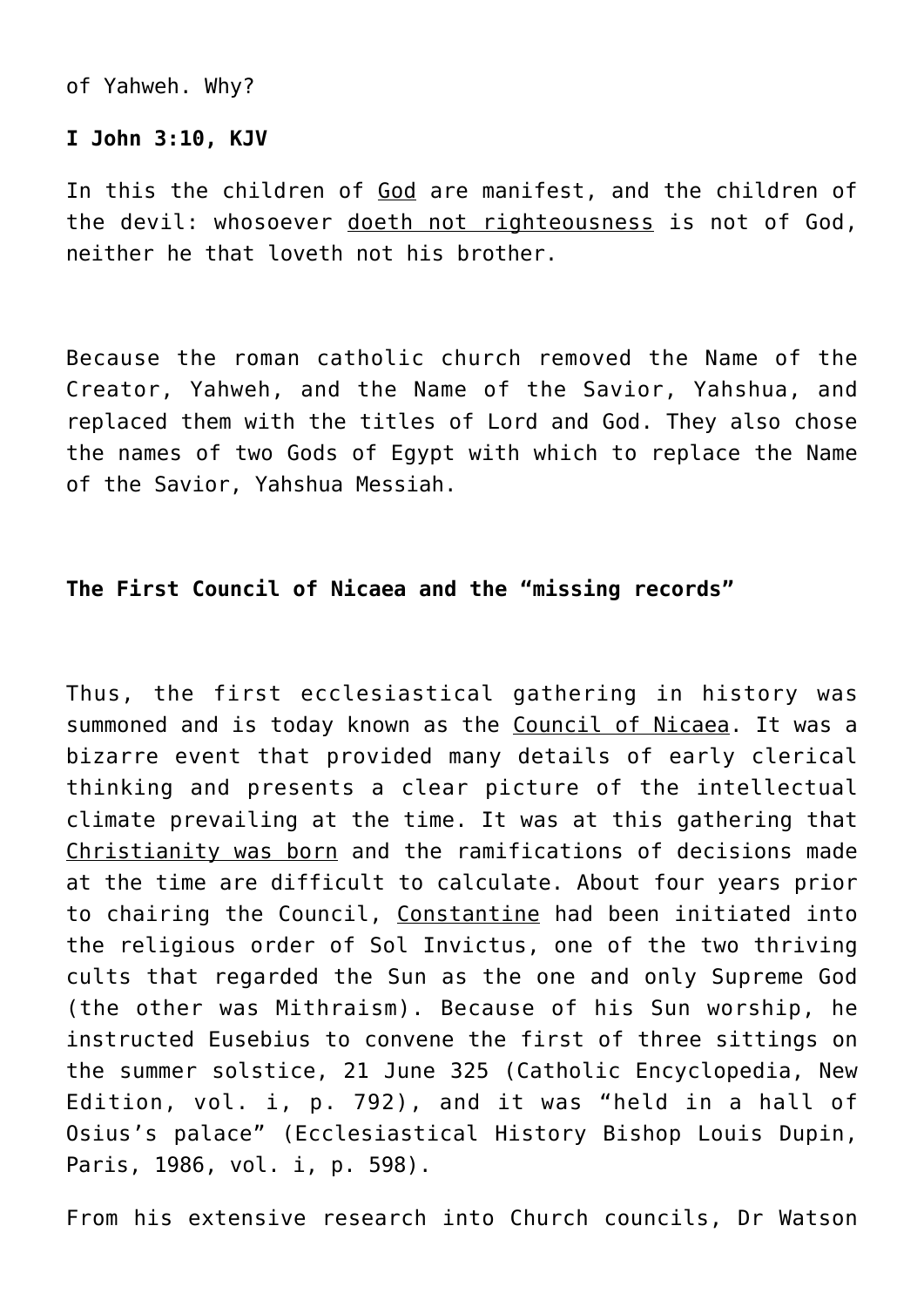of Yahweh. Why?

**I John 3:10, KJV**

In this the children of God are manifest, and the children of the devil: whosoever doeth not righteousness is not of God, neither he that loveth not his brother.

Because the roman catholic church removed the Name of the Creator, Yahweh, and the Name of the Savior, Yahshua, and replaced them with the titles of Lord and God. They also chose the names of two Gods of Egypt with which to replace the Name of the Savior, Yahshua Messiah.

**The First Council of Nicaea and the "missing records"**

Thus, the first ecclesiastical gathering in history was summoned and is today known as the Council of Nicaea. It was a bizarre event that provided many details of early clerical thinking and presents a clear picture of the intellectual climate prevailing at the time. It was at this gathering that Christianity was born and the ramifications of decisions made at the time are difficult to calculate. About four years prior to chairing the Council, Constantine had been initiated into the religious order of Sol Invictus, one of the two thriving cults that regarded the Sun as the one and only Supreme God (the other was Mithraism). Because of his Sun worship, he instructed Eusebius to convene the first of three sittings on the summer solstice, 21 June 325 (Catholic Encyclopedia, New Edition, vol. i, p. 792), and it was "held in a hall of Osius's palace" (Ecclesiastical History Bishop Louis Dupin, Paris, 1986, vol. i, p. 598).

From his extensive research into Church councils, Dr Watson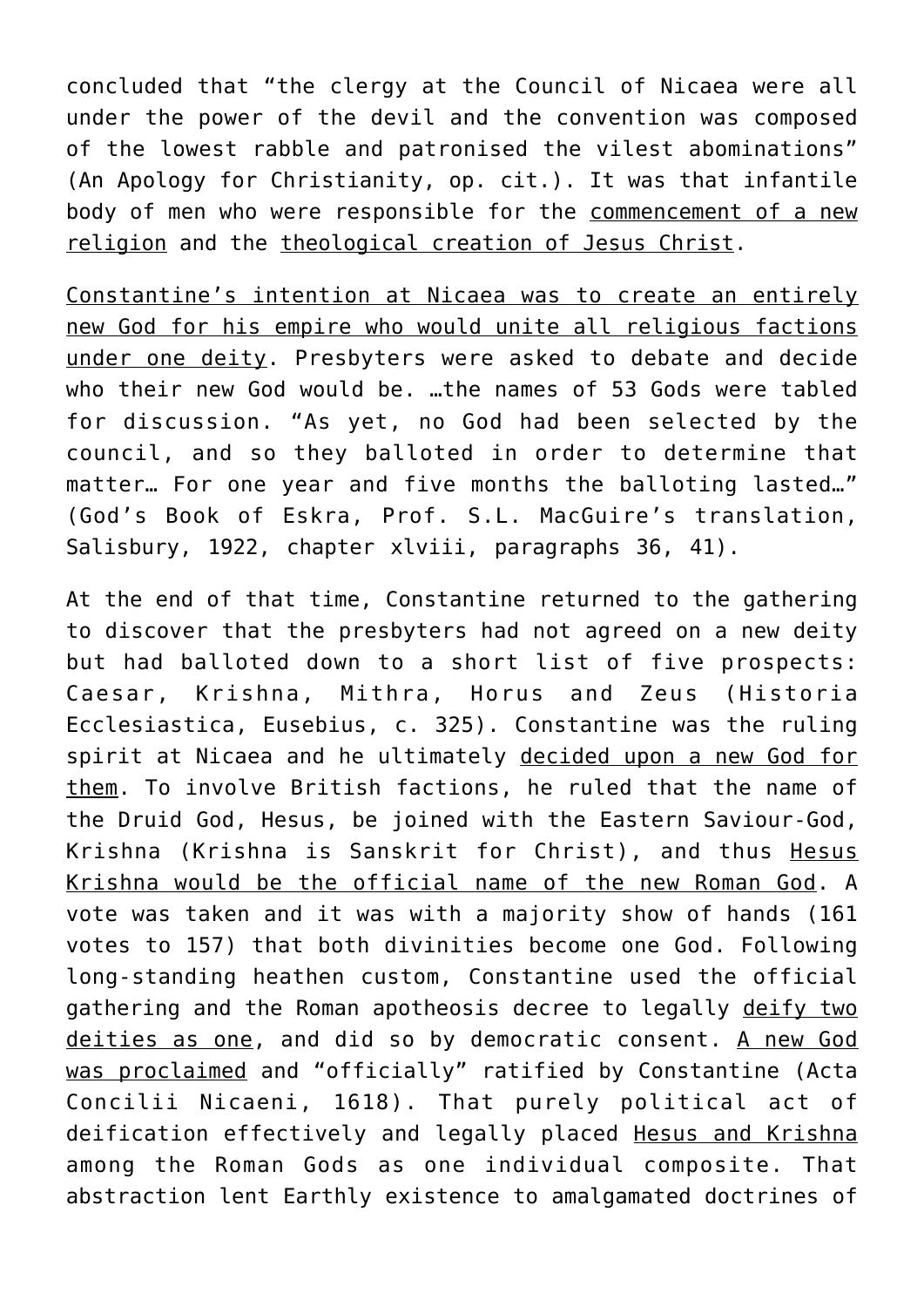concluded that "the clergy at the Council of Nicaea were all under the power of the devil and the convention was composed of the lowest rabble and patronised the vilest abominations" (An Apology for Christianity, op. cit.). It was that infantile body of men who were responsible for the <u>commencement of a new religion</u> and the <u>theological creation of Jesus Christ</u>.

<u>Constantine's intention at Nicaea was to create an entirely new God for his empire who would unite all religious factions under one deity</u>. Presbyters were asked to debate and decide who their new God would be. …the names of 53 Gods were tabled for discussion. "As yet, no God had been selected by the council, and so they balloted in order to determine that matter… For one year and five months the balloting lasted…" (God's Book of Eskra, Prof. S.L. MacGuire's translation, Salisbury, 1922, chapter xlviii, paragraphs 36, 41).

At the end of that time, Constantine returned to the gathering to discover that the presbyters had not agreed on a new deity but had balloted down to a short list of five prospects: Caesar, Krishna, Mithra, Horus and Zeus (Historia Ecclesiastica, Eusebius, c. 325). Constantine was the ruling spirit at Nicaea and he ultimately <u>decided upon a new God for them</u>. To involve British factions, he ruled that the name of the Druid God, Hesus, be joined with the Eastern Saviour-God, Krishna (Krishna is Sanskrit for Christ), and thus <u>Hesus Krishna would be the official name of the new Roman God</u>. A vote was taken and it was with a majority show of hands (161 votes to 157) that both divinities become one God. Following long-standing heathen custom, Constantine used the official gathering and the Roman apotheosis decree to legally <u>deify two deities as one</u>, and did so by democratic consent. <u>A new God was proclaimed</u> and "officially" ratified by Constantine (Acta Concilii Nicaeni, 1618). That purely political act of deification effectively and legally placed <u>Hesus and Krishna</u> among the Roman Gods as one individual composite. That abstraction lent Earthly existence to amalgamated doctrines of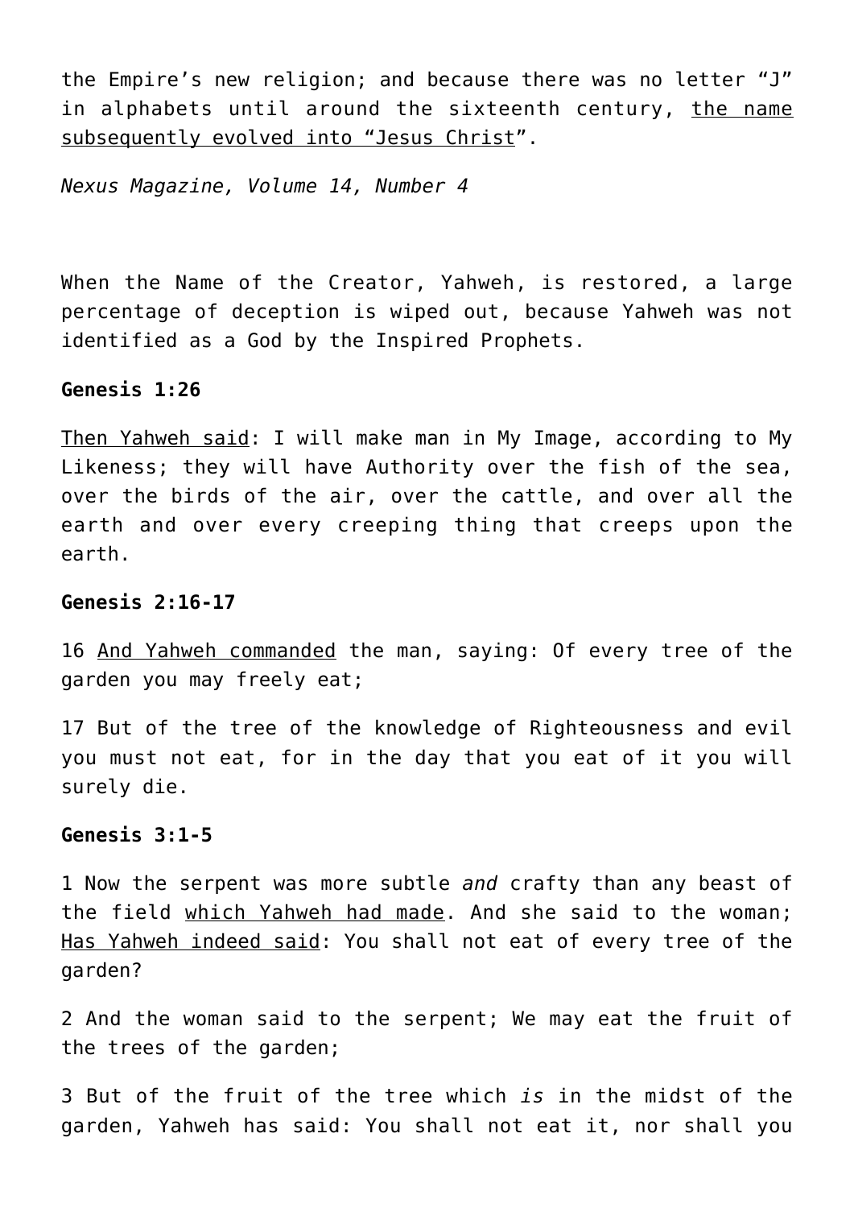the Empire's new religion; and because there was no letter "J" in alphabets until around the sixteenth century, <u>the name subsequently evolved into "Jesus Christ</u>".

*Nexus Magazine, Volume 14, Number 4*

When the Name of the Creator, Yahweh, is restored, a large percentage of deception is wiped out, because Yahweh was not identified as a God by the Inspired Prophets.

**Genesis 1:26**

<u>Then Yahweh said</u>: I will make man in My Image, according to My Likeness; they will have Authority over the fish of the sea, over the birds of the air, over the cattle, and over all the earth and over every creeping thing that creeps upon the earth.

**Genesis 2:16-17**

16 <u>And Yahweh commanded</u> the man, saying: Of every tree of the garden you may freely eat;

17 But of the tree of the knowledge of Righteousness and evil you must not eat, for in the day that you eat of it you will surely die.

**Genesis 3:1-5**

1 Now the serpent was more subtle *and* crafty than any beast of the field <u>which Yahweh had made</u>. And she said to the woman; <u>Has Yahweh indeed said</u>: You shall not eat of every tree of the garden?

2 And the woman said to the serpent; We may eat the fruit of the trees of the garden;

3 But of the fruit of the tree which *is* in the midst of the garden, Yahweh has said: You shall not eat it, nor shall you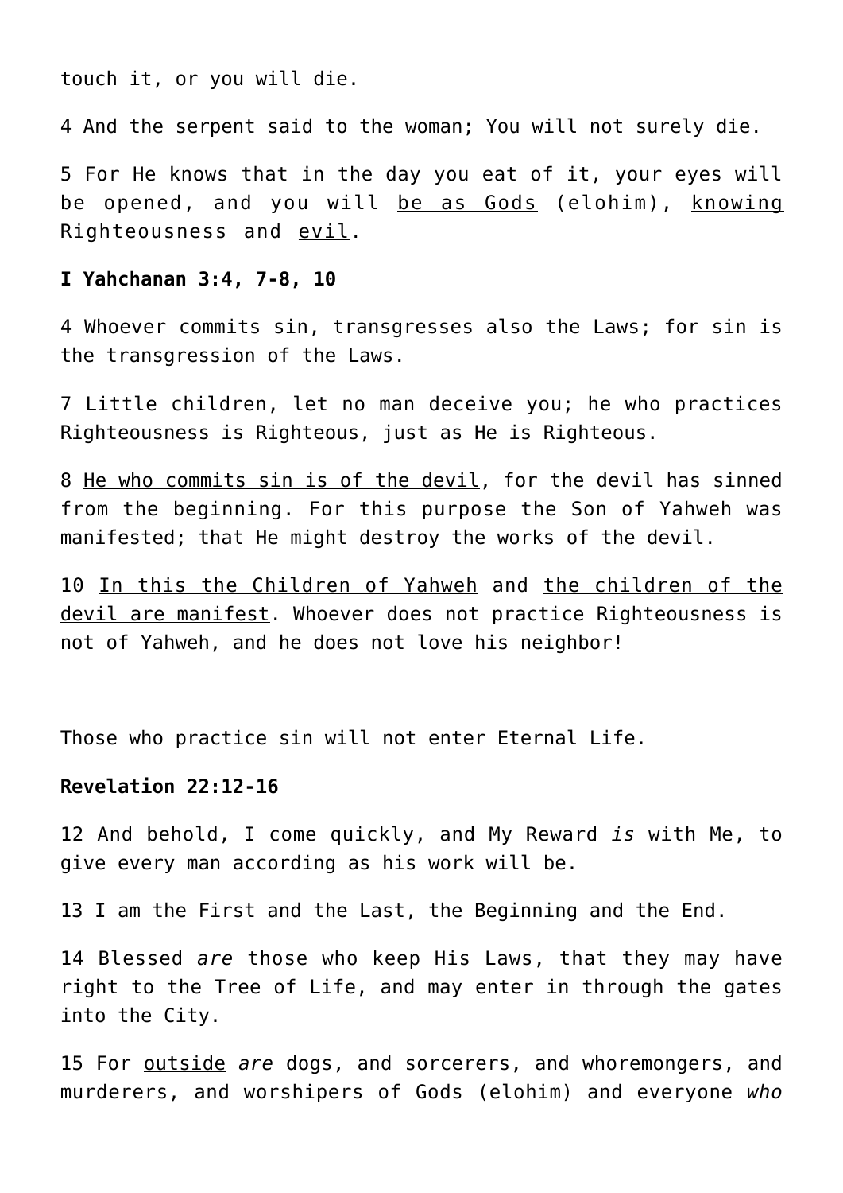touch it, or you will die.

4 And the serpent said to the woman; You will not surely die.

5 For He knows that in the day you eat of it, your eyes will be opened, and you will <u>be as Gods</u> (elohim), <u>knowing</u> Righteousness and <u>evil</u>.

**I Yahchanan 3:4, 7-8, 10**

4 Whoever commits sin, transgresses also the Laws; for sin is the transgression of the Laws.

7 Little children, let no man deceive you; he who practices Righteousness is Righteous, just as He is Righteous.

8 <u>He who commits sin is of the devil</u>, for the devil has sinned from the beginning. For this purpose the Son of Yahweh was manifested; that He might destroy the works of the devil.

10 <u>In this the Children of Yahweh</u> and <u>the children of the devil are manifest</u>. Whoever does not practice Righteousness is not of Yahweh, and he does not love his neighbor!

Those who practice sin will not enter Eternal Life.

**Revelation 22:12-16**

12 And behold, I come quickly, and My Reward *is* with Me, to give every man according as his work will be.

13 I am the First and the Last, the Beginning and the End.

14 Blessed *are* those who keep His Laws, that they may have right to the Tree of Life, and may enter in through the gates into the City.

15 For <u>outside</u> *are* dogs, and sorcerers, and whoremongers, and murderers, and worshipers of Gods (elohim) and everyone *who*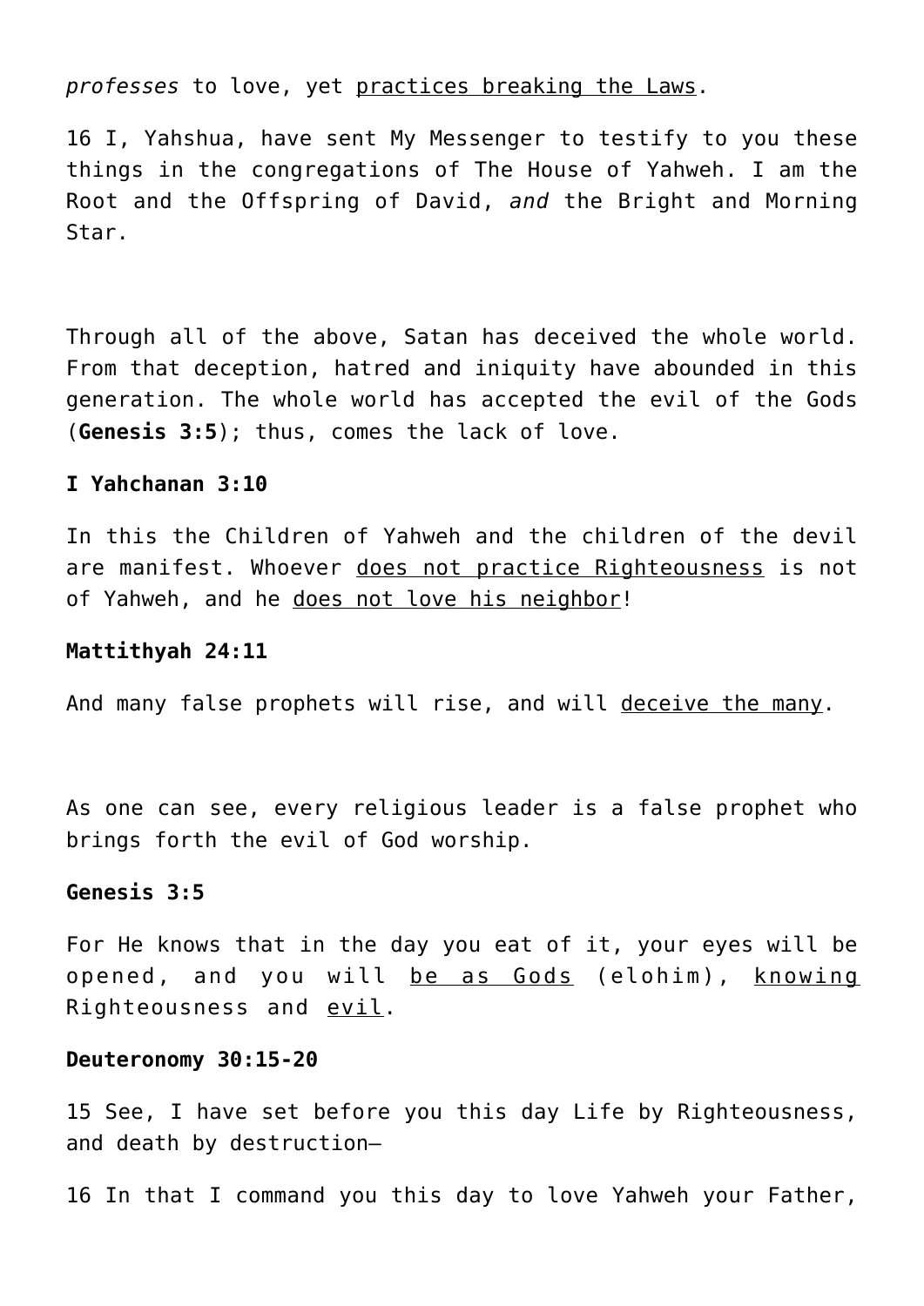*professes* to love, yet <u>practices breaking the Laws</u>.

16 I, Yahshua, have sent My Messenger to testify to you these things in the congregations of The House of Yahweh. I am the Root and the Offspring of David, *and* the Bright and Morning Star.

Through all of the above, Satan has deceived the whole world. From that deception, hatred and iniquity have abounded in this generation. The whole world has accepted the evil of the Gods (**Genesis 3:5**); thus, comes the lack of love.

**I Yahchanan 3:10**

In this the Children of Yahweh and the children of the devil are manifest. Whoever <u>does not practice Righteousness</u> is not of Yahweh, and he <u>does not love his neighbor</u>!

**Mattithyah 24:11**

And many false prophets will rise, and will <u>deceive the many</u>.

As one can see, every religious leader is a false prophet who brings forth the evil of God worship.

**Genesis 3:5**

For He knows that in the day you eat of it, your eyes will be opened, and you will <u>be as Gods</u> (elohim), <u>knowing</u> Righteousness and <u>evil</u>.

**Deuteronomy 30:15-20**

15 See, I have set before you this day Life by Righteousness, and death by destruction—

16 In that I command you this day to love Yahweh your Father,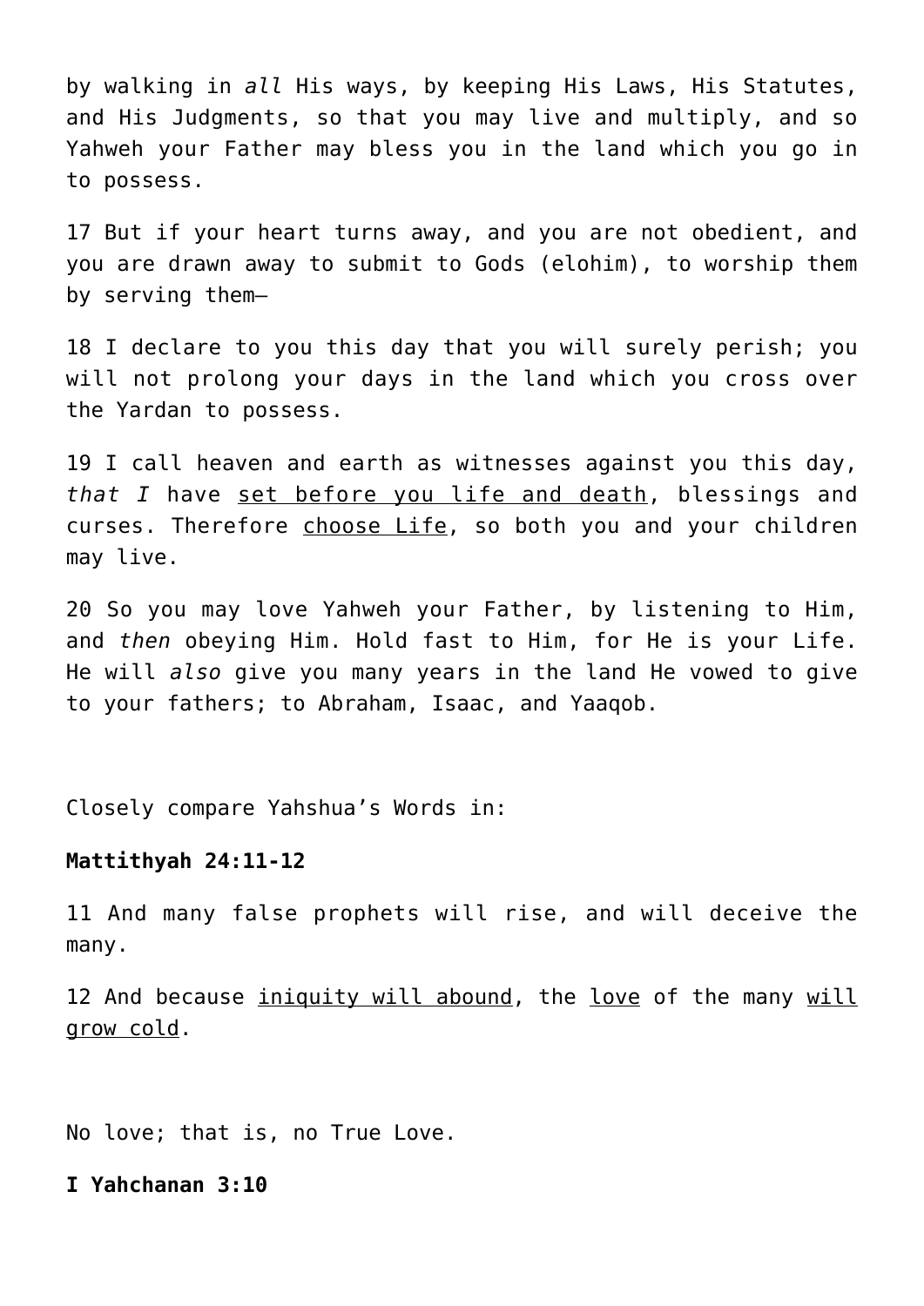by walking in *all* His ways, by keeping His Laws, His Statutes, and His Judgments, so that you may live and multiply, and so Yahweh your Father may bless you in the land which you go in to possess.

17 But if your heart turns away, and you are not obedient, and you are drawn away to submit to Gods (elohim), to worship them by serving them—

18 I declare to you this day that you will surely perish; you will not prolong your days in the land which you cross over the Yardan to possess.

19 I call heaven and earth as witnesses against you this day, *that I* have <u>set before you life and death</u>, blessings and curses. Therefore <u>choose Life</u>, so both you and your children may live.

20 So you may love Yahweh your Father, by listening to Him, and *then* obeying Him. Hold fast to Him, for He is your Life. He will *also* give you many years in the land He vowed to give to your fathers; to Abraham, Isaac, and Yaaqob.

Closely compare Yahshua's Words in:

**Mattithyah 24:11-12**

11 And many false prophets will rise, and will deceive the many.

12 And because <u>iniquity will abound</u>, the <u>love</u> of the many <u>will grow cold</u>.

No love; that is, no True Love.

**I Yahchanan 3:10**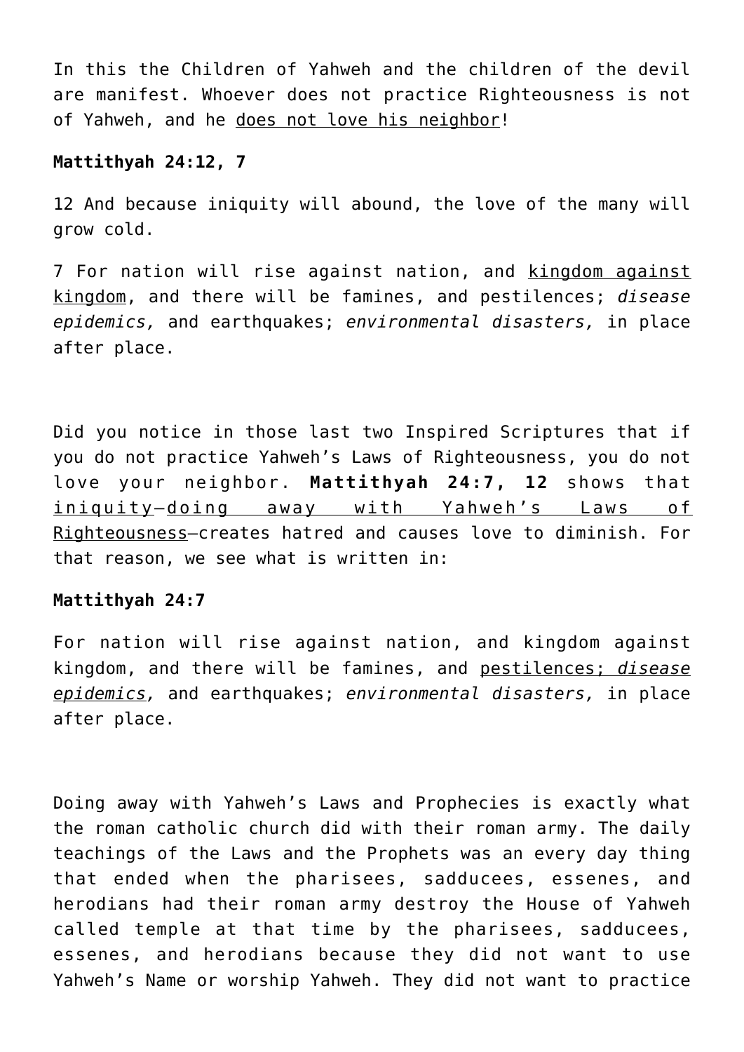In this the Children of Yahweh and the children of the devil are manifest. Whoever does not practice Righteousness is not of Yahweh, and he <u>does not love his neighbor</u>!

**Mattithyah 24:12, 7**

12 And because iniquity will abound, the love of the many will grow cold.

7 For nation will rise against nation, and <u>kingdom against kingdom</u>, and there will be famines, and pestilences; *disease epidemics,* and earthquakes; *environmental disasters,* in place after place.

Did you notice in those last two Inspired Scriptures that if you do not practice Yahweh's Laws of Righteousness, you do not love your neighbor. **Mattithyah 24:7, 12** shows that <u>iniquity</u>—<u>doing away with Yahweh's Laws of Righteousness</u>—creates hatred and causes love to diminish. For that reason, we see what is written in:

**Mattithyah 24:7**

For nation will rise against nation, and kingdom against kingdom, and there will be famines, and <u>pestilences; *disease epidemics*</u>, and earthquakes; *environmental disasters,* in place after place.

Doing away with Yahweh's Laws and Prophecies is exactly what the roman catholic church did with their roman army. The daily teachings of the Laws and the Prophets was an every day thing that ended when the pharisees, sadducees, essenes, and herodians had their roman army destroy the House of Yahweh called temple at that time by the pharisees, sadducees, essenes, and herodians because they did not want to use Yahweh's Name or worship Yahweh. They did not want to practice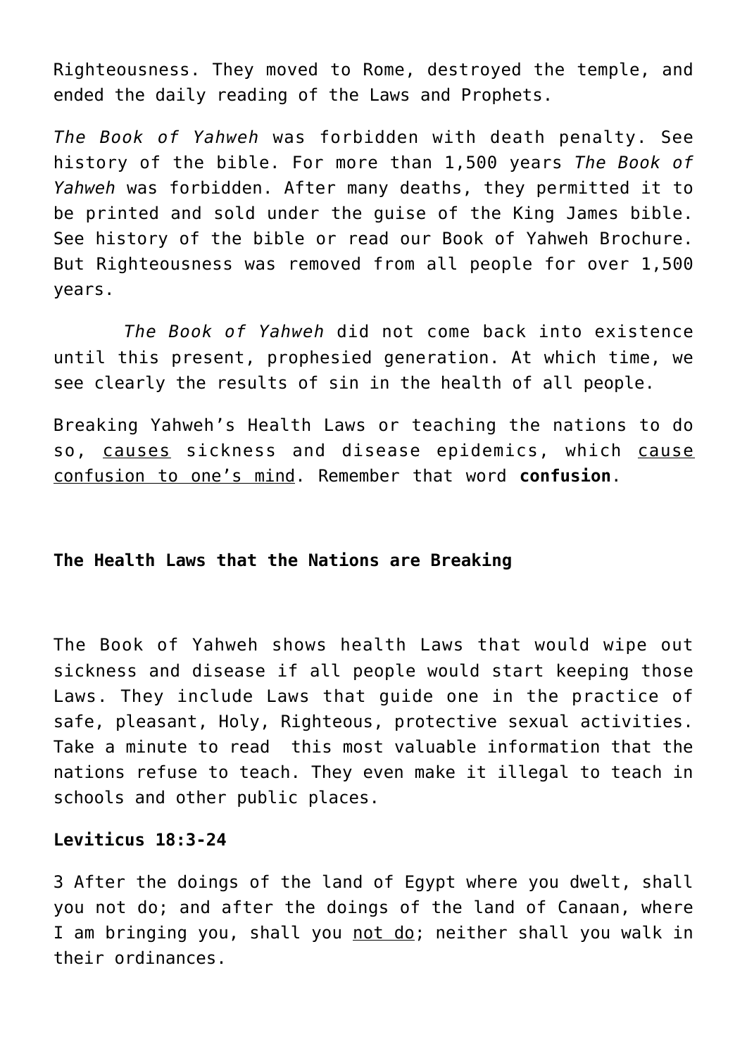Righteousness. They moved to Rome, destroyed the temple, and ended the daily reading of the Laws and Prophets.

*The Book of Yahweh* was forbidden with death penalty. See history of the bible. For more than 1,500 years *The Book of Yahweh* was forbidden. After many deaths, they permitted it to be printed and sold under the guise of the King James bible. See history of the bible or read our Book of Yahweh Brochure. But Righteousness was removed from all people for over 1,500 years.

*The Book of Yahweh* did not come back into existence until this present, prophesied generation. At which time, we see clearly the results of sin in the health of all people.

Breaking Yahweh's Health Laws or teaching the nations to do so, <u>causes</u> sickness and disease epidemics, which <u>cause confusion to one's mind</u>. Remember that word **confusion**.

**The Health Laws that the Nations are Breaking**

The Book of Yahweh shows health Laws that would wipe out sickness and disease if all people would start keeping those Laws. They include Laws that guide one in the practice of safe, pleasant, Holy, Righteous, protective sexual activities. Take a minute to read this most valuable information that the nations refuse to teach. They even make it illegal to teach in schools and other public places.

**Leviticus 18:3-24**

3 After the doings of the land of Egypt where you dwelt, shall you not do; and after the doings of the land of Canaan, where I am bringing you, shall you <u>not do</u>; neither shall you walk in their ordinances.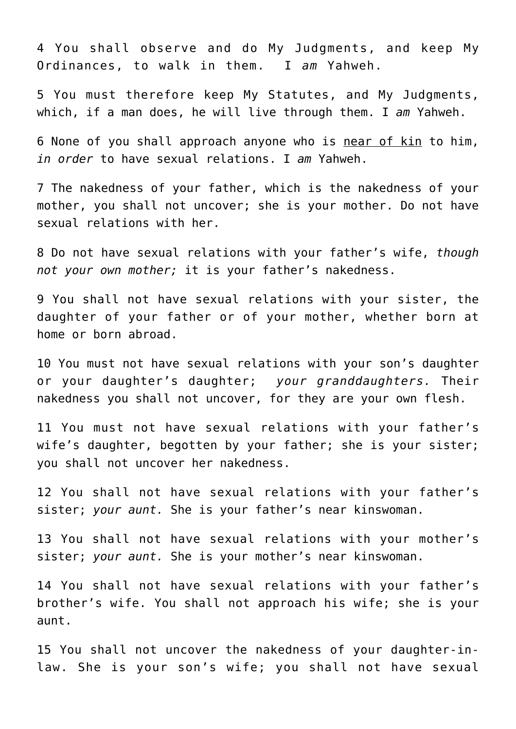4 You shall observe and do My Judgments, and keep My Ordinances, to walk in them. I *am* Yahweh.

5 You must therefore keep My Statutes, and My Judgments, which, if a man does, he will live through them. I *am* Yahweh.

6 None of you shall approach anyone who is <u>near of kin</u> to him, *in order* to have sexual relations. I *am* Yahweh.

7 The nakedness of your father, which is the nakedness of your mother, you shall not uncover; she is your mother. Do not have sexual relations with her.

8 Do not have sexual relations with your father's wife, *though not your own mother;* it is your father's nakedness.

9 You shall not have sexual relations with your sister, the daughter of your father or of your mother, whether born at home or born abroad.

10 You must not have sexual relations with your son's daughter or your daughter's daughter; *your granddaughters.* Their nakedness you shall not uncover, for they are your own flesh.

11 You must not have sexual relations with your father's wife's daughter, begotten by your father; she is your sister; you shall not uncover her nakedness.

12 You shall not have sexual relations with your father's sister; *your aunt.* She is your father's near kinswoman.

13 You shall not have sexual relations with your mother's sister; *your aunt.* She is your mother's near kinswoman.

14 You shall not have sexual relations with your father's brother's wife. You shall not approach his wife; she is your aunt.

15 You shall not uncover the nakedness of your daughter-in-law. She is your son's wife; you shall not have sexual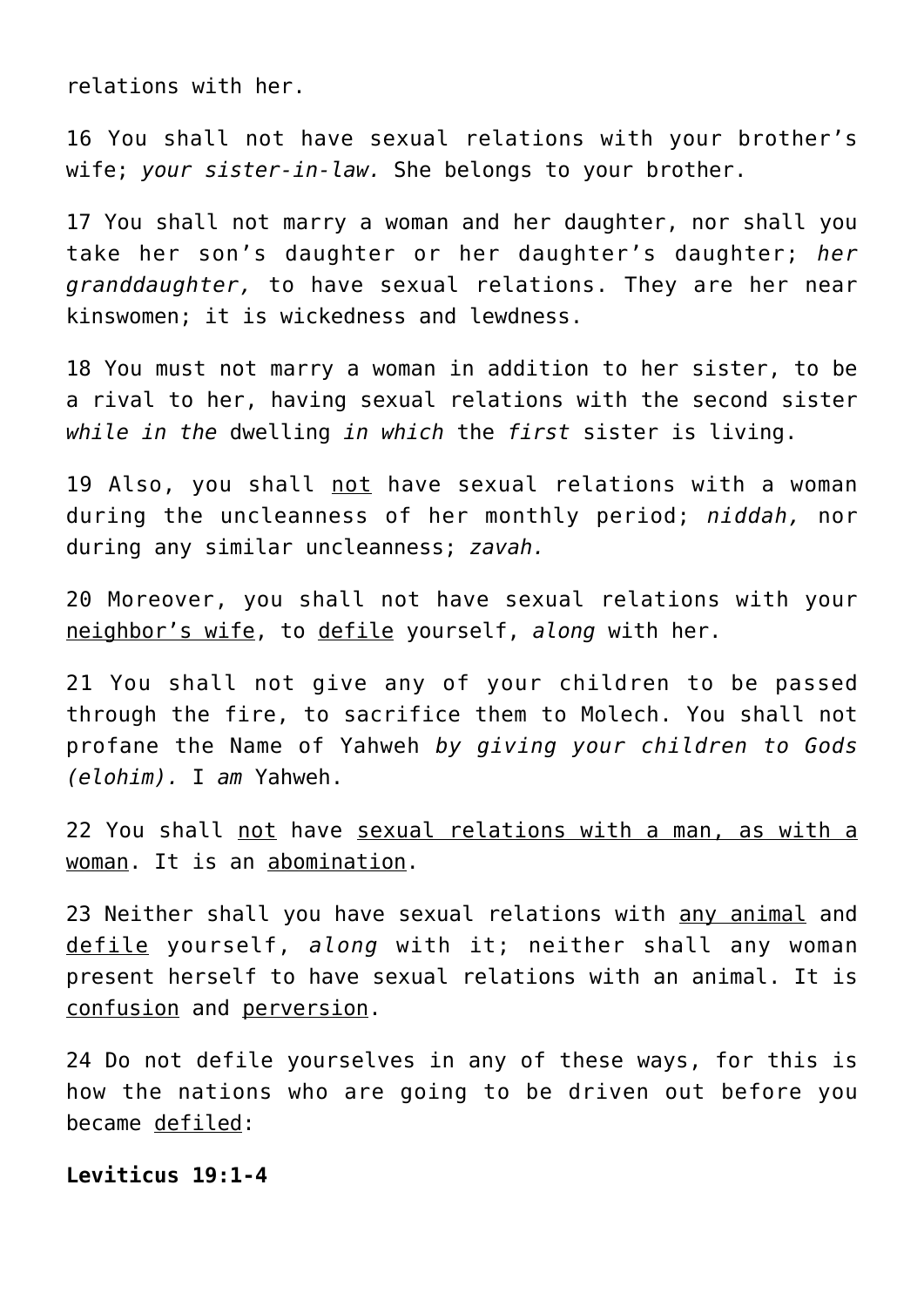relations with her.

16 You shall not have sexual relations with your brother's wife; *your sister-in-law.* She belongs to your brother.

17 You shall not marry a woman and her daughter, nor shall you take her son's daughter or her daughter's daughter; *her granddaughter,* to have sexual relations. They are her near kinswomen; it is wickedness and lewdness.

18 You must not marry a woman in addition to her sister, to be a rival to her, having sexual relations with the second sister *while in the* dwelling *in which* the *first* sister is living.

19 Also, you shall <u>not</u> have sexual relations with a woman during the uncleanness of her monthly period; *niddah,* nor during any similar uncleanness; *zavah.*

20 Moreover, you shall not have sexual relations with your <u>neighbor's wife</u>, to <u>defile</u> yourself, *along* with her.

21 You shall not give any of your children to be passed through the fire, to sacrifice them to Molech. You shall not profane the Name of Yahweh *by giving your children to Gods (elohim).* I *am* Yahweh.

22 You shall <u>not</u> have <u>sexual relations with a man, as with a woman</u>. It is an <u>abomination</u>.

23 Neither shall you have sexual relations with <u>any animal</u> and <u>defile</u> yourself, *along* with it; neither shall any woman present herself to have sexual relations with an animal. It is <u>confusion</u> and <u>perversion</u>.

24 Do not defile yourselves in any of these ways, for this is how the nations who are going to be driven out before you became <u>defiled</u>:

**Leviticus 19:1-4**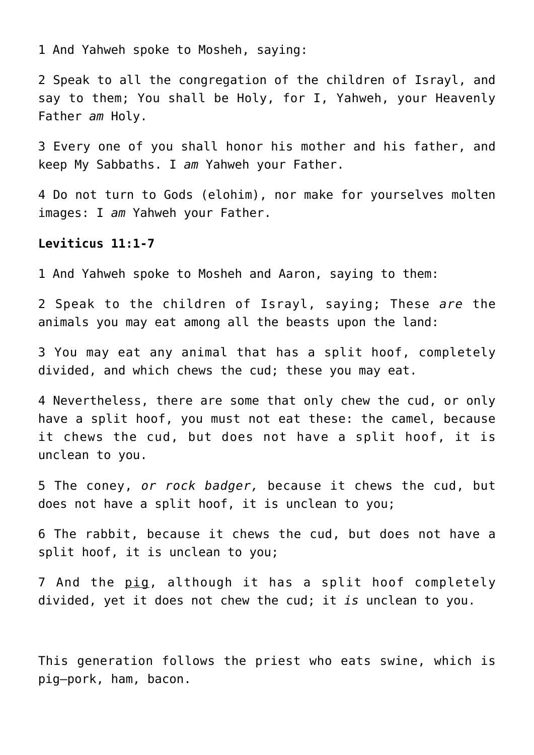1 And Yahweh spoke to Mosheh, saying:

2 Speak to all the congregation of the children of Israyl, and say to them; You shall be Holy, for I, Yahweh, your Heavenly Father *am* Holy.

3 Every one of you shall honor his mother and his father, and keep My Sabbaths. I *am* Yahweh your Father.

4 Do not turn to Gods (elohim), nor make for yourselves molten images: I *am* Yahweh your Father.

**Leviticus 11:1-7**

1 And Yahweh spoke to Mosheh and Aaron, saying to them:

2 Speak to the children of Israyl, saying; These *are* the animals you may eat among all the beasts upon the land:

3 You may eat any animal that has a split hoof, completely divided, and which chews the cud; these you may eat.

4 Nevertheless, there are some that only chew the cud, or only have a split hoof, you must not eat these: the camel, because it chews the cud, but does not have a split hoof, it is unclean to you.

5 The coney, *or rock badger,* because it chews the cud, but does not have a split hoof, it is unclean to you;

6 The rabbit, because it chews the cud, but does not have a split hoof, it is unclean to you;

7 And the pig, although it has a split hoof completely divided, yet it does not chew the cud; it *is* unclean to you.

This generation follows the priest who eats swine, which is pig—pork, ham, bacon.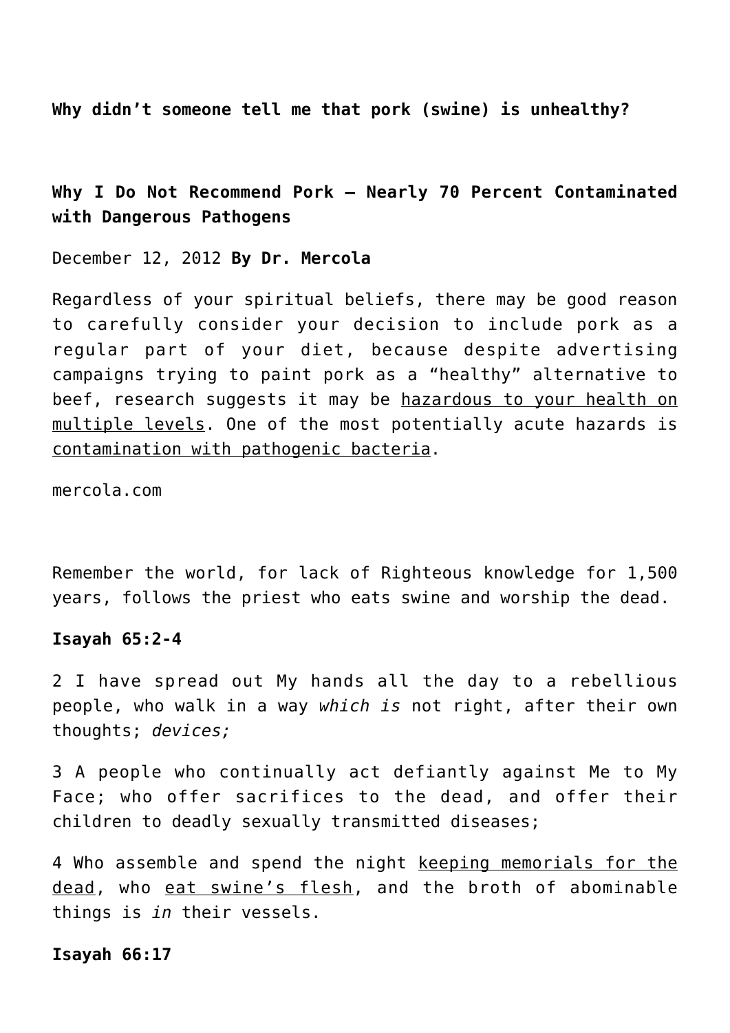**Why didn't someone tell me that pork (swine) is unhealthy?**

**Why I Do Not Recommend Pork — Nearly 70 Percent Contaminated with Dangerous Pathogens**

December 12, 2012 **By Dr. Mercola**

Regardless of your spiritual beliefs, there may be good reason to carefully consider your decision to include pork as a regular part of your diet, because despite advertising campaigns trying to paint pork as a "healthy" alternative to beef, research suggests it may be hazardous to your health on multiple levels. One of the most potentially acute hazards is contamination with pathogenic bacteria.

mercola.com

Remember the world, for lack of Righteous knowledge for 1,500 years, follows the priest who eats swine and worship the dead.

**Isayah 65:2-4**

2 I have spread out My hands all the day to a rebellious people, who walk in a way *which is* not right, after their own thoughts; *devices;*

3 A people who continually act defiantly against Me to My Face; who offer sacrifices to the dead, and offer their children to deadly sexually transmitted diseases;

4 Who assemble and spend the night keeping memorials for the dead, who eat swine's flesh, and the broth of abominable things is *in* their vessels.

**Isayah 66:17**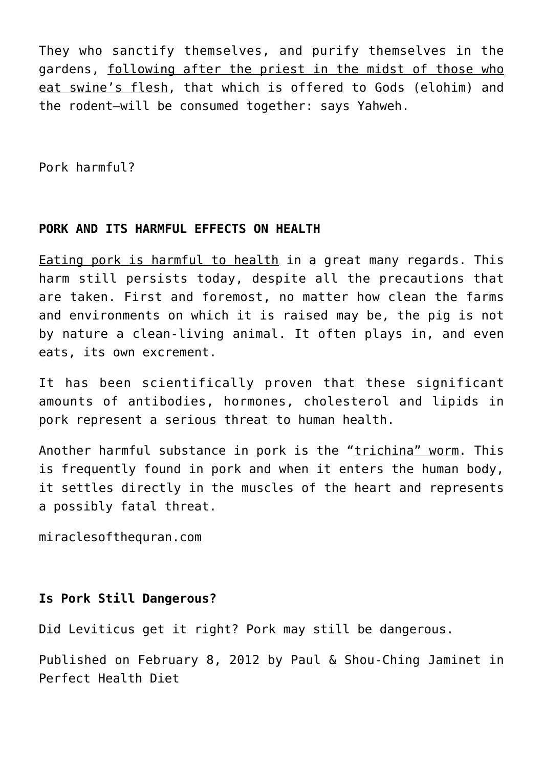They who sanctify themselves, and purify themselves in the gardens, following after the priest in the midst of those who eat swine's flesh, that which is offered to Gods (elohim) and the rodent—will be consumed together: says Yahweh.

Pork harmful?

**PORK AND ITS HARMFUL EFFECTS ON HEALTH**

Eating pork is harmful to health in a great many regards. This harm still persists today, despite all the precautions that are taken. First and foremost, no matter how clean the farms and environments on which it is raised may be, the pig is not by nature a clean-living animal. It often plays in, and even eats, its own excrement.

It has been scientifically proven that these significant amounts of antibodies, hormones, cholesterol and lipids in pork represent a serious threat to human health.

Another harmful substance in pork is the "trichina" worm. This is frequently found in pork and when it enters the human body, it settles directly in the muscles of the heart and represents a possibly fatal threat.

miraclesofthequran.com

**Is Pork Still Dangerous?**

Did Leviticus get it right? Pork may still be dangerous.

Published on February 8, 2012 by Paul & Shou-Ching Jaminet in Perfect Health Diet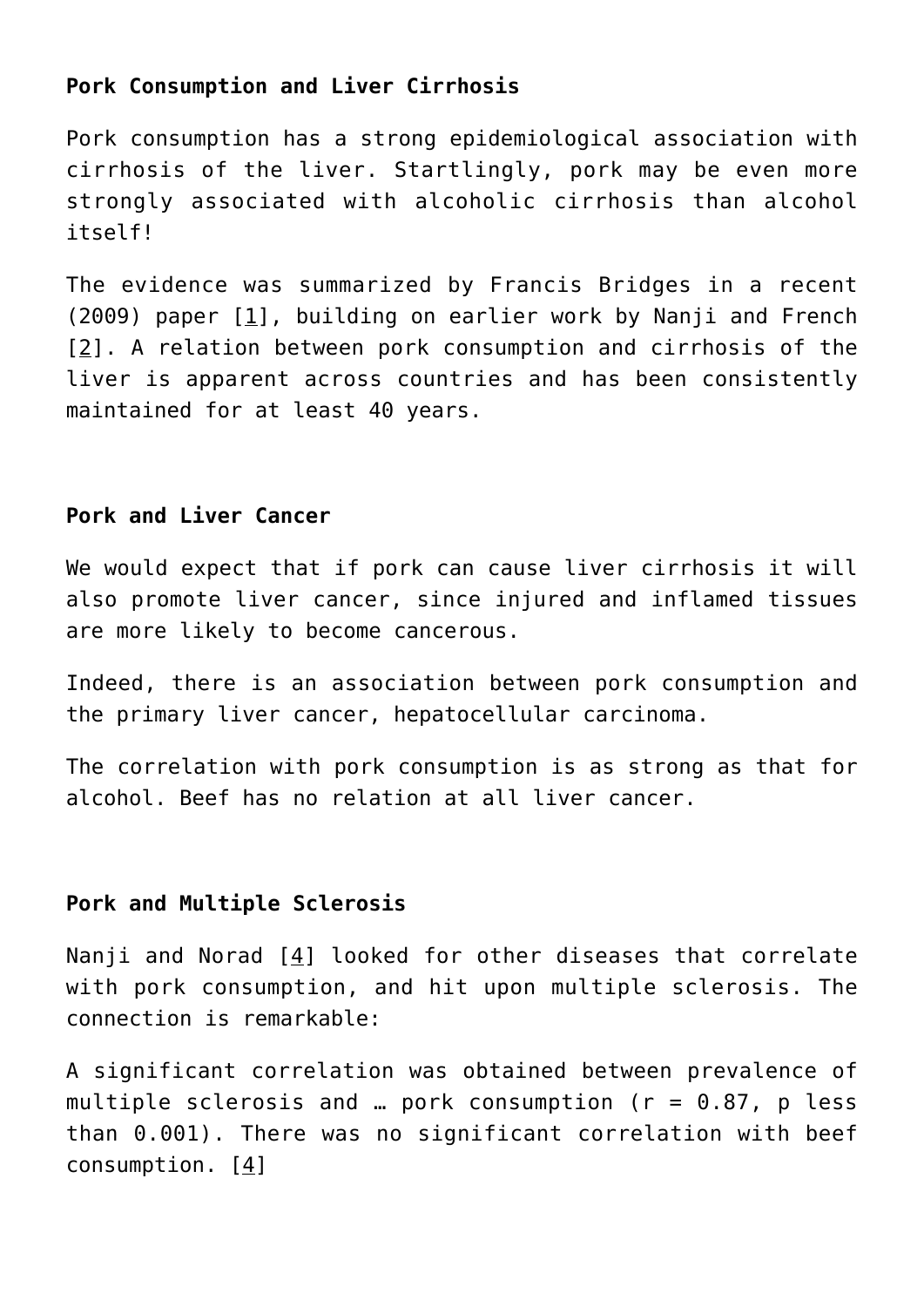**Pork Consumption and Liver Cirrhosis**

Pork consumption has a strong epidemiological association with cirrhosis of the liver. Startlingly, pork may be even more strongly associated with alcoholic cirrhosis than alcohol itself!

The evidence was summarized by Francis Bridges in a recent (2009) paper [1], building on earlier work by Nanji and French [2]. A relation between pork consumption and cirrhosis of the liver is apparent across countries and has been consistently maintained for at least 40 years.

**Pork and Liver Cancer**

We would expect that if pork can cause liver cirrhosis it will also promote liver cancer, since injured and inflamed tissues are more likely to become cancerous.

Indeed, there is an association between pork consumption and the primary liver cancer, hepatocellular carcinoma.

The correlation with pork consumption is as strong as that for alcohol. Beef has no relation at all liver cancer.

**Pork and Multiple Sclerosis**

Nanji and Norad [4] looked for other diseases that correlate with pork consumption, and hit upon multiple sclerosis. The connection is remarkable:

A significant correlation was obtained between prevalence of multiple sclerosis and … pork consumption ($r = 0.87$, p less than 0.001). There was no significant correlation with beef consumption. [4]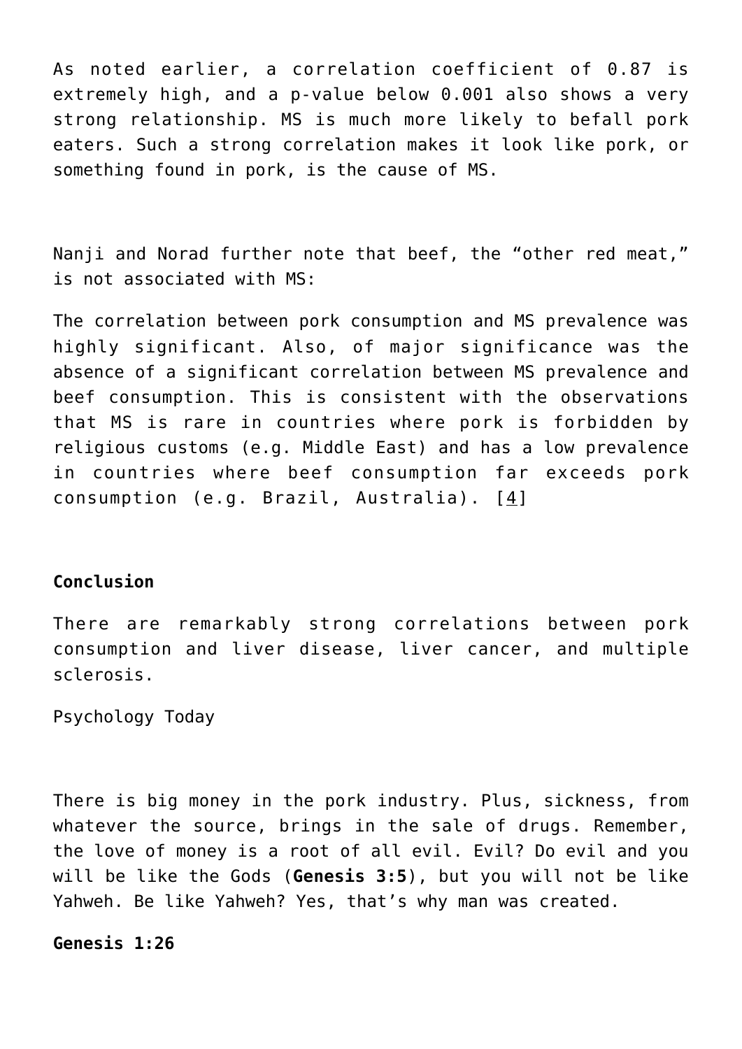As noted earlier, a correlation coefficient of 0.87 is extremely high, and a p-value below 0.001 also shows a very strong relationship. MS is much more likely to befall pork eaters. Such a strong correlation makes it look like pork, or something found in pork, is the cause of MS.

Nanji and Norad further note that beef, the “other red meat,” is not associated with MS:

The correlation between pork consumption and MS prevalence was highly significant. Also, of major significance was the absence of a significant correlation between MS prevalence and beef consumption. This is consistent with the observations that MS is rare in countries where pork is forbidden by religious customs (e.g. Middle East) and has a low prevalence in countries where beef consumption far exceeds pork consumption (e.g. Brazil, Australia). [4]

**Conclusion**

There are remarkably strong correlations between pork consumption and liver disease, liver cancer, and multiple sclerosis.

Psychology Today

There is big money in the pork industry. Plus, sickness, from whatever the source, brings in the sale of drugs. Remember, the love of money is a root of all evil. Evil? Do evil and you will be like the Gods (**Genesis 3:5**), but you will not be like Yahweh. Be like Yahweh? Yes, that’s why man was created.

**Genesis 1:26**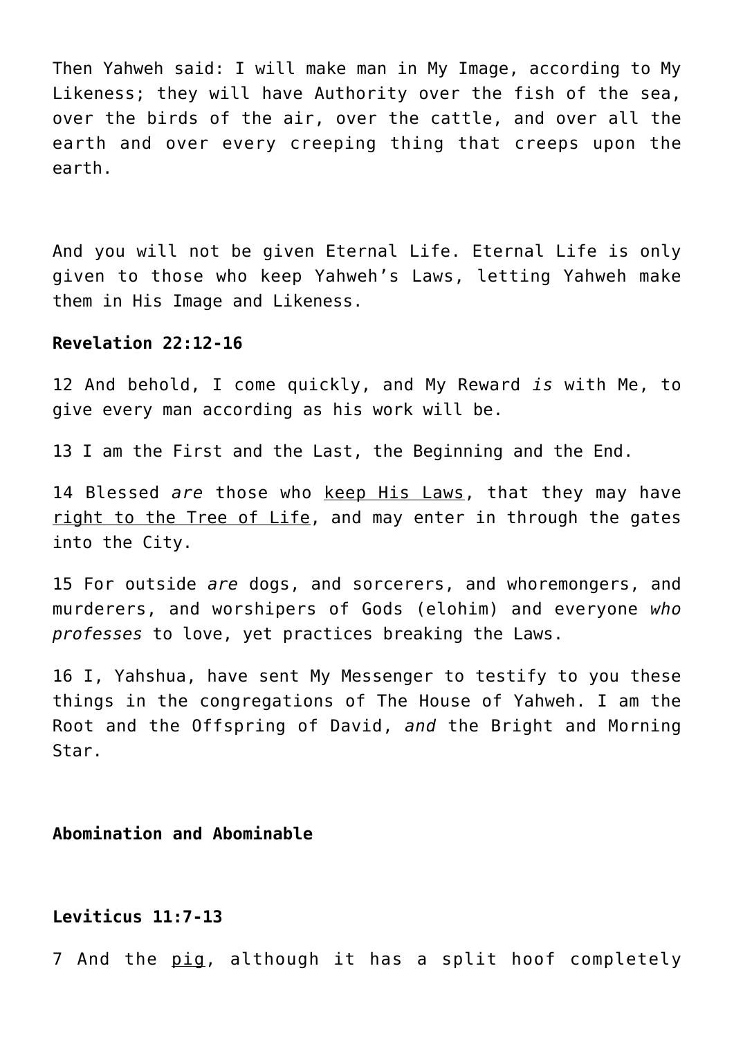Then Yahweh said: I will make man in My Image, according to My Likeness; they will have Authority over the fish of the sea, over the birds of the air, over the cattle, and over all the earth and over every creeping thing that creeps upon the earth.

And you will not be given Eternal Life. Eternal Life is only given to those who keep Yahweh's Laws, letting Yahweh make them in His Image and Likeness.

**Revelation 22:12-16**

12 And behold, I come quickly, and My Reward *is* with Me, to give every man according as his work will be.

13 I am the First and the Last, the Beginning and the End.

14 Blessed *are* those who <u>keep His Laws</u>, that they may have <u>right to the Tree of Life</u>, and may enter in through the gates into the City.

15 For outside *are* dogs, and sorcerers, and whoremongers, and murderers, and worshipers of Gods (elohim) and everyone *who professes* to love, yet practices breaking the Laws.

16 I, Yahshua, have sent My Messenger to testify to you these things in the congregations of The House of Yahweh. I am the Root and the Offspring of David, *and* the Bright and Morning Star.

**Abomination and Abominable**

**Leviticus 11:7-13**

7 And the <u>pig</u>, although it has a split hoof completely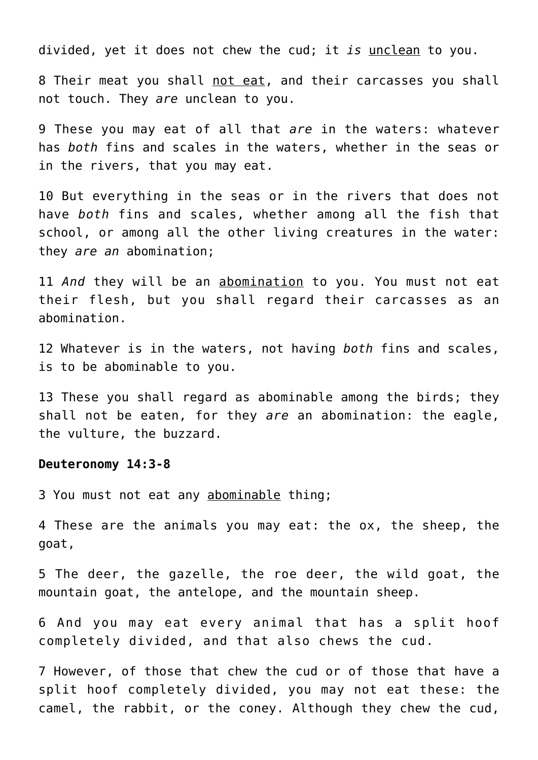divided, yet it does not chew the cud; it *is* <u>unclean</u> to you.

8 Their meat you shall <u>not eat</u>, and their carcasses you shall not touch. They *are* unclean to you.

9 These you may eat of all that *are* in the waters: whatever has *both* fins and scales in the waters, whether in the seas or in the rivers, that you may eat.

10 But everything in the seas or in the rivers that does not have *both* fins and scales, whether among all the fish that school, or among all the other living creatures in the water: they *are an* abomination;

11 *And* they will be an <u>abomination</u> to you. You must not eat their flesh, but you shall regard their carcasses as an abomination.

12 Whatever is in the waters, not having *both* fins and scales, is to be abominable to you.

13 These you shall regard as abominable among the birds; they shall not be eaten, for they *are* an abomination: the eagle, the vulture, the buzzard.

**Deuteronomy 14:3-8**

3 You must not eat any <u>abominable</u> thing;

4 These are the animals you may eat: the ox, the sheep, the goat,

5 The deer, the gazelle, the roe deer, the wild goat, the mountain goat, the antelope, and the mountain sheep.

6 And you may eat every animal that has a split hoof completely divided, and that also chews the cud.

7 However, of those that chew the cud or of those that have a split hoof completely divided, you may not eat these: the camel, the rabbit, or the coney. Although they chew the cud,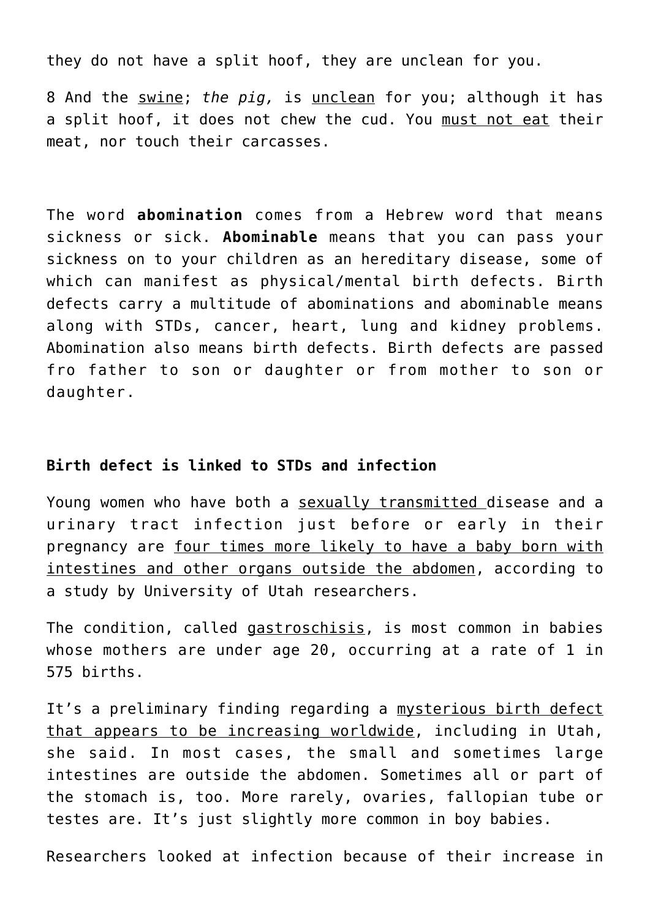they do not have a split hoof, they are unclean for you.

8 And the swine; *the pig,* is unclean for you; although it has a split hoof, it does not chew the cud. You must not eat their meat, nor touch their carcasses.

The word **abomination** comes from a Hebrew word that means sickness or sick. **Abominable** means that you can pass your sickness on to your children as an hereditary disease, some of which can manifest as physical/mental birth defects. Birth defects carry a multitude of abominations and abominable means along with STDs, cancer, heart, lung and kidney problems. Abomination also means birth defects. Birth defects are passed fro father to son or daughter or from mother to son or daughter.

**Birth defect is linked to STDs and infection**

Young women who have both a sexually transmitted disease and a urinary tract infection just before or early in their pregnancy are four times more likely to have a baby born with intestines and other organs outside the abdomen, according to a study by University of Utah researchers.

The condition, called gastroschisis, is most common in babies whose mothers are under age 20, occurring at a rate of 1 in 575 births.

It's a preliminary finding regarding a mysterious birth defect that appears to be increasing worldwide, including in Utah, she said. In most cases, the small and sometimes large intestines are outside the abdomen. Sometimes all or part of the stomach is, too. More rarely, ovaries, fallopian tube or testes are. It's just slightly more common in boy babies.

Researchers looked at infection because of their increase in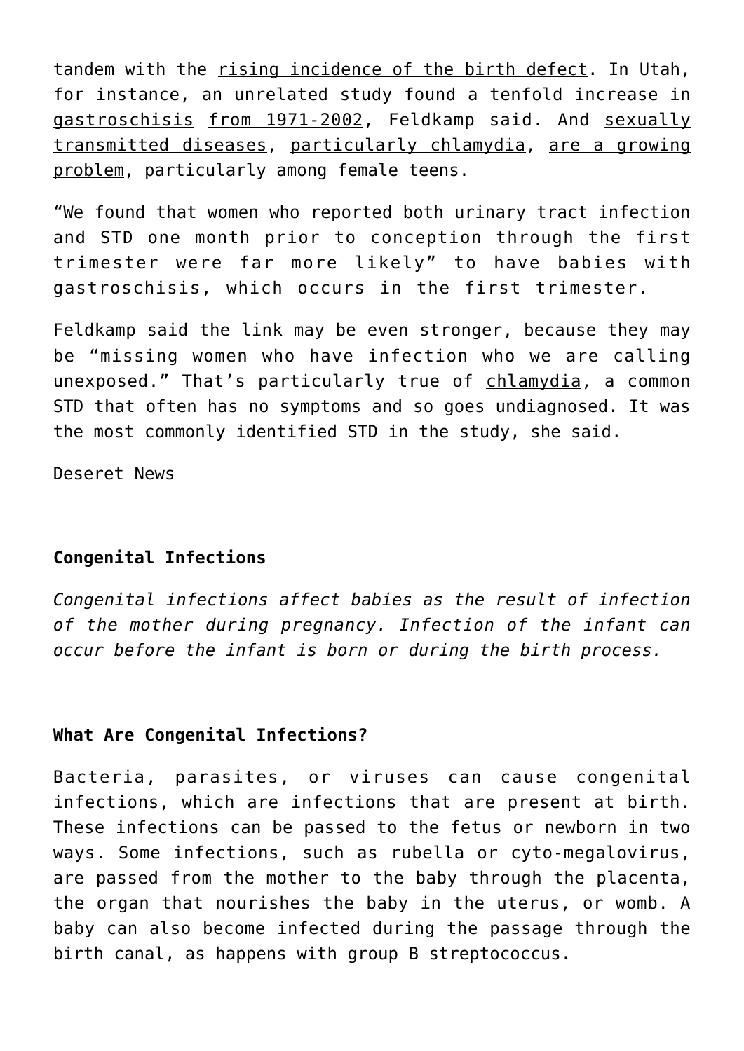tandem with the rising incidence of the birth defect. In Utah, for instance, an unrelated study found a tenfold increase in gastroschisis from 1971-2002, Feldkamp said. And sexually transmitted diseases, particularly chlamydia, are a growing problem, particularly among female teens.

“We found that women who reported both urinary tract infection and STD one month prior to conception through the first trimester were far more likely” to have babies with gastroschisis, which occurs in the first trimester.

Feldkamp said the link may be even stronger, because they may be “missing women who have infection who we are calling unexposed.” That’s particularly true of chlamydia, a common STD that often has no symptoms and so goes undiagnosed. It was the most commonly identified STD in the study, she said.

Deseret News

**Congenital Infections**

*Congenital infections affect babies as the result of infection of the mother during pregnancy. Infection of the infant can occur before the infant is born or during the birth process.*

**What Are Congenital Infections?**

Bacteria, parasites, or viruses can cause congenital infections, which are infections that are present at birth. These infections can be passed to the fetus or newborn in two ways. Some infections, such as rubella or cyto-megalovirus, are passed from the mother to the baby through the placenta, the organ that nourishes the baby in the uterus, or womb. A baby can also become infected during the passage through the birth canal, as happens with group B streptococcus.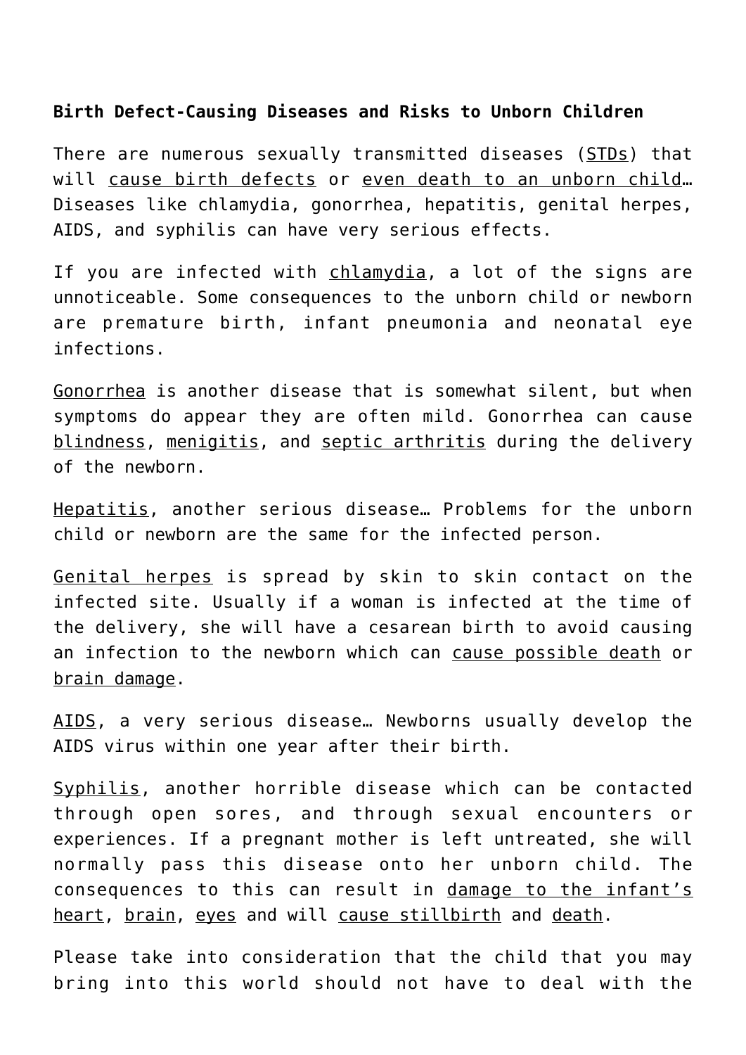**Birth Defect-Causing Diseases and Risks to Unborn Children**

There are numerous sexually transmitted diseases (STDs) that will cause birth defects or even death to an unborn child… Diseases like chlamydia, gonorrhea, hepatitis, genital herpes, AIDS, and syphilis can have very serious effects.

If you are infected with chlamydia, a lot of the signs are unnoticeable. Some consequences to the unborn child or newborn are premature birth, infant pneumonia and neonatal eye infections.

Gonorrhea is another disease that is somewhat silent, but when symptoms do appear they are often mild. Gonorrhea can cause blindness, menigitis, and septic arthritis during the delivery of the newborn.

Hepatitis, another serious disease… Problems for the unborn child or newborn are the same for the infected person.

Genital herpes is spread by skin to skin contact on the infected site. Usually if a woman is infected at the time of the delivery, she will have a cesarean birth to avoid causing an infection to the newborn which can cause possible death or brain damage.

AIDS, a very serious disease… Newborns usually develop the AIDS virus within one year after their birth.

Syphilis, another horrible disease which can be contacted through open sores, and through sexual encounters or experiences. If a pregnant mother is left untreated, she will normally pass this disease onto her unborn child. The consequences to this can result in damage to the infant's heart, brain, eyes and will cause stillbirth and death.

Please take into consideration that the child that you may bring into this world should not have to deal with the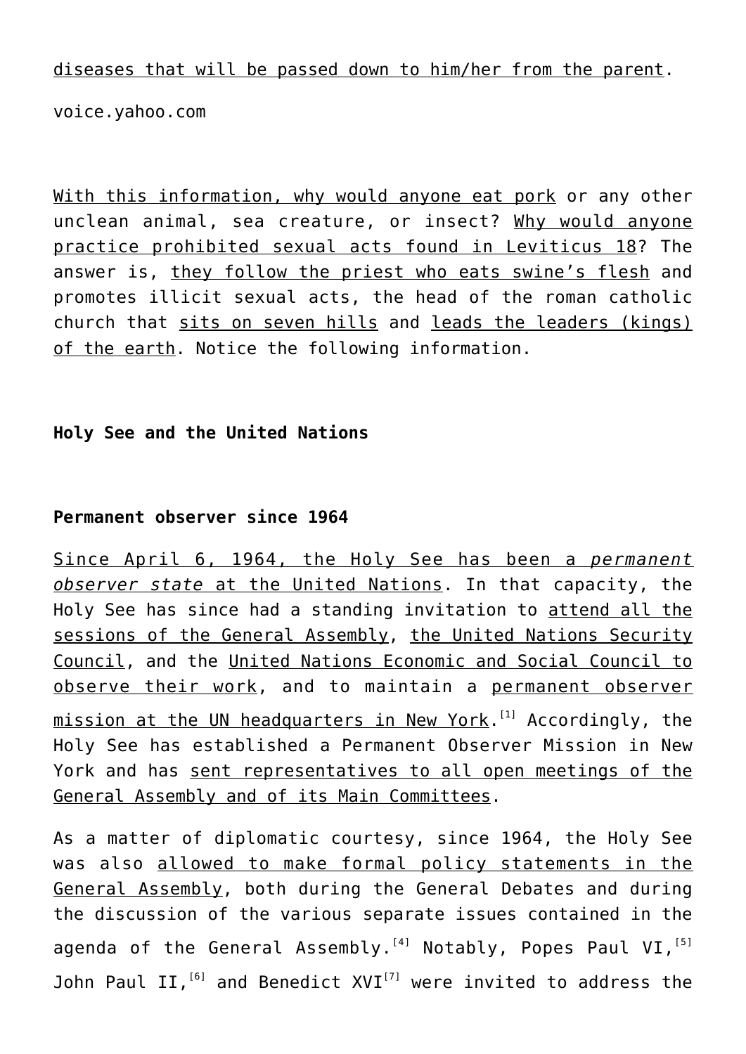diseases that will be passed down to him/her from the parent.

voice.yahoo.com

With this information, why would anyone eat pork or any other unclean animal, sea creature, or insect? Why would anyone practice prohibited sexual acts found in Leviticus 18? The answer is, they follow the priest who eats swine's flesh and promotes illicit sexual acts, the head of the roman catholic church that sits on seven hills and leads the leaders (kings) of the earth. Notice the following information.

**Holy See and the United Nations**

**Permanent observer since 1964**

Since April 6, 1964, the Holy See has been a *permanent observer state* at the United Nations. In that capacity, the Holy See has since had a standing invitation to attend all the sessions of the General Assembly, the United Nations Security Council, and the United Nations Economic and Social Council to observe their work, and to maintain a permanent observer mission at the UN headquarters in New York.[1] Accordingly, the Holy See has established a Permanent Observer Mission in New York and has sent representatives to all open meetings of the General Assembly and of its Main Committees.

As a matter of diplomatic courtesy, since 1964, the Holy See was also allowed to make formal policy statements in the General Assembly, both during the General Debates and during the discussion of the various separate issues contained in the agenda of the General Assembly.[4] Notably, Popes Paul VI,[5] John Paul II,[6] and Benedict XVI[7] were invited to address the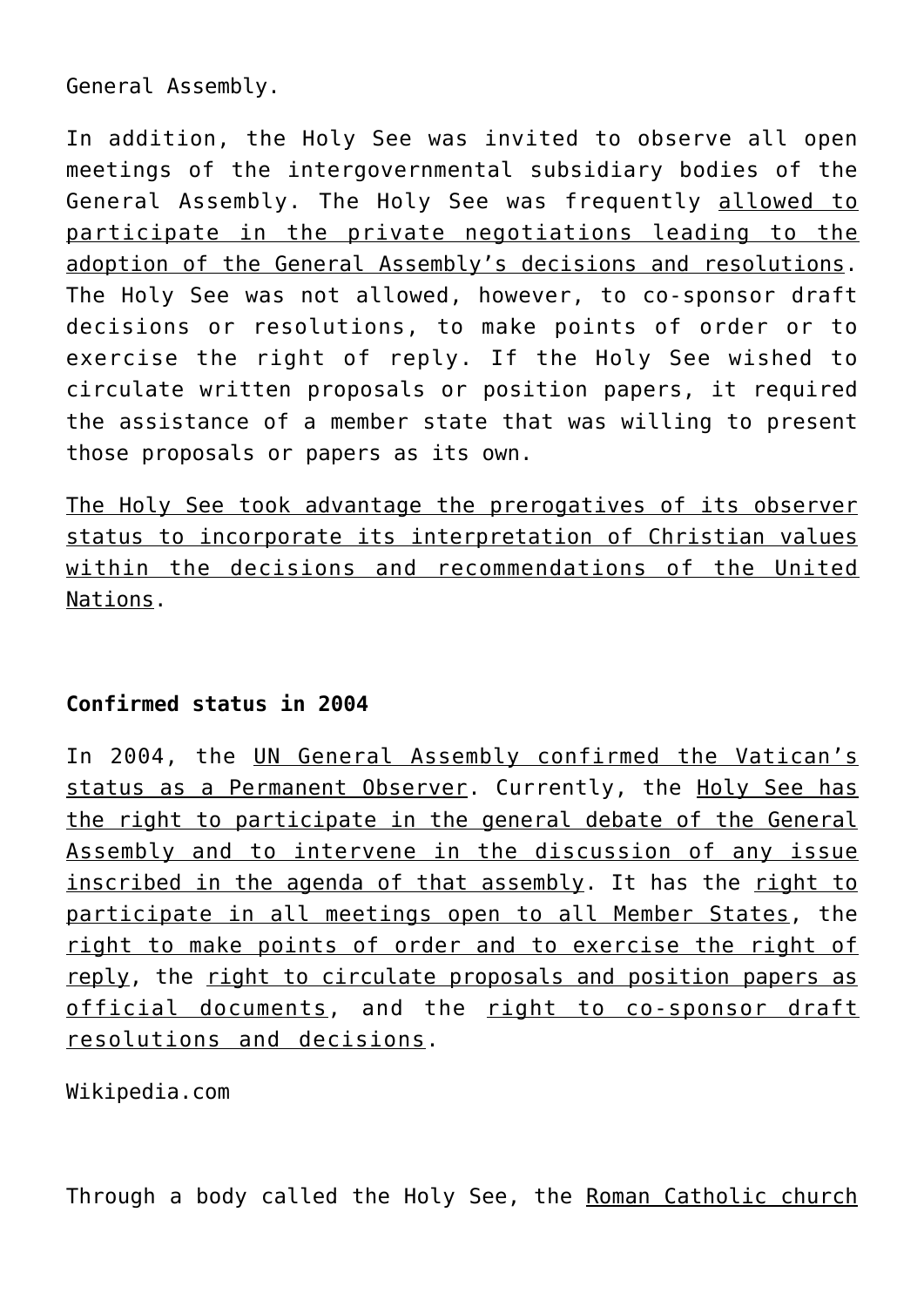General Assembly.

In addition, the Holy See was invited to observe all open meetings of the intergovernmental subsidiary bodies of the General Assembly. The Holy See was frequently allowed to participate in the private negotiations leading to the adoption of the General Assembly's decisions and resolutions. The Holy See was not allowed, however, to co-sponsor draft decisions or resolutions, to make points of order or to exercise the right of reply. If the Holy See wished to circulate written proposals or position papers, it required the assistance of a member state that was willing to present those proposals or papers as its own.

The Holy See took advantage the prerogatives of its observer status to incorporate its interpretation of Christian values within the decisions and recommendations of the United Nations.

**Confirmed status in 2004**

In 2004, the UN General Assembly confirmed the Vatican's status as a Permanent Observer. Currently, the Holy See has the right to participate in the general debate of the General Assembly and to intervene in the discussion of any issue inscribed in the agenda of that assembly. It has the right to participate in all meetings open to all Member States, the right to make points of order and to exercise the right of reply, the right to circulate proposals and position papers as official documents, and the right to co-sponsor draft resolutions and decisions.

Wikipedia.com

Through a body called the Holy See, the Roman Catholic church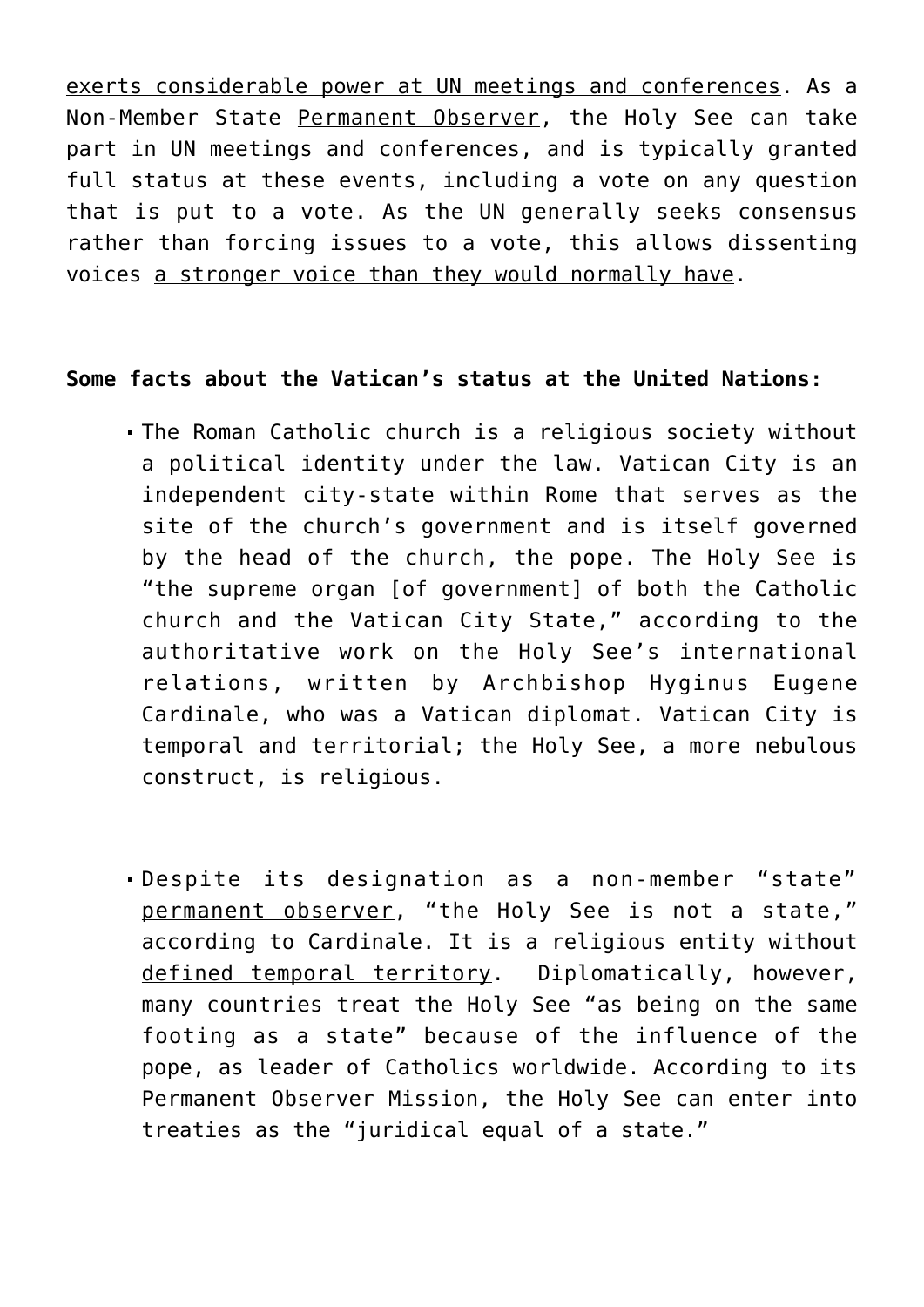exerts considerable power at UN meetings and conferences. As a Non-Member State Permanent Observer, the Holy See can take part in UN meetings and conferences, and is typically granted full status at these events, including a vote on any question that is put to a vote. As the UN generally seeks consensus rather than forcing issues to a vote, this allows dissenting voices a stronger voice than they would normally have.

**Some facts about the Vatican's status at the United Nations:**

- The Roman Catholic church is a religious society without a political identity under the law. Vatican City is an independent city-state within Rome that serves as the site of the church's government and is itself governed by the head of the church, the pope. The Holy See is "the supreme organ [of government] of both the Catholic church and the Vatican City State," according to the authoritative work on the Holy See's international relations, written by Archbishop Hyginus Eugene Cardinale, who was a Vatican diplomat. Vatican City is temporal and territorial; the Holy See, a more nebulous construct, is religious.

- Despite its designation as a non-member "state" permanent observer, "the Holy See is not a state," according to Cardinale. It is a religious entity without defined temporal territory. Diplomatically, however, many countries treat the Holy See "as being on the same footing as a state" because of the influence of the pope, as leader of Catholics worldwide. According to its Permanent Observer Mission, the Holy See can enter into treaties as the "juridical equal of a state."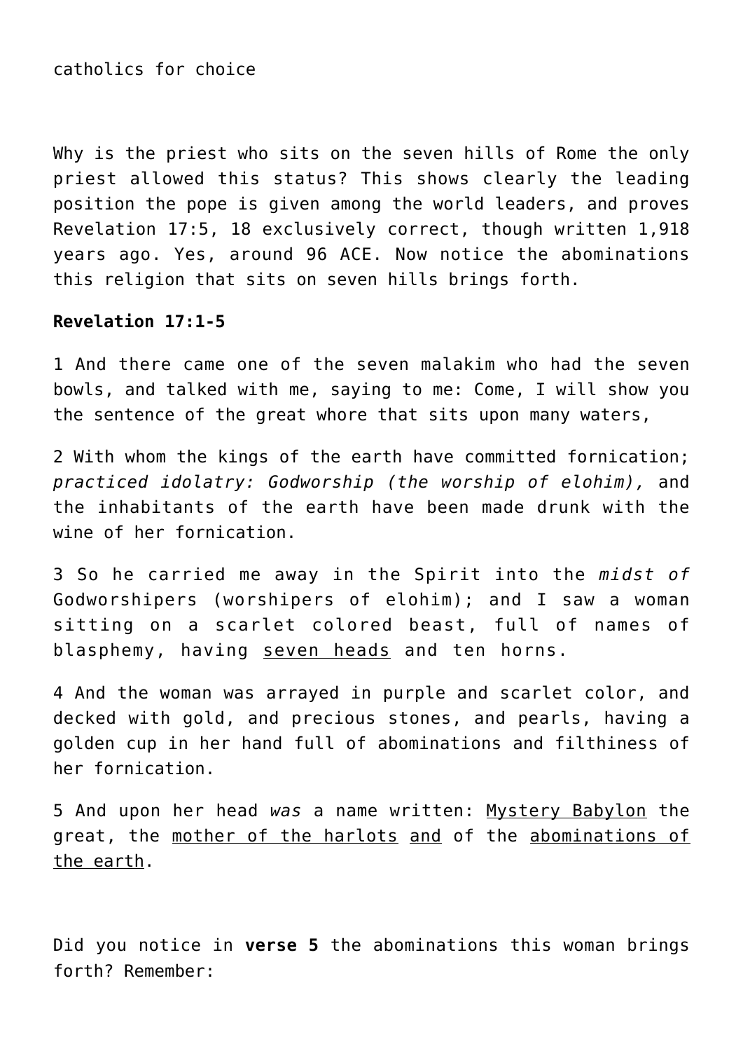catholics for choice

Why is the priest who sits on the seven hills of Rome the only priest allowed this status? This shows clearly the leading position the pope is given among the world leaders, and proves Revelation 17:5, 18 exclusively correct, though written 1,918 years ago. Yes, around 96 ACE. Now notice the abominations this religion that sits on seven hills brings forth.

**Revelation 17:1-5**

1 And there came one of the seven malakim who had the seven bowls, and talked with me, saying to me: Come, I will show you the sentence of the great whore that sits upon many waters,

2 With whom the kings of the earth have committed fornication; *practiced idolatry: Godworship (the worship of elohim),* and the inhabitants of the earth have been made drunk with the wine of her fornication.

3 So he carried me away in the Spirit into the *midst of* Godworshipers (worshipers of elohim); and I saw a woman sitting on a scarlet colored beast, full of names of blasphemy, having <u>seven heads</u> and ten horns.

4 And the woman was arrayed in purple and scarlet color, and decked with gold, and precious stones, and pearls, having a golden cup in her hand full of abominations and filthiness of her fornication.

5 And upon her head *was* a name written: <u>Mystery Babylon</u> the great, the <u>mother of the harlots</u> <u>and</u> of the <u>abominations of the earth</u>.

Did you notice in **verse 5** the abominations this woman brings forth? Remember: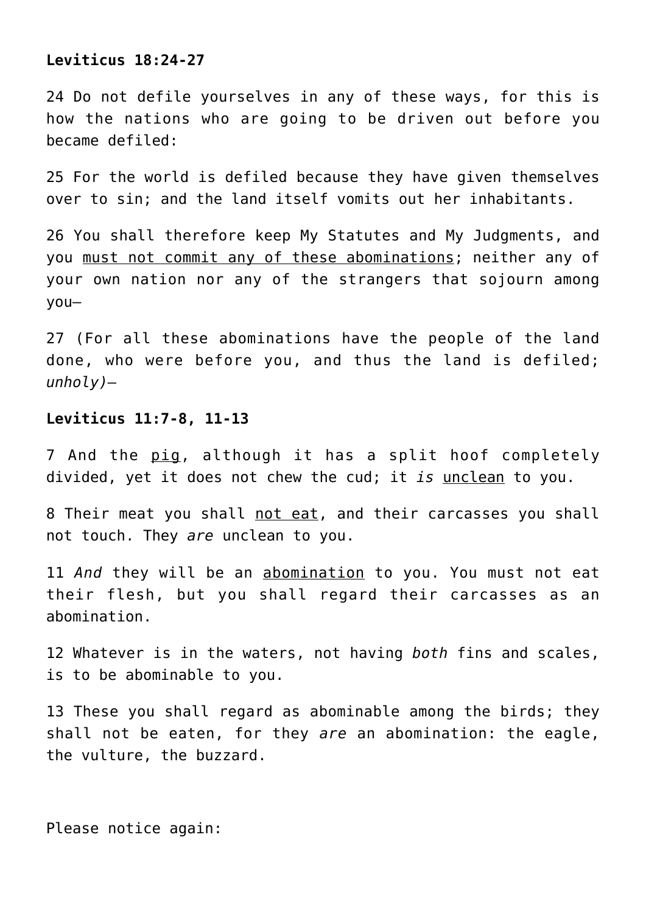**Leviticus 18:24-27**

24 Do not defile yourselves in any of these ways, for this is how the nations who are going to be driven out before you became defiled:

25 For the world is defiled because they have given themselves over to sin; and the land itself vomits out her inhabitants.

26 You shall therefore keep My Statutes and My Judgments, and you must not commit any of these abominations; neither any of your own nation nor any of the strangers that sojourn among you—

27 (For all these abominations have the people of the land done, who were before you, and thus the land is defiled; *unholy)*—

**Leviticus 11:7-8, 11-13**

7 And the pig, although it has a split hoof completely divided, yet it does not chew the cud; it *is* unclean to you.

8 Their meat you shall not eat, and their carcasses you shall not touch. They *are* unclean to you.

11 *And* they will be an abomination to you. You must not eat their flesh, but you shall regard their carcasses as an abomination.

12 Whatever is in the waters, not having *both* fins and scales, is to be abominable to you.

13 These you shall regard as abominable among the birds; they shall not be eaten, for they *are* an abomination: the eagle, the vulture, the buzzard.

Please notice again: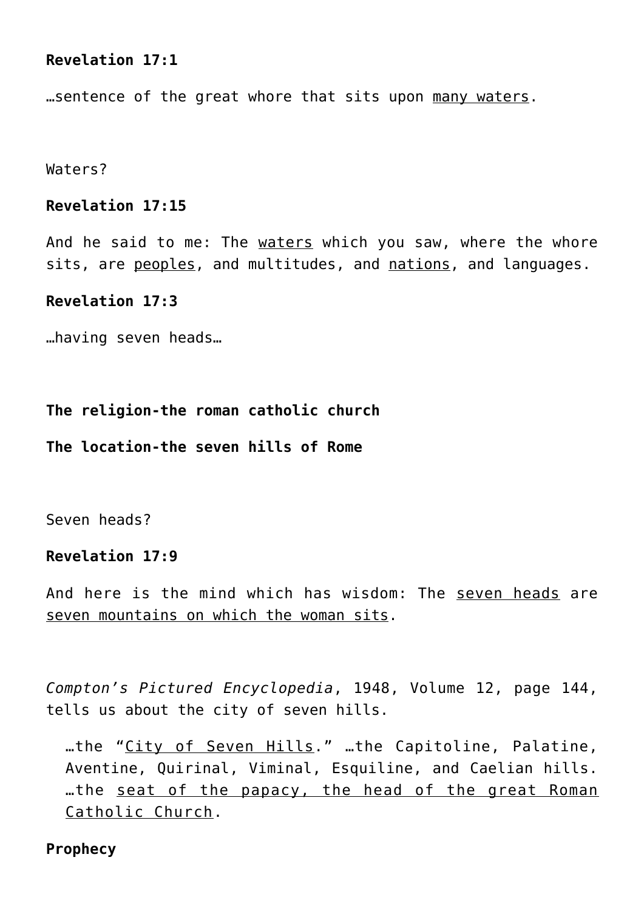**Revelation 17:1**

…sentence of the great whore that sits upon <u>many waters</u>.

Waters?

**Revelation 17:15**

And he said to me: The <u>waters</u> which you saw, where the whore sits, are <u>peoples</u>, and multitudes, and <u>nations</u>, and languages.

**Revelation 17:3**

…having seven heads…

**The religion-the roman catholic church**

**The location-the seven hills of Rome**

Seven heads?

**Revelation 17:9**

And here is the mind which has wisdom: The <u>seven heads</u> are <u>seven mountains on which the woman sits</u>.

*Compton's Pictured Encyclopedia*, 1948, Volume 12, page 144, tells us about the city of seven hills.

> …the "<u>City of Seven Hills</u>." …the Capitoline, Palatine, Aventine, Quirinal, Viminal, Esquiline, and Caelian hills. …the <u>seat of the papacy, the head of the great Roman Catholic Church</u>.

**Prophecy**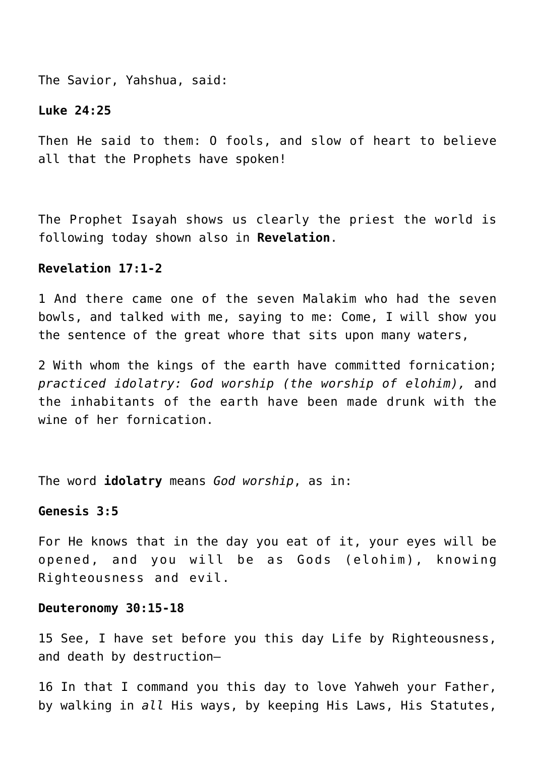The Savior, Yahshua, said:

**Luke 24:25**

Then He said to them: O fools, and slow of heart to believe all that the Prophets have spoken!

The Prophet Isayah shows us clearly the priest the world is following today shown also in **Revelation**.

**Revelation 17:1-2**

1 And there came one of the seven Malakim who had the seven bowls, and talked with me, saying to me: Come, I will show you the sentence of the great whore that sits upon many waters,

2 With whom the kings of the earth have committed fornication; *practiced idolatry: God worship (the worship of elohim),* and the inhabitants of the earth have been made drunk with the wine of her fornication.

The word **idolatry** means *God worship*, as in:

**Genesis 3:5**

For He knows that in the day you eat of it, your eyes will be opened, and you will be as Gods (elohim), knowing Righteousness and evil.

**Deuteronomy 30:15-18**

15 See, I have set before you this day Life by Righteousness, and death by destruction—

16 In that I command you this day to love Yahweh your Father, by walking in *all* His ways, by keeping His Laws, His Statutes,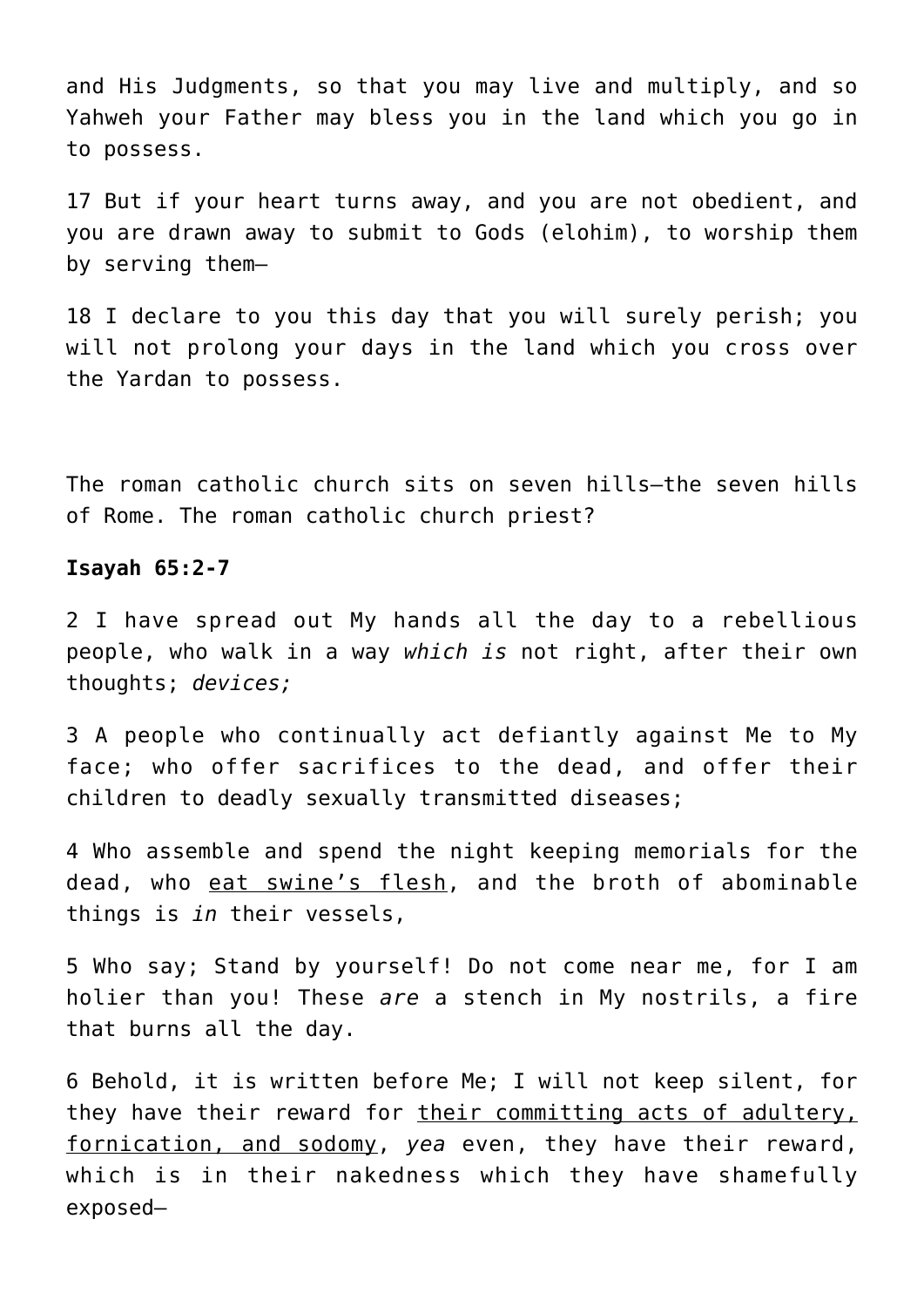and His Judgments, so that you may live and multiply, and so Yahweh your Father may bless you in the land which you go in to possess.

17 But if your heart turns away, and you are not obedient, and you are drawn away to submit to Gods (elohim), to worship them by serving them—

18 I declare to you this day that you will surely perish; you will not prolong your days in the land which you cross over the Yardan to possess.

The roman catholic church sits on seven hills—the seven hills of Rome. The roman catholic church priest?

**Isayah 65:2-7**

2 I have spread out My hands all the day to a rebellious people, who walk in a way *which is* not right, after their own thoughts; *devices;*

3 A people who continually act defiantly against Me to My face; who offer sacrifices to the dead, and offer their children to deadly sexually transmitted diseases;

4 Who assemble and spend the night keeping memorials for the dead, who <u>eat swine's flesh</u>, and the broth of abominable things is *in* their vessels,

5 Who say; Stand by yourself! Do not come near me, for I am holier than you! These *are* a stench in My nostrils, a fire that burns all the day.

6 Behold, it is written before Me; I will not keep silent, for they have their reward for <u>their committing acts of adultery, fornication, and sodomy</u>, *yea* even, they have their reward, which is in their nakedness which they have shamefully exposed—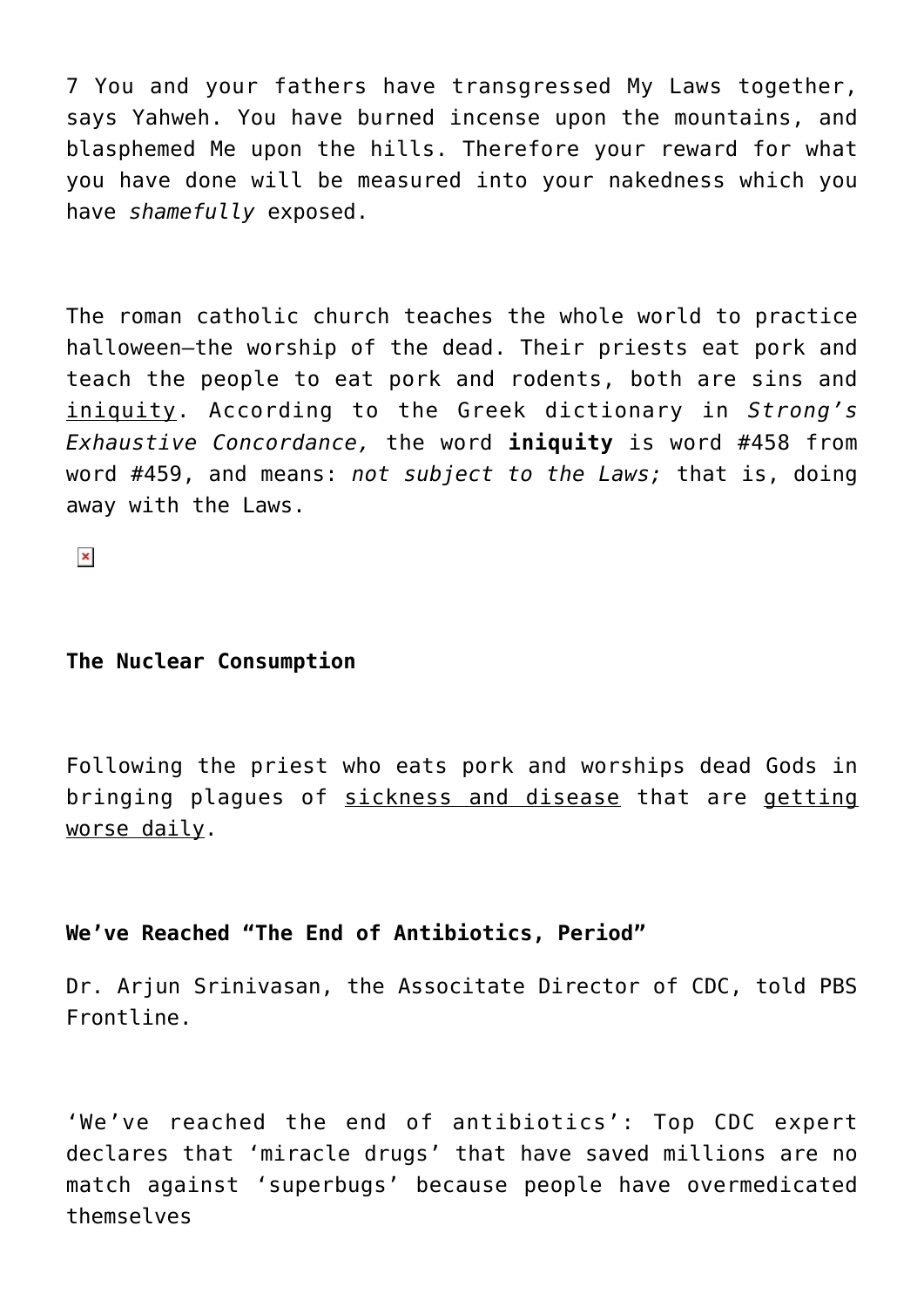7 You and your fathers have transgressed My Laws together, says Yahweh. You have burned incense upon the mountains, and blasphemed Me upon the hills. Therefore your reward for what you have done will be measured into your nakedness which you have *shamefully* exposed.

The roman catholic church teaches the whole world to practice halloween—the worship of the dead. Their priests eat pork and teach the people to eat pork and rodents, both are sins and iniquity. According to the Greek dictionary in *Strong's Exhaustive Concordance,* the word **iniquity** is word #458 from word #459, and means: *not subject to the Laws;* that is, doing away with the Laws.

**The Nuclear Consumption**

Following the priest who eats pork and worships dead Gods in bringing plagues of sickness and disease that are getting worse daily.

**We've Reached "The End of Antibiotics, Period"**

Dr. Arjun Srinivasan, the Associtate Director of CDC, told PBS Frontline.

'We've reached the end of antibiotics': Top CDC expert declares that 'miracle drugs' that have saved millions are no match against 'superbugs' because people have overmedicated themselves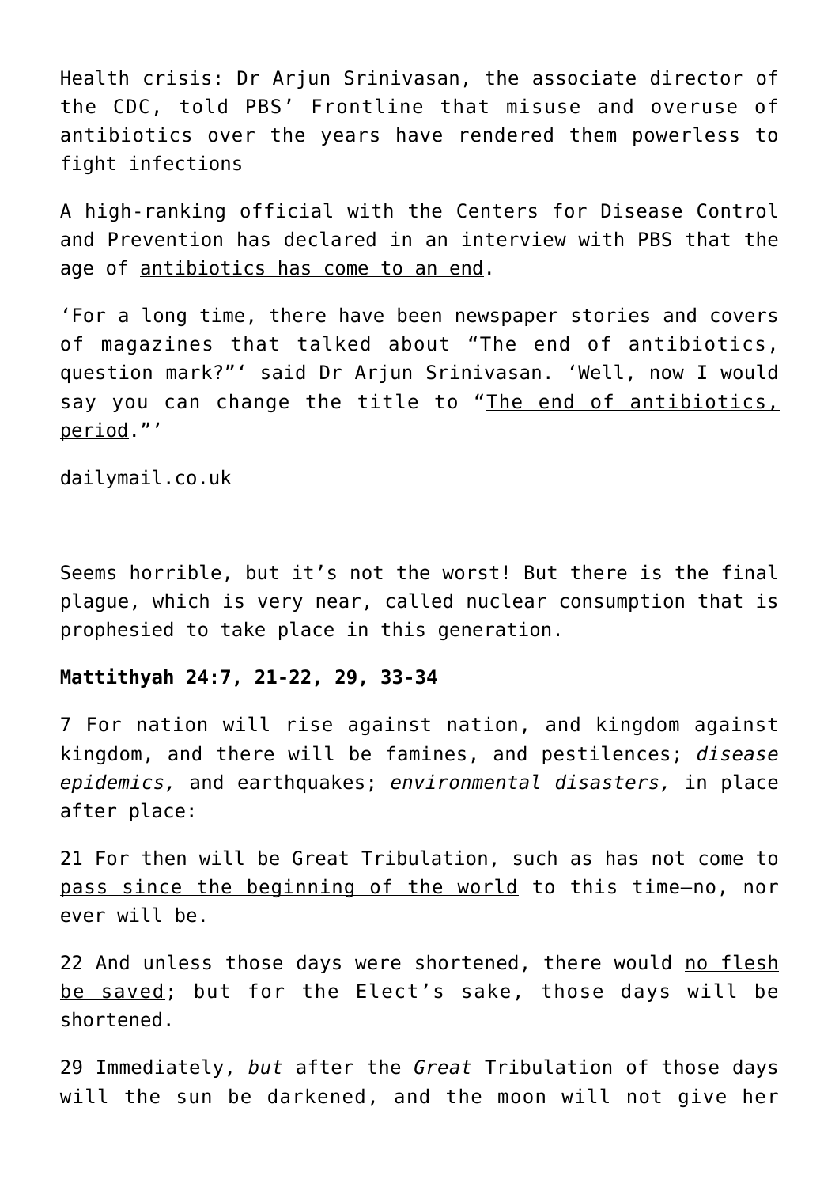Health crisis: Dr Arjun Srinivasan, the associate director of the CDC, told PBS' Frontline that misuse and overuse of antibiotics over the years have rendered them powerless to fight infections

A high-ranking official with the Centers for Disease Control and Prevention has declared in an interview with PBS that the age of antibiotics has come to an end.

'For a long time, there have been newspaper stories and covers of magazines that talked about "The end of antibiotics, question mark?"' said Dr Arjun Srinivasan. 'Well, now I would say you can change the title to "The end of antibiotics, period."'

dailymail.co.uk

Seems horrible, but it's not the worst! But there is the final plague, which is very near, called nuclear consumption that is prophesied to take place in this generation.

**Mattithyah 24:7, 21-22, 29, 33-34**

7 For nation will rise against nation, and kingdom against kingdom, and there will be famines, and pestilences; *disease epidemics,* and earthquakes; *environmental disasters,* in place after place:

21 For then will be Great Tribulation, such as has not come to pass since the beginning of the world to this time—no, nor ever will be.

22 And unless those days were shortened, there would no flesh be saved; but for the Elect's sake, those days will be shortened.

29 Immediately, *but* after the *Great* Tribulation of those days will the sun be darkened, and the moon will not give her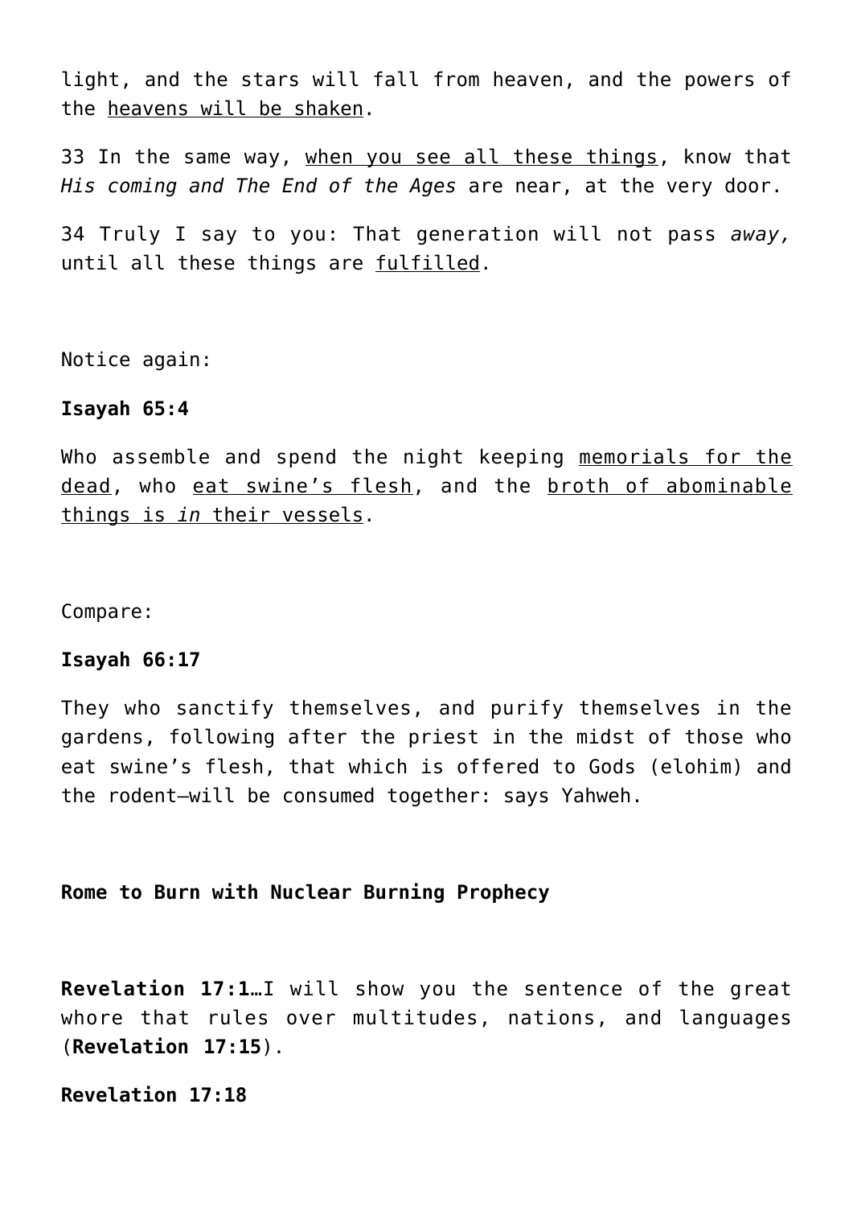light, and the stars will fall from heaven, and the powers of the heavens will be shaken.

33 In the same way, when you see all these things, know that *His coming and The End of the Ages* are near, at the very door.

34 Truly I say to you: That generation will not pass *away,* until all these things are fulfilled.

Notice again:

**Isayah 65:4**

Who assemble and spend the night keeping memorials for the dead, who eat swine's flesh, and the broth of abominable things is *in* their vessels.

Compare:

**Isayah 66:17**

They who sanctify themselves, and purify themselves in the gardens, following after the priest in the midst of those who eat swine's flesh, that which is offered to Gods (elohim) and the rodent—will be consumed together: says Yahweh.

**Rome to Burn with Nuclear Burning Prophecy**

**Revelation 17:1**…I will show you the sentence of the great whore that rules over multitudes, nations, and languages (**Revelation 17:15**).

**Revelation 17:18**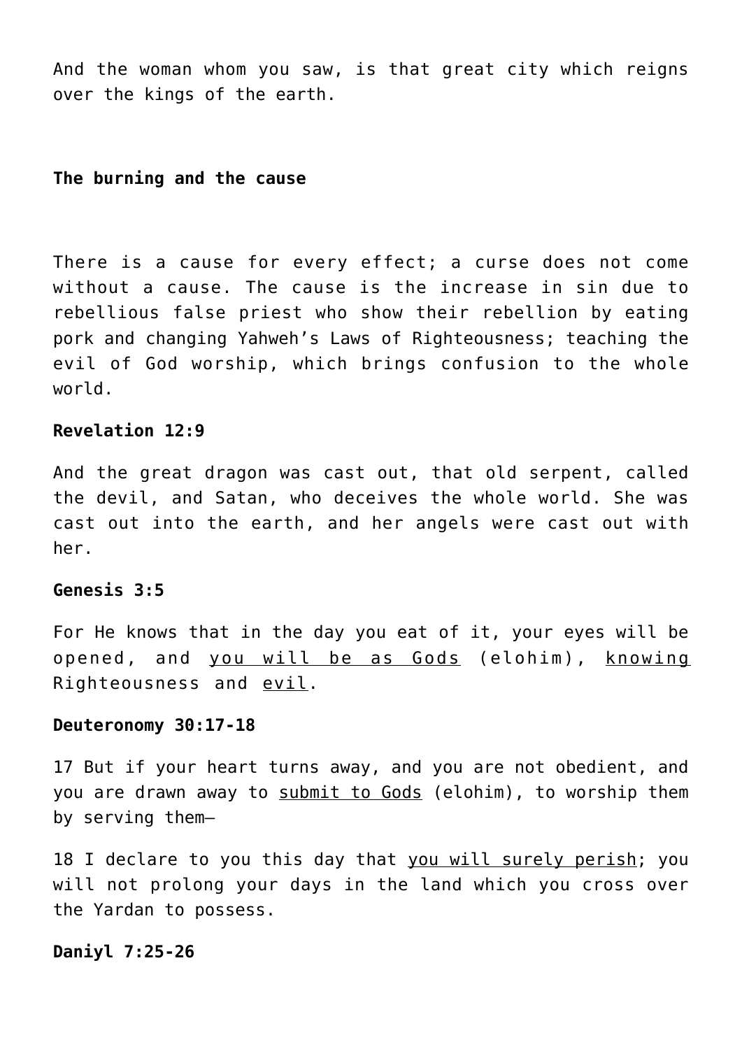And the woman whom you saw, is that great city which reigns over the kings of the earth.

**The burning and the cause**

There is a cause for every effect; a curse does not come without a cause. The cause is the increase in sin due to rebellious false priest who show their rebellion by eating pork and changing Yahweh's Laws of Righteousness; teaching the evil of God worship, which brings confusion to the whole world.

**Revelation 12:9**

And the great dragon was cast out, that old serpent, called the devil, and Satan, who deceives the whole world. She was cast out into the earth, and her angels were cast out with her.

**Genesis 3:5**

For He knows that in the day you eat of it, your eyes will be opened, and <u>you will be as Gods</u> (elohim), <u>knowing</u> Righteousness and <u>evil</u>.

**Deuteronomy 30:17-18**

17 But if your heart turns away, and you are not obedient, and you are drawn away to <u>submit to Gods</u> (elohim), to worship them by serving them—

18 I declare to you this day that <u>you will surely perish</u>; you will not prolong your days in the land which you cross over the Yardan to possess.

**Daniyl 7:25-26**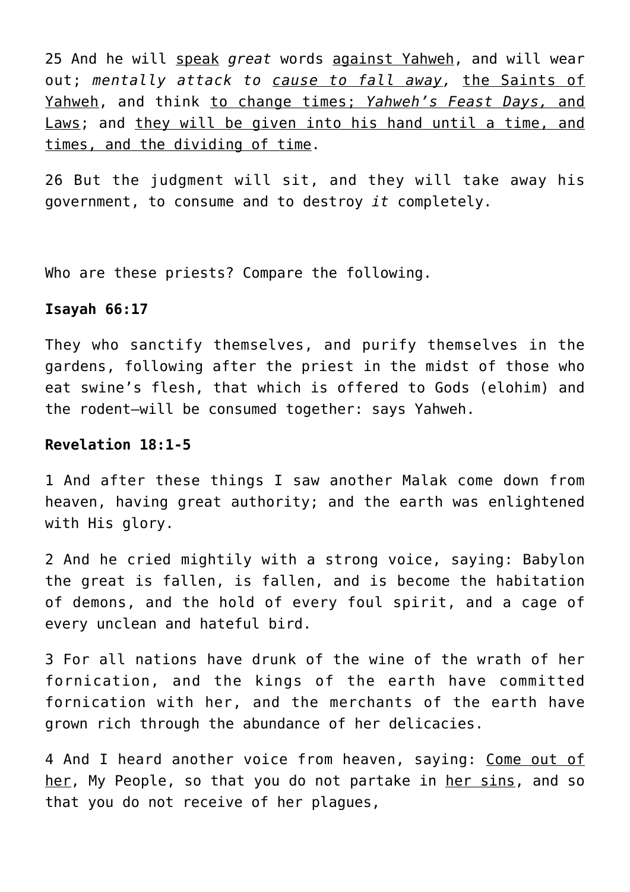25 And he will <u>speak</u> *great* words <u>against Yahweh</u>, and will wear out; *mentally attack to <u>cause to fall away</u>,* <u>the Saints of Yahweh</u>, and think <u>to change times; *Yahweh's Feast Days,* and Laws</u>; and <u>they will be given into his hand until a time, and times, and the dividing of time</u>.

26 But the judgment will sit, and they will take away his government, to consume and to destroy *it* completely.

Who are these priests? Compare the following.

**Isayah 66:17**

They who sanctify themselves, and purify themselves in the gardens, following after the priest in the midst of those who eat swine's flesh, that which is offered to Gods (elohim) and the rodent—will be consumed together: says Yahweh.

**Revelation 18:1-5**

1 And after these things I saw another Malak come down from heaven, having great authority; and the earth was enlightened with His glory.

2 And he cried mightily with a strong voice, saying: Babylon the great is fallen, is fallen, and is become the habitation of demons, and the hold of every foul spirit, and a cage of every unclean and hateful bird.

3 For all nations have drunk of the wine of the wrath of her fornication, and the kings of the earth have committed fornication with her, and the merchants of the earth have grown rich through the abundance of her delicacies.

4 And I heard another voice from heaven, saying: <u>Come out of her</u>, My People, so that you do not partake in <u>her sins</u>, and so that you do not receive of her plagues,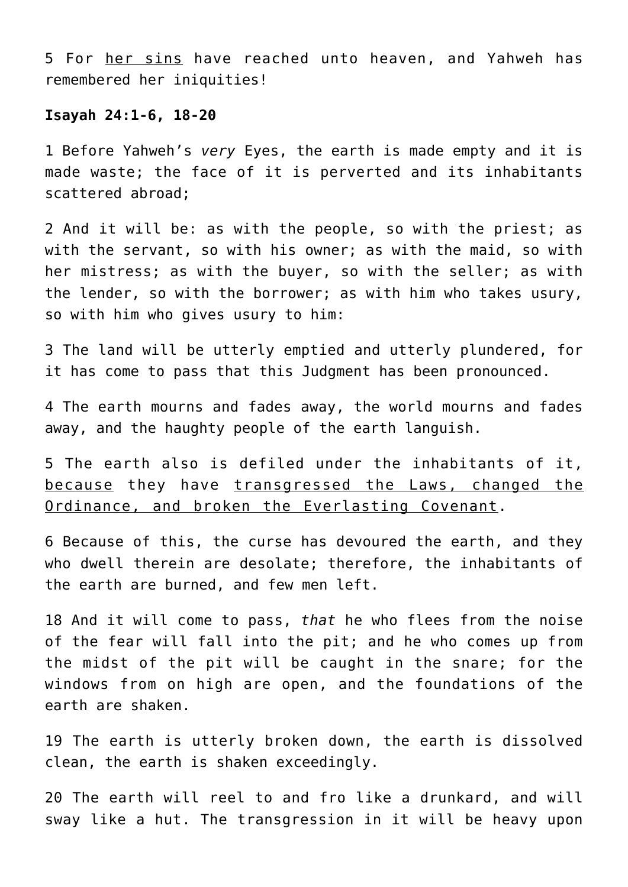5 For <u>her sins</u> have reached unto heaven, and Yahweh has remembered her iniquities!

**Isayah 24:1-6, 18-20**

1 Before Yahweh's *very* Eyes, the earth is made empty and it is made waste; the face of it is perverted and its inhabitants scattered abroad;

2 And it will be: as with the people, so with the priest; as with the servant, so with his owner; as with the maid, so with her mistress; as with the buyer, so with the seller; as with the lender, so with the borrower; as with him who takes usury, so with him who gives usury to him:

3 The land will be utterly emptied and utterly plundered, for it has come to pass that this Judgment has been pronounced.

4 The earth mourns and fades away, the world mourns and fades away, and the haughty people of the earth languish.

5 The earth also is defiled under the inhabitants of it, <u>because</u> they have <u>transgressed the Laws, changed the Ordinance, and broken the Everlasting Covenant</u>.

6 Because of this, the curse has devoured the earth, and they who dwell therein are desolate; therefore, the inhabitants of the earth are burned, and few men left.

18 And it will come to pass, *that* he who flees from the noise of the fear will fall into the pit; and he who comes up from the midst of the pit will be caught in the snare; for the windows from on high are open, and the foundations of the earth are shaken.

19 The earth is utterly broken down, the earth is dissolved clean, the earth is shaken exceedingly.

20 The earth will reel to and fro like a drunkard, and will sway like a hut. The transgression in it will be heavy upon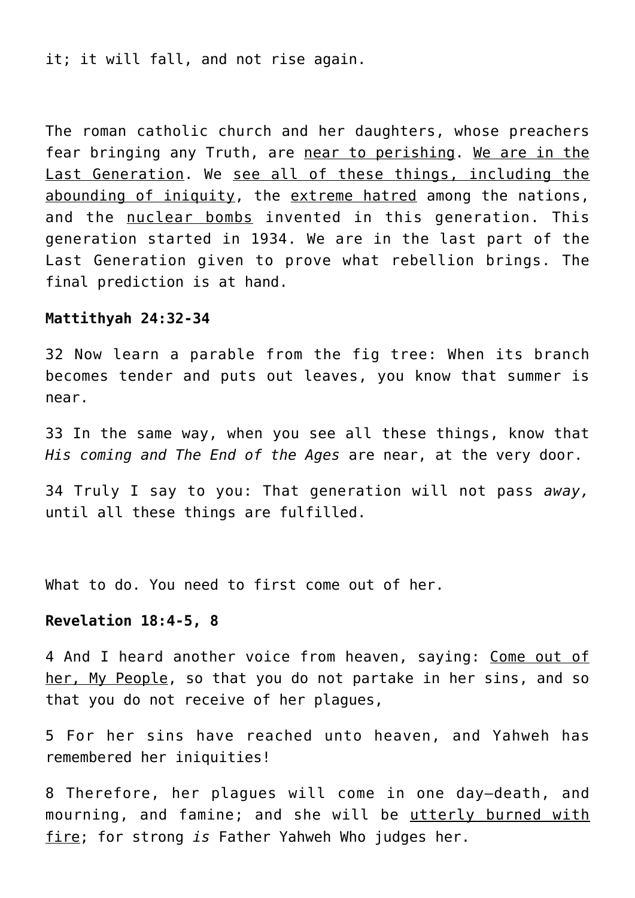it; it will fall, and not rise again.

The roman catholic church and her daughters, whose preachers fear bringing any Truth, are <u>near to perishing</u>. <u>We are in the Last Generation</u>. We <u>see all of these things, including the abounding of iniquity</u>, the <u>extreme hatred</u> among the nations, and the <u>nuclear bombs</u> invented in this generation. This generation started in 1934. We are in the last part of the Last Generation given to prove what rebellion brings. The final prediction is at hand.

**Mattithyah 24:32-34**

32 Now learn a parable from the fig tree: When its branch becomes tender and puts out leaves, you know that summer is near.

33 In the same way, when you see all these things, know that *His coming and The End of the Ages* are near, at the very door.

34 Truly I say to you: That generation will not pass *away,* until all these things are fulfilled.

What to do. You need to first come out of her.

**Revelation 18:4-5, 8**

4 And I heard another voice from heaven, saying: <u>Come out of her, My People</u>, so that you do not partake in her sins, and so that you do not receive of her plagues,

5 For her sins have reached unto heaven, and Yahweh has remembered her iniquities!

8 Therefore, her plagues will come in one day—death, and mourning, and famine; and she will be <u>utterly burned with fire</u>; for strong *is* Father Yahweh Who judges her.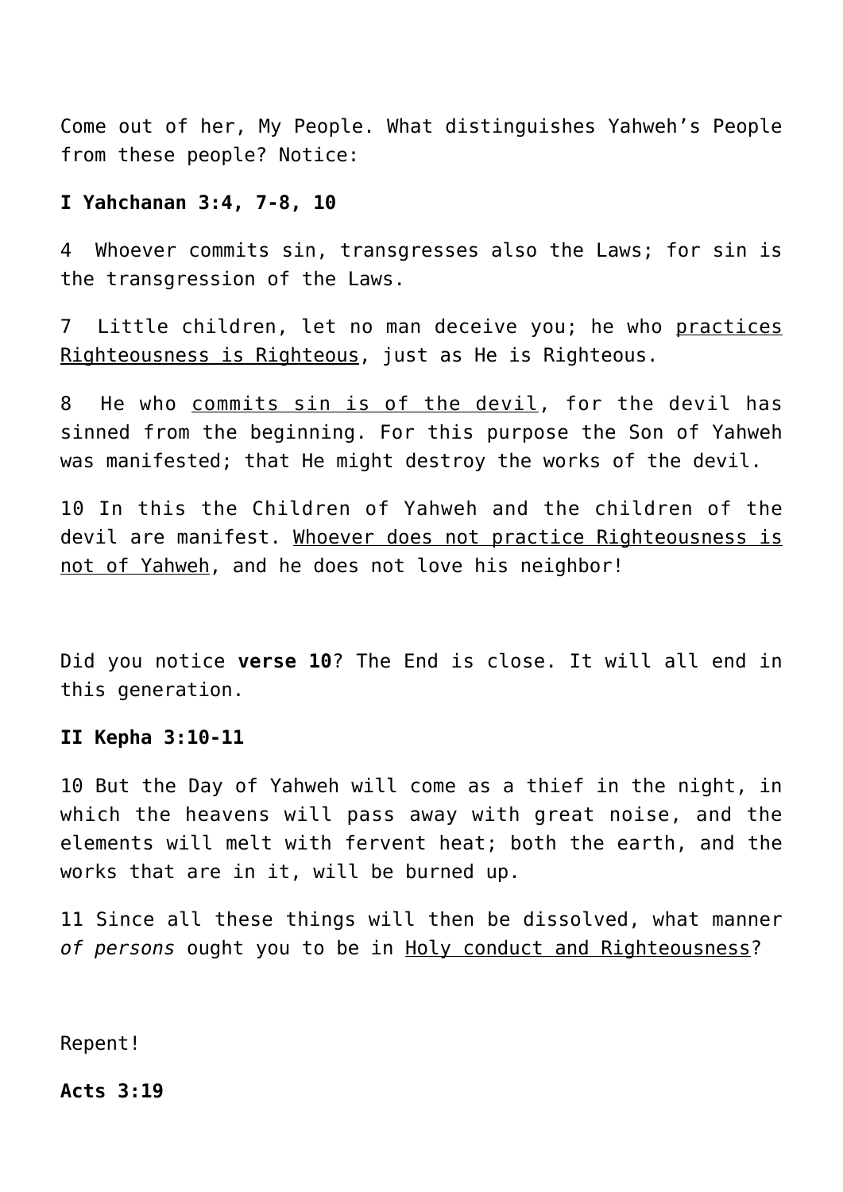Come out of her, My People. What distinguishes Yahweh's People from these people? Notice:

**I Yahchanan 3:4, 7-8, 10**

4 Whoever commits sin, transgresses also the Laws; for sin is the transgression of the Laws.

7 Little children, let no man deceive you; he who <u>practices Righteousness is Righteous</u>, just as He is Righteous.

8 He who <u>commits sin is of the devil</u>, for the devil has sinned from the beginning. For this purpose the Son of Yahweh was manifested; that He might destroy the works of the devil.

10 In this the Children of Yahweh and the children of the devil are manifest. <u>Whoever does not practice Righteousness is not of Yahweh</u>, and he does not love his neighbor!

Did you notice **verse 10**? The End is close. It will all end in this generation.

**II Kepha 3:10-11**

10 But the Day of Yahweh will come as a thief in the night, in which the heavens will pass away with great noise, and the elements will melt with fervent heat; both the earth, and the works that are in it, will be burned up.

11 Since all these things will then be dissolved, what manner *of persons* ought you to be in <u>Holy conduct and Righteousness</u>?

Repent!

**Acts 3:19**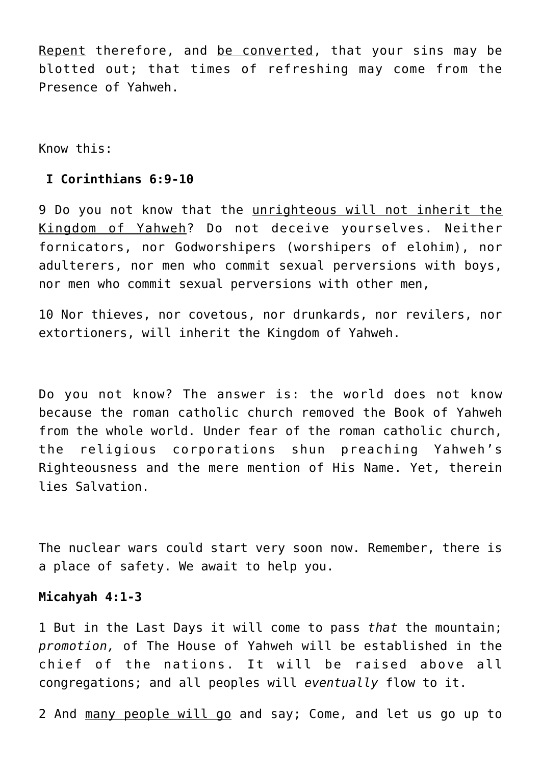<u>Repent</u> therefore, and <u>be converted</u>, that your sins may be blotted out; that times of refreshing may come from the Presence of Yahweh.

Know this:

**I Corinthians 6:9-10**

9 Do you not know that the <u>unrighteous will not inherit the Kingdom of Yahweh</u>? Do not deceive yourselves. Neither fornicators, nor Godworshipers (worshipers of elohim), nor adulterers, nor men who commit sexual perversions with boys, nor men who commit sexual perversions with other men,

10 Nor thieves, nor covetous, nor drunkards, nor revilers, nor extortioners, will inherit the Kingdom of Yahweh.

Do you not know? The answer is: the world does not know because the roman catholic church removed the Book of Yahweh from the whole world. Under fear of the roman catholic church, the religious corporations shun preaching Yahweh's Righteousness and the mere mention of His Name. Yet, therein lies Salvation.

The nuclear wars could start very soon now. Remember, there is a place of safety. We await to help you.

**Micahyah 4:1-3**

1 But in the Last Days it will come to pass *that* the mountain; *promotion,* of The House of Yahweh will be established in the chief of the nations. It will be raised above all congregations; and all peoples will *eventually* flow to it.

2 And <u>many people will go</u> and say; Come, and let us go up to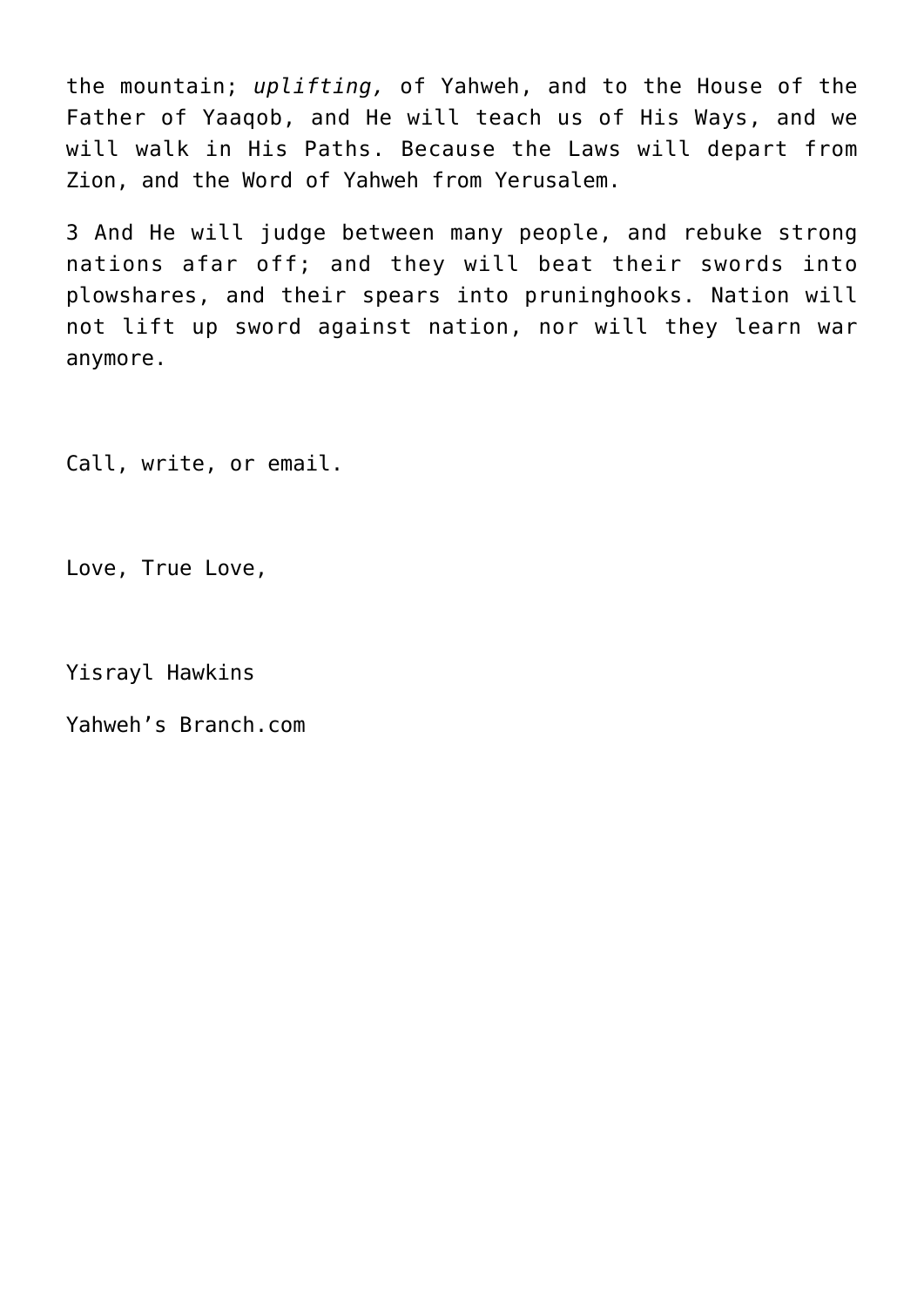the mountain; *uplifting,* of Yahweh, and to the House of the Father of Yaaqob, and He will teach us of His Ways, and we will walk in His Paths. Because the Laws will depart from Zion, and the Word of Yahweh from Yerusalem.

3 And He will judge between many people, and rebuke strong nations afar off; and they will beat their swords into plowshares, and their spears into pruninghooks. Nation will not lift up sword against nation, nor will they learn war anymore.

Call, write, or email.

Love, True Love,

Yisrayl Hawkins

Yahweh's Branch.com